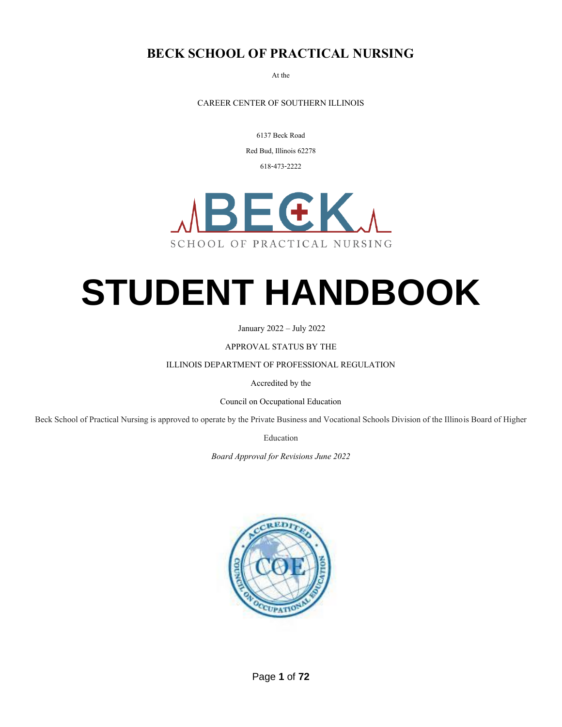# BECK SCHOOL OF PRACTICAL NURSING

At the

CAREER CENTER OF SOUTHERN ILLINOIS

6137 Beck Road

Red Bud, Illinois 62278

618-473-2222

# STUDENT HANDBOOK

January 2022 – July 2022

APPROVAL STATUS BY THE

ILLINOIS DEPARTMENT OF PROFESSIONAL REGULATION

Accredited by the

Council on Occupational Education

Beck School of Practical Nursing is approved to operate by the Private Business and Vocational Schools Division of the Illinois Board of Higher Education

*Board Approval for Revisions June 2022*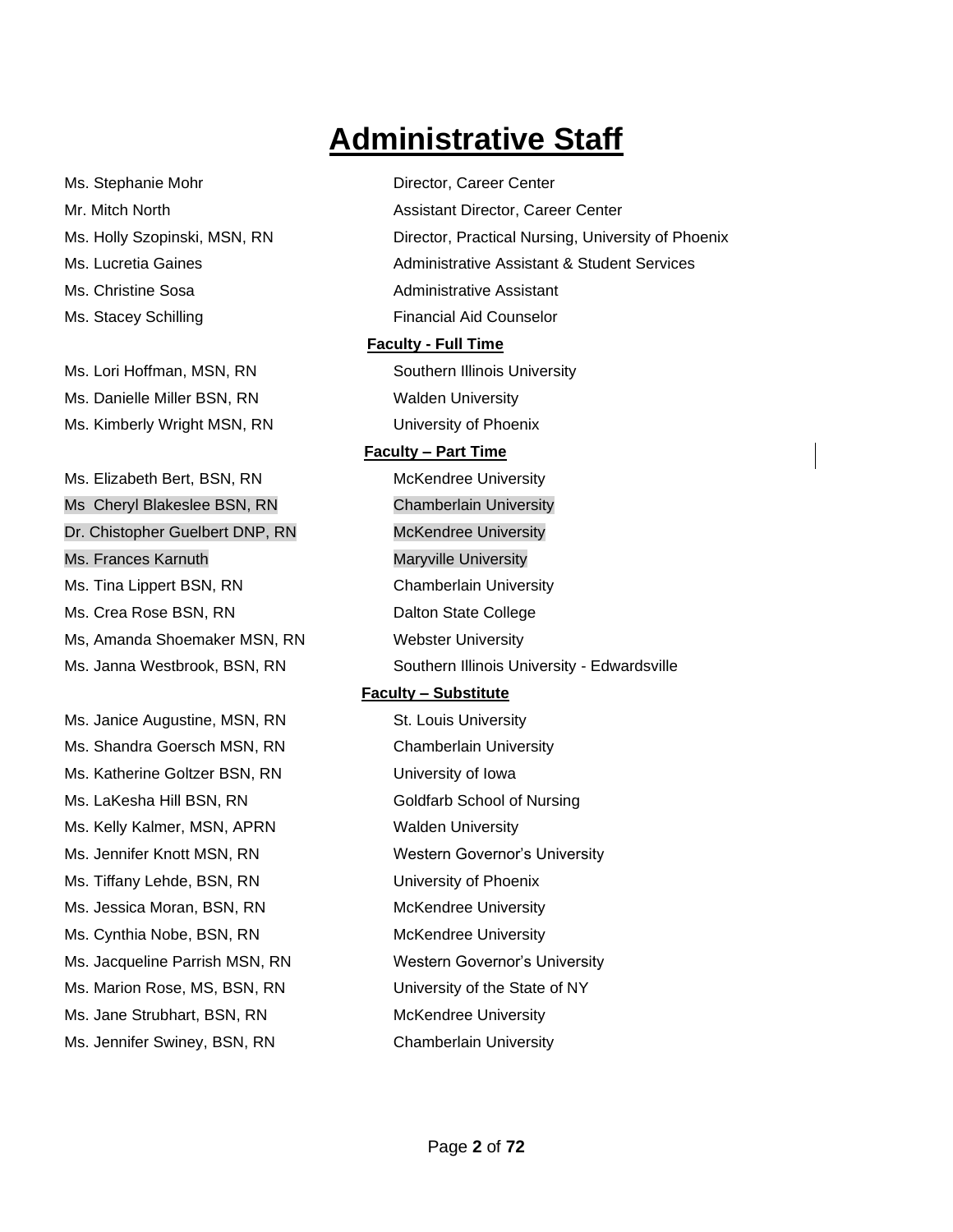# Administrative Staff

| | |
|---|---|
| Ms. Stephanie Mohr | Director, Career Center |
| Mr. Mitch North | Assistant Director, Career Center |
| Ms. Holly Szopinski, MSN, RN | Director, Practical Nursing, University of Phoenix |
| Ms. Lucretia Gaines | Administrative Assistant & Student Services |
| Ms. Christine Sosa | Administrative Assistant |
| Ms. Stacey Schilling | Financial Aid Counselor |

**Faculty - Full Time**

| | |
|---|---|
| Ms. Lori Hoffman, MSN, RN | Southern Illinois University |
| Ms. Danielle Miller BSN, RN | Walden University |
| Ms. Kimberly Wright MSN, RN | University of Phoenix |

**Faculty – Part Time**

| | |
|---|---|
| Ms. Elizabeth Bert, BSN, RN | McKendree University |
| Ms  Cheryl Blakeslee BSN, RN | Chamberlain University |
| Dr. Chistopher Guelbert DNP, RN | McKendree University |
| Ms. Frances Karnuth | Maryville University |
| Ms. Tina Lippert BSN, RN | Chamberlain University |
| Ms. Crea Rose BSN, RN | Dalton State College |
| Ms, Amanda Shoemaker MSN, RN | Webster University |
| Ms. Janna Westbrook, BSN, RN | Southern Illinois University - Edwardsville |

**Faculty – Substitute**

| | |
|---|---|
| Ms. Janice Augustine, MSN, RN | St. Louis University |
| Ms. Shandra Goersch MSN, RN | Chamberlain University |
| Ms. Katherine Goltzer BSN, RN | University of Iowa |
| Ms. LaKesha Hill BSN, RN | Goldfarb School of Nursing |
| Ms. Kelly Kalmer, MSN, APRN | Walden University |
| Ms. Jennifer Knott MSN, RN | Western Governor's University |
| Ms. Tiffany Lehde, BSN, RN | University of Phoenix |
| Ms. Jessica Moran, BSN, RN | McKendree University |
| Ms. Cynthia Nobe, BSN, RN | McKendree University |
| Ms. Jacqueline Parrish MSN, RN | Western Governor's University |
| Ms. Marion Rose, MS, BSN, RN | University of the State of NY |
| Ms. Jane Strubhart, BSN, RN | McKendree University |
| Ms. Jennifer Swiney, BSN, RN | Chamberlain University |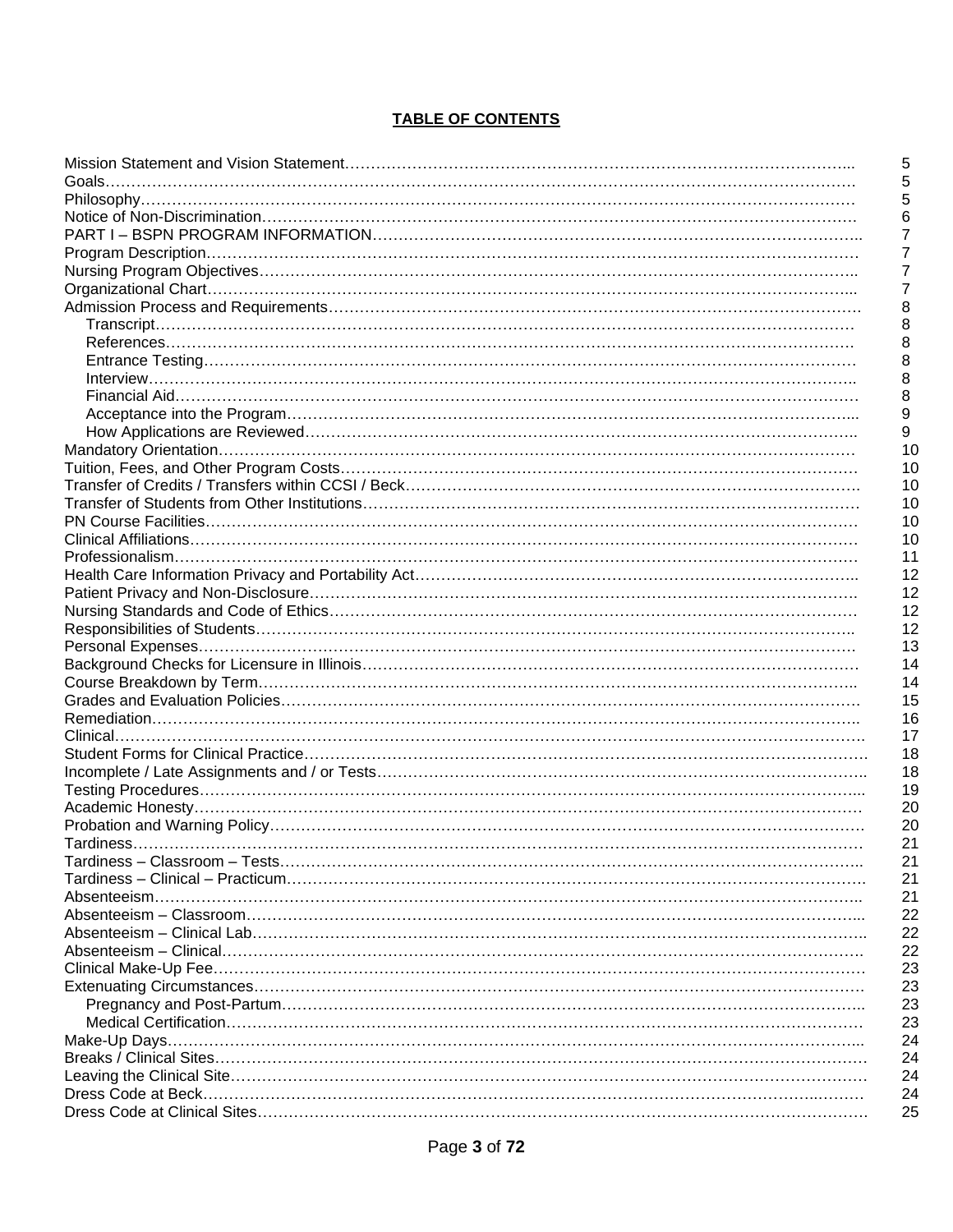# TABLE OF CONTENTS

| | |
|---|---|
| Mission Statement and Vision Statement | 5 |
| Goals | 5 |
| Philosophy | 5 |
| Notice of Non-Discrimination | 6 |
| PART I – BSPN PROGRAM INFORMATION | 7 |
| Program Description | 7 |
| Nursing Program Objectives | 7 |
| Organizational Chart | 7 |
| Admission Process and Requirements | 8 |
| &nbsp;&nbsp;&nbsp;&nbsp;Transcript | 8 |
| &nbsp;&nbsp;&nbsp;&nbsp;References | 8 |
| &nbsp;&nbsp;&nbsp;&nbsp;Entrance Testing | 8 |
| &nbsp;&nbsp;&nbsp;&nbsp;Interview | 8 |
| &nbsp;&nbsp;&nbsp;&nbsp;Financial Aid | 8 |
| &nbsp;&nbsp;&nbsp;&nbsp;Acceptance into the Program | 9 |
| &nbsp;&nbsp;&nbsp;&nbsp;How Applications are Reviewed | 9 |
| Mandatory Orientation | 10 |
| Tuition, Fees, and Other Program Costs | 10 |
| Transfer of Credits / Transfers within CCSI / Beck | 10 |
| Transfer of Students from Other Institutions | 10 |
| PN Course Facilities | 10 |
| Clinical Affiliations | 10 |
| Professionalism | 11 |
| Health Care Information Privacy and Portability Act | 12 |
| Patient Privacy and Non-Disclosure | 12 |
| Nursing Standards and Code of Ethics | 12 |
| Responsibilities of Students | 12 |
| Personal Expenses | 13 |
| Background Checks for Licensure in Illinois | 14 |
| Course Breakdown by Term | 14 |
| Grades and Evaluation Policies | 15 |
| Remediation | 16 |
| Clinical | 17 |
| Student Forms for Clinical Practice | 18 |
| Incomplete / Late Assignments and / or Tests | 18 |
| Testing Procedures | 19 |
| Academic Honesty | 20 |
| Probation and Warning Policy | 20 |
| Tardiness | 21 |
| Tardiness – Classroom – Tests | 21 |
| Tardiness – Clinical – Practicum | 21 |
| Absenteeism | 21 |
| Absenteeism – Classroom | 22 |
| Absenteeism – Clinical Lab | 22 |
| Absenteeism – Clinical | 22 |
| Clinical Make-Up Fee | 23 |
| Extenuating Circumstances | 23 |
| &nbsp;&nbsp;&nbsp;&nbsp;Pregnancy and Post-Partum | 23 |
| &nbsp;&nbsp;&nbsp;&nbsp;Medical Certification | 23 |
| Make-Up Days | 24 |
| Breaks / Clinical Sites | 24 |
| Leaving the Clinical Site | 24 |
| Dress Code at Beck | 24 |
| Dress Code at Clinical Sites | 25 |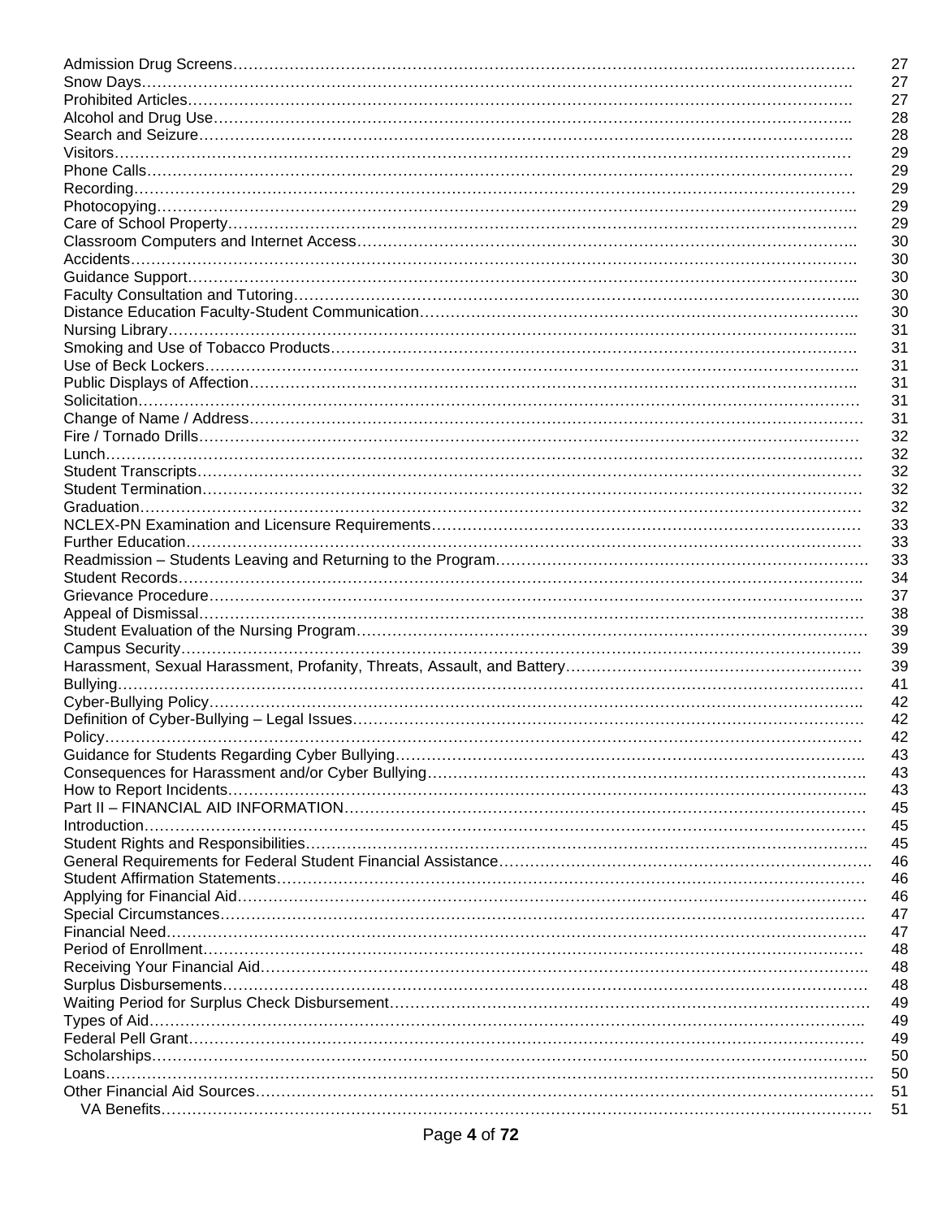| | |
|---|---|
| Admission Drug Screens | 27 |
| Snow Days | 27 |
| Prohibited Articles | 27 |
| Alcohol and Drug Use | 28 |
| Search and Seizure | 28 |
| Visitors | 29 |
| Phone Calls | 29 |
| Recording | 29 |
| Photocopying | 29 |
| Care of School Property | 29 |
| Classroom Computers and Internet Access | 30 |
| Accidents | 30 |
| Guidance Support | 30 |
| Faculty Consultation and Tutoring | 30 |
| Distance Education Faculty-Student Communication | 30 |
| Nursing Library | 31 |
| Smoking and Use of Tobacco Products | 31 |
| Use of Beck Lockers | 31 |
| Public Displays of Affection | 31 |
| Solicitation | 31 |
| Change of Name / Address | 31 |
| Fire / Tornado Drills | 32 |
| Lunch | 32 |
| Student Transcripts | 32 |
| Student Termination | 32 |
| Graduation | 32 |
| NCLEX-PN Examination and Licensure Requirements | 33 |
| Further Education | 33 |
| Readmission – Students Leaving and Returning to the Program | 33 |
| Student Records | 34 |
| Grievance Procedure | 37 |
| Appeal of Dismissal | 38 |
| Student Evaluation of the Nursing Program | 39 |
| Campus Security | 39 |
| Harassment, Sexual Harassment, Profanity, Threats, Assault, and Battery | 39 |
| Bullying | 41 |
| Cyber-Bullying Policy | 42 |
| Definition of Cyber-Bullying – Legal Issues | 42 |
| Policy | 42 |
| Guidance for Students Regarding Cyber Bullying | 43 |
| Consequences for Harassment and/or Cyber Bullying | 43 |
| How to Report Incidents | 43 |
| Part II – FINANCIAL AID INFORMATION | 45 |
| Introduction | 45 |
| Student Rights and Responsibilities | 45 |
| General Requirements for Federal Student Financial Assistance | 46 |
| Student Affirmation Statements | 46 |
| Applying for Financial Aid | 46 |
| Special Circumstances | 47 |
| Financial Need | 47 |
| Period of Enrollment | 48 |
| Receiving Your Financial Aid | 48 |
| Surplus Disbursements | 48 |
| Waiting Period for Surplus Check Disbursement | 49 |
| Types of Aid | 49 |
| Federal Pell Grant | 49 |
| Scholarships | 50 |
| Loans | 50 |
| Other Financial Aid Sources | 51 |
| VA Benefits | 51 |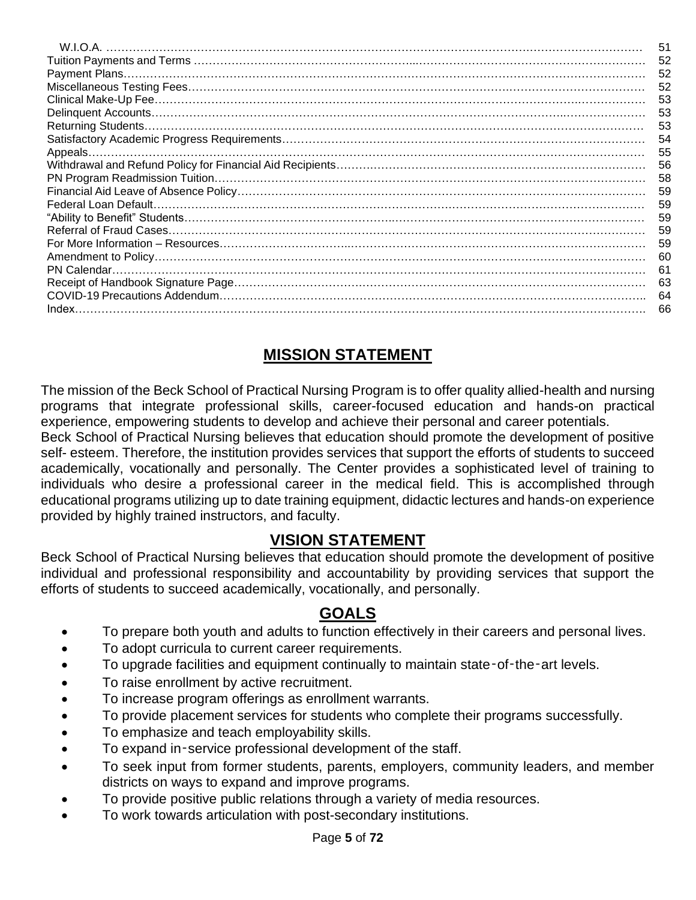| | |
|---|---|
| W.I.O.A. | 51 |
| Tuition Payments and Terms | 52 |
| Payment Plans | 52 |
| Miscellaneous Testing Fees | 52 |
| Clinical Make-Up Fee | 53 |
| Delinquent Accounts | 53 |
| Returning Students | 53 |
| Satisfactory Academic Progress Requirements | 54 |
| Appeals | 55 |
| Withdrawal and Refund Policy for Financial Aid Recipients | 56 |
| PN Program Readmission Tuition | 58 |
| Financial Aid Leave of Absence Policy | 59 |
| Federal Loan Default | 59 |
| "Ability to Benefit" Students | 59 |
| Referral of Fraud Cases | 59 |
| For More Information – Resources | 59 |
| Amendment to Policy | 60 |
| PN Calendar | 61 |
| Receipt of Handbook Signature Page | 63 |
| COVID-19 Precautions Addendum | 64 |
| Index | 66 |

## MISSION STATEMENT

The mission of the Beck School of Practical Nursing Program is to offer quality allied-health and nursing programs that integrate professional skills, career-focused education and hands-on practical experience, empowering students to develop and achieve their personal and career potentials.

Beck School of Practical Nursing believes that education should promote the development of positive self- esteem. Therefore, the institution provides services that support the efforts of students to succeed academically, vocationally and personally. The Center provides a sophisticated level of training to individuals who desire a professional career in the medical field. This is accomplished through educational programs utilizing up to date training equipment, didactic lectures and hands-on experience provided by highly trained instructors, and faculty.

## VISION STATEMENT

Beck School of Practical Nursing believes that education should promote the development of positive individual and professional responsibility and accountability by providing services that support the efforts of students to succeed academically, vocationally, and personally.

## GOALS

- To prepare both youth and adults to function effectively in their careers and personal lives.
- To adopt curricula to current career requirements.
- To upgrade facilities and equipment continually to maintain state-of-the-art levels.
- To raise enrollment by active recruitment.
- To increase program offerings as enrollment warrants.
- To provide placement services for students who complete their programs successfully.
- To emphasize and teach employability skills.
- To expand in-service professional development of the staff.
- To seek input from former students, parents, employers, community leaders, and member districts on ways to expand and improve programs.
- To provide positive public relations through a variety of media resources.
- To work towards articulation with post-secondary institutions.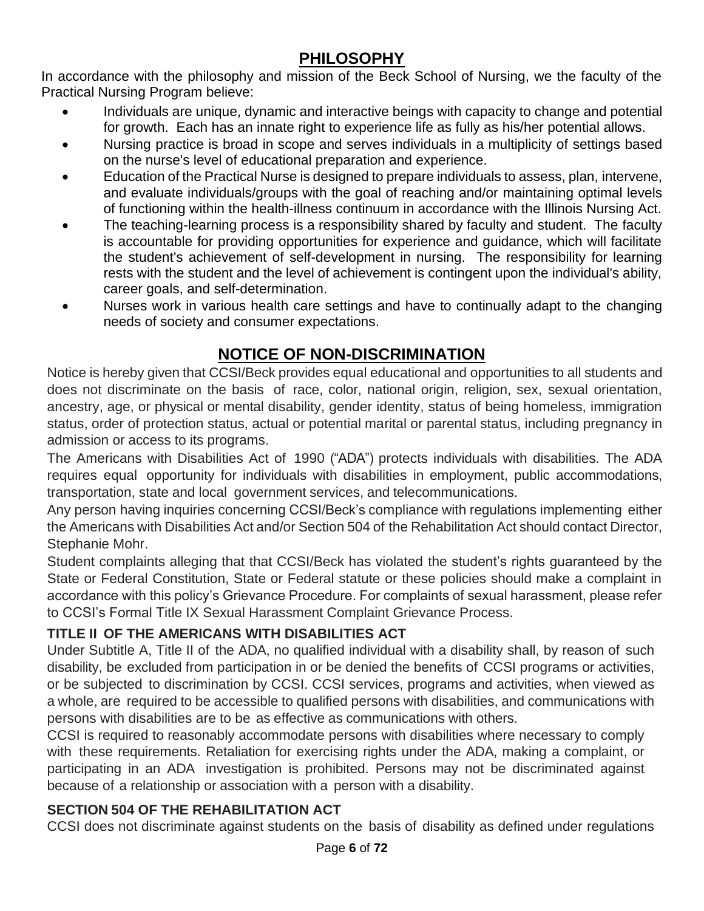## PHILOSOPHY

In accordance with the philosophy and mission of the Beck School of Nursing, we the faculty of the Practical Nursing Program believe:

- Individuals are unique, dynamic and interactive beings with capacity to change and potential for growth. Each has an innate right to experience life as fully as his/her potential allows.
- Nursing practice is broad in scope and serves individuals in a multiplicity of settings based on the nurse's level of educational preparation and experience.
- Education of the Practical Nurse is designed to prepare individuals to assess, plan, intervene, and evaluate individuals/groups with the goal of reaching and/or maintaining optimal levels of functioning within the health-illness continuum in accordance with the Illinois Nursing Act.
- The teaching-learning process is a responsibility shared by faculty and student. The faculty is accountable for providing opportunities for experience and guidance, which will facilitate the student's achievement of self-development in nursing. The responsibility for learning rests with the student and the level of achievement is contingent upon the individual's ability, career goals, and self-determination.
- Nurses work in various health care settings and have to continually adapt to the changing needs of society and consumer expectations.

## NOTICE OF NON-DISCRIMINATION

Notice is hereby given that CCSI/Beck provides equal educational and opportunities to all students and does not discriminate on the basis of race, color, national origin, religion, sex, sexual orientation, ancestry, age, or physical or mental disability, gender identity, status of being homeless, immigration status, order of protection status, actual or potential marital or parental status, including pregnancy in admission or access to its programs.

The Americans with Disabilities Act of 1990 ("ADA") protects individuals with disabilities. The ADA requires equal opportunity for individuals with disabilities in employment, public accommodations, transportation, state and local government services, and telecommunications.

Any person having inquiries concerning CCSI/Beck's compliance with regulations implementing either the Americans with Disabilities Act and/or Section 504 of the Rehabilitation Act should contact Director, Stephanie Mohr.

Student complaints alleging that that CCSI/Beck has violated the student's rights guaranteed by the State or Federal Constitution, State or Federal statute or these policies should make a complaint in accordance with this policy's Grievance Procedure. For complaints of sexual harassment, please refer to CCSI's Formal Title IX Sexual Harassment Complaint Grievance Process.

### TITLE II OF THE AMERICANS WITH DISABILITIES ACT

Under Subtitle A, Title II of the ADA, no qualified individual with a disability shall, by reason of such disability, be excluded from participation in or be denied the benefits of CCSI programs or activities, or be subjected to discrimination by CCSI. CCSI services, programs and activities, when viewed as a whole, are required to be accessible to qualified persons with disabilities, and communications with persons with disabilities are to be as effective as communications with others.

CCSI is required to reasonably accommodate persons with disabilities where necessary to comply with these requirements. Retaliation for exercising rights under the ADA, making a complaint, or participating in an ADA investigation is prohibited. Persons may not be discriminated against because of a relationship or association with a person with a disability.

### SECTION 504 OF THE REHABILITATION ACT

CCSI does not discriminate against students on the basis of disability as defined under regulations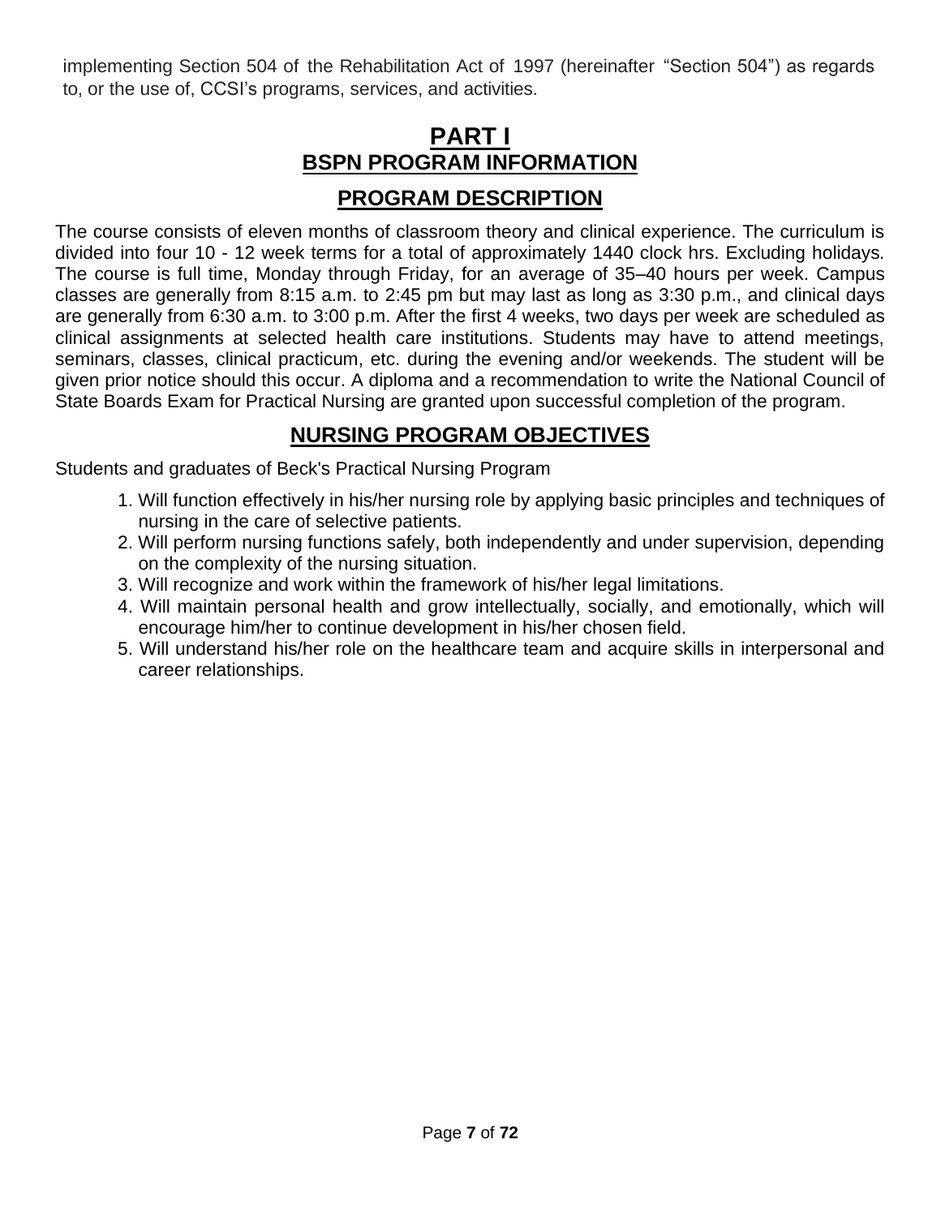implementing Section 504 of the Rehabilitation Act of 1997 (hereinafter "Section 504") as regards to, or the use of, CCSI's programs, services, and activities.

# PART I

## BSPN PROGRAM INFORMATION

### PROGRAM DESCRIPTION

The course consists of eleven months of classroom theory and clinical experience. The curriculum is divided into four 10 - 12 week terms for a total of approximately 1440 clock hrs. Excluding holidays. The course is full time, Monday through Friday, for an average of 35–40 hours per week. Campus classes are generally from 8:15 a.m. to 2:45 pm but may last as long as 3:30 p.m., and clinical days are generally from 6:30 a.m. to 3:00 p.m. After the first 4 weeks, two days per week are scheduled as clinical assignments at selected health care institutions. Students may have to attend meetings, seminars, classes, clinical practicum, etc. during the evening and/or weekends. The student will be given prior notice should this occur. A diploma and a recommendation to write the National Council of State Boards Exam for Practical Nursing are granted upon successful completion of the program.

### NURSING PROGRAM OBJECTIVES

Students and graduates of Beck's Practical Nursing Program

1. Will function effectively in his/her nursing role by applying basic principles and techniques of nursing in the care of selective patients.
2. Will perform nursing functions safely, both independently and under supervision, depending on the complexity of the nursing situation.
3. Will recognize and work within the framework of his/her legal limitations.
4. Will maintain personal health and grow intellectually, socially, and emotionally, which will encourage him/her to continue development in his/her chosen field.
5. Will understand his/her role on the healthcare team and acquire skills in interpersonal and career relationships.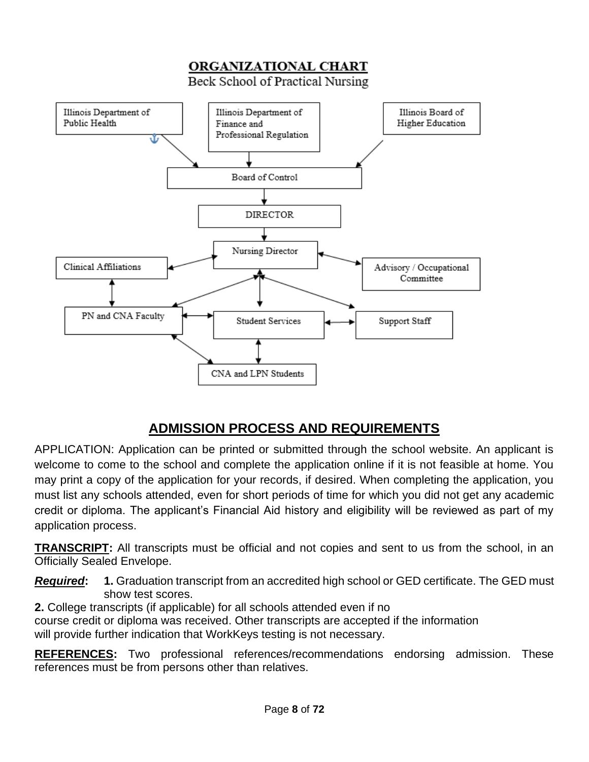**ORGANIZATIONAL CHART**

Beck School of Practical Nursing

- Illinois Department of Public Health → Board of Control
- Illinois Department of Finance and Professional Regulation → Board of Control
- Illinois Board of Higher Education → Board of Control
- Board of Control → DIRECTOR
- DIRECTOR → Nursing Director
- Nursing Director ↔ Clinical Affiliations
- Nursing Director ↔ Advisory / Occupational Committee
- Nursing Director ↔ PN and CNA Faculty
- Nursing Director ↔ Student Services
- Nursing Director ↔ Support Staff
- Clinical Affiliations ↔ PN and CNA Faculty
- PN and CNA Faculty ↔ Student Services
- Student Services ↔ Support Staff
- PN and CNA Faculty ↔ CNA and LPN Students
- Student Services ↔ CNA and LPN Students

## ADMISSION PROCESS AND REQUIREMENTS

APPLICATION: Application can be printed or submitted through the school website. An applicant is welcome to come to the school and complete the application online if it is not feasible at home. You may print a copy of the application for your records, if desired. When completing the application, you must list any schools attended, even for short periods of time for which you did not get any academic credit or diploma. The applicant's Financial Aid history and eligibility will be reviewed as part of my application process.

**TRANSCRIPT:** All transcripts must be official and not copies and sent to us from the school, in an Officially Sealed Envelope.

***Required*:** **1.** Graduation transcript from an accredited high school or GED certificate. The GED must show test scores.

**2.** College transcripts (if applicable) for all schools attended even if no course credit or diploma was received. Other transcripts are accepted if the information will provide further indication that WorkKeys testing is not necessary.

**REFERENCES:** Two professional references/recommendations endorsing admission. These references must be from persons other than relatives.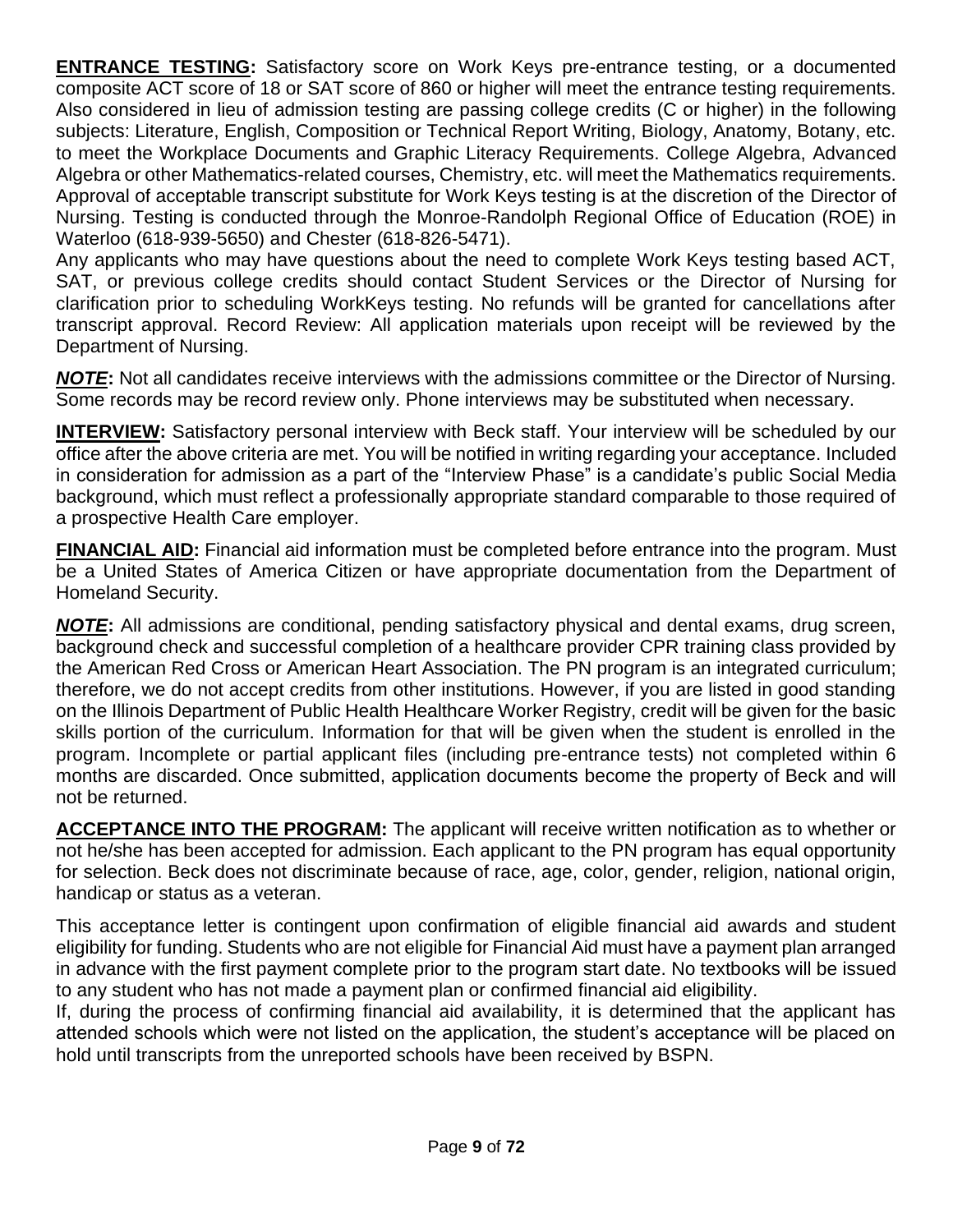**ENTRANCE TESTING:** Satisfactory score on Work Keys pre-entrance testing, or a documented composite ACT score of 18 or SAT score of 860 or higher will meet the entrance testing requirements. Also considered in lieu of admission testing are passing college credits (C or higher) in the following subjects: Literature, English, Composition or Technical Report Writing, Biology, Anatomy, Botany, etc. to meet the Workplace Documents and Graphic Literacy Requirements. College Algebra, Advanced Algebra or other Mathematics-related courses, Chemistry, etc. will meet the Mathematics requirements. Approval of acceptable transcript substitute for Work Keys testing is at the discretion of the Director of Nursing. Testing is conducted through the Monroe-Randolph Regional Office of Education (ROE) in Waterloo (618-939-5650) and Chester (618-826-5471).

Any applicants who may have questions about the need to complete Work Keys testing based ACT, SAT, or previous college credits should contact Student Services or the Director of Nursing for clarification prior to scheduling WorkKeys testing. No refunds will be granted for cancellations after transcript approval. Record Review: All application materials upon receipt will be reviewed by the Department of Nursing.

***NOTE*:** Not all candidates receive interviews with the admissions committee or the Director of Nursing. Some records may be record review only. Phone interviews may be substituted when necessary.

**INTERVIEW:** Satisfactory personal interview with Beck staff. Your interview will be scheduled by our office after the above criteria are met. You will be notified in writing regarding your acceptance. Included in consideration for admission as a part of the "Interview Phase" is a candidate's public Social Media background, which must reflect a professionally appropriate standard comparable to those required of a prospective Health Care employer.

**FINANCIAL AID:** Financial aid information must be completed before entrance into the program. Must be a United States of America Citizen or have appropriate documentation from the Department of Homeland Security.

***NOTE*:** All admissions are conditional, pending satisfactory physical and dental exams, drug screen, background check and successful completion of a healthcare provider CPR training class provided by the American Red Cross or American Heart Association. The PN program is an integrated curriculum; therefore, we do not accept credits from other institutions. However, if you are listed in good standing on the Illinois Department of Public Health Healthcare Worker Registry, credit will be given for the basic skills portion of the curriculum. Information for that will be given when the student is enrolled in the program. Incomplete or partial applicant files (including pre-entrance tests) not completed within 6 months are discarded. Once submitted, application documents become the property of Beck and will not be returned.

**ACCEPTANCE INTO THE PROGRAM:** The applicant will receive written notification as to whether or not he/she has been accepted for admission. Each applicant to the PN program has equal opportunity for selection. Beck does not discriminate because of race, age, color, gender, religion, national origin, handicap or status as a veteran.

This acceptance letter is contingent upon confirmation of eligible financial aid awards and student eligibility for funding. Students who are not eligible for Financial Aid must have a payment plan arranged in advance with the first payment complete prior to the program start date. No textbooks will be issued to any student who has not made a payment plan or confirmed financial aid eligibility.

If, during the process of confirming financial aid availability, it is determined that the applicant has attended schools which were not listed on the application, the student's acceptance will be placed on hold until transcripts from the unreported schools have been received by BSPN.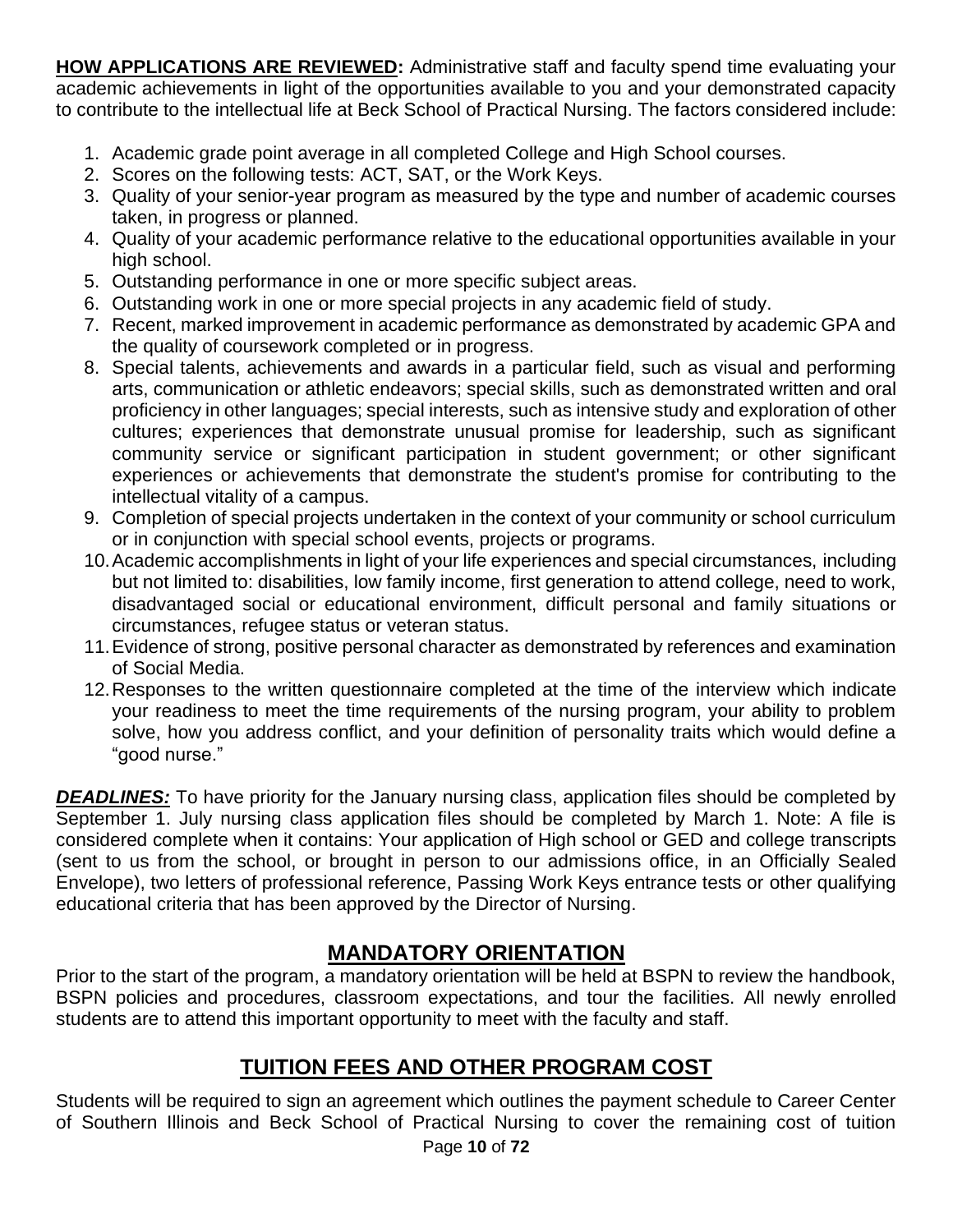**HOW APPLICATIONS ARE REVIEWED:** Administrative staff and faculty spend time evaluating your academic achievements in light of the opportunities available to you and your demonstrated capacity to contribute to the intellectual life at Beck School of Practical Nursing. The factors considered include:

1. Academic grade point average in all completed College and High School courses.
2. Scores on the following tests: ACT, SAT, or the Work Keys.
3. Quality of your senior-year program as measured by the type and number of academic courses taken, in progress or planned.
4. Quality of your academic performance relative to the educational opportunities available in your high school.
5. Outstanding performance in one or more specific subject areas.
6. Outstanding work in one or more special projects in any academic field of study.
7. Recent, marked improvement in academic performance as demonstrated by academic GPA and the quality of coursework completed or in progress.
8. Special talents, achievements and awards in a particular field, such as visual and performing arts, communication or athletic endeavors; special skills, such as demonstrated written and oral proficiency in other languages; special interests, such as intensive study and exploration of other cultures; experiences that demonstrate unusual promise for leadership, such as significant community service or significant participation in student government; or other significant experiences or achievements that demonstrate the student's promise for contributing to the intellectual vitality of a campus.
9. Completion of special projects undertaken in the context of your community or school curriculum or in conjunction with special school events, projects or programs.
10. Academic accomplishments in light of your life experiences and special circumstances, including but not limited to: disabilities, low family income, first generation to attend college, need to work, disadvantaged social or educational environment, difficult personal and family situations or circumstances, refugee status or veteran status.
11. Evidence of strong, positive personal character as demonstrated by references and examination of Social Media.
12. Responses to the written questionnaire completed at the time of the interview which indicate your readiness to meet the time requirements of the nursing program, your ability to problem solve, how you address conflict, and your definition of personality traits which would define a "good nurse."

***DEADLINES:*** To have priority for the January nursing class, application files should be completed by September 1. July nursing class application files should be completed by March 1. Note: A file is considered complete when it contains: Your application of High school or GED and college transcripts (sent to us from the school, or brought in person to our admissions office, in an Officially Sealed Envelope), two letters of professional reference, Passing Work Keys entrance tests or other qualifying educational criteria that has been approved by the Director of Nursing.

## MANDATORY ORIENTATION

Prior to the start of the program, a mandatory orientation will be held at BSPN to review the handbook, BSPN policies and procedures, classroom expectations, and tour the facilities. All newly enrolled students are to attend this important opportunity to meet with the faculty and staff.

## TUITION FEES AND OTHER PROGRAM COST

Students will be required to sign an agreement which outlines the payment schedule to Career Center of Southern Illinois and Beck School of Practical Nursing to cover the remaining cost of tuition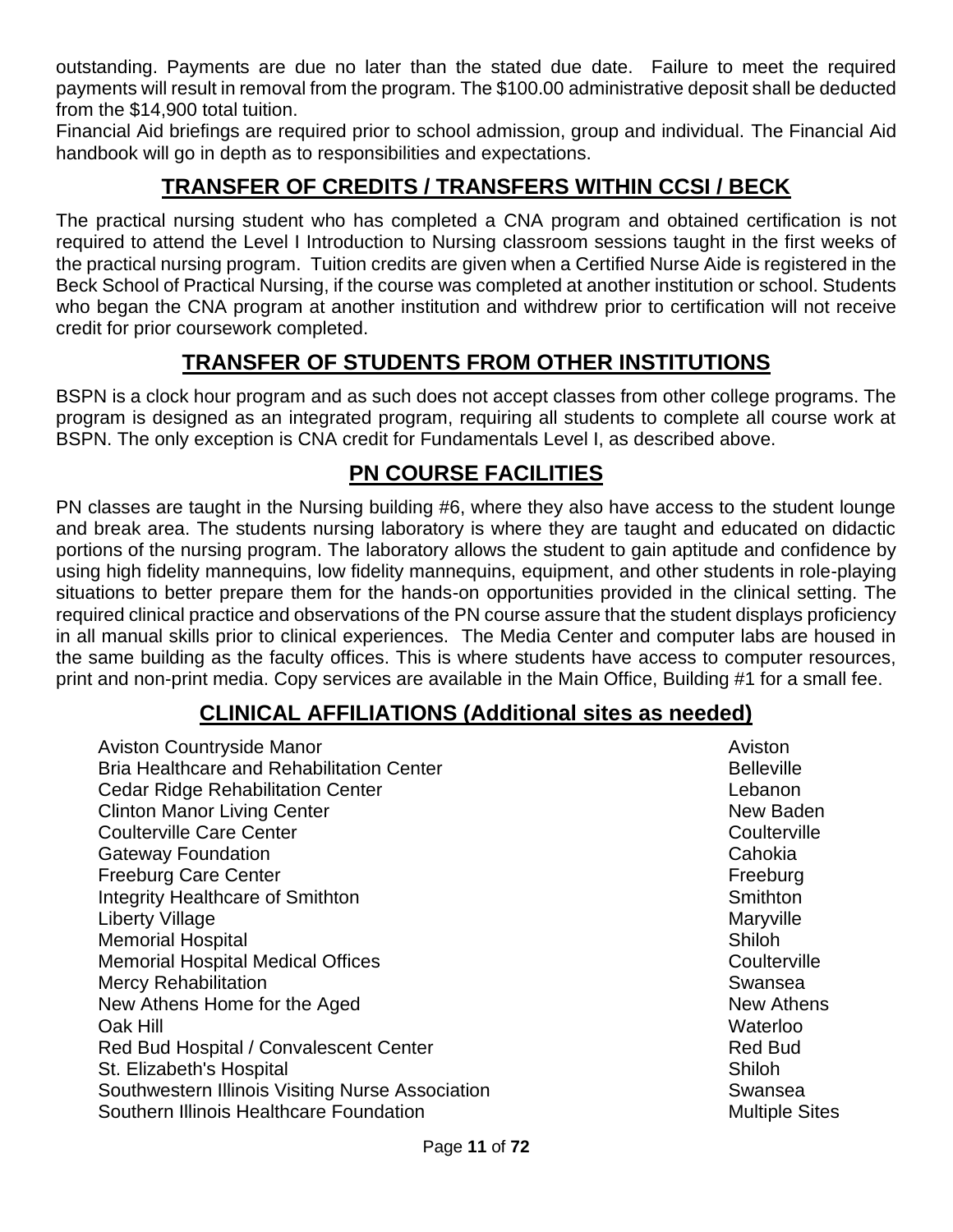outstanding. Payments are due no later than the stated due date. Failure to meet the required payments will result in removal from the program. The $100.00 administrative deposit shall be deducted from the $14,900 total tuition.

Financial Aid briefings are required prior to school admission, group and individual. The Financial Aid handbook will go in depth as to responsibilities and expectations.

## TRANSFER OF CREDITS / TRANSFERS WITHIN CCSI / BECK

The practical nursing student who has completed a CNA program and obtained certification is not required to attend the Level I Introduction to Nursing classroom sessions taught in the first weeks of the practical nursing program. Tuition credits are given when a Certified Nurse Aide is registered in the Beck School of Practical Nursing, if the course was completed at another institution or school. Students who began the CNA program at another institution and withdrew prior to certification will not receive credit for prior coursework completed.

## TRANSFER OF STUDENTS FROM OTHER INSTITUTIONS

BSPN is a clock hour program and as such does not accept classes from other college programs. The program is designed as an integrated program, requiring all students to complete all course work at BSPN. The only exception is CNA credit for Fundamentals Level I, as described above.

## PN COURSE FACILITIES

PN classes are taught in the Nursing building #6, where they also have access to the student lounge and break area. The students nursing laboratory is where they are taught and educated on didactic portions of the nursing program. The laboratory allows the student to gain aptitude and confidence by using high fidelity mannequins, low fidelity mannequins, equipment, and other students in role-playing situations to better prepare them for the hands-on opportunities provided in the clinical setting. The required clinical practice and observations of the PN course assure that the student displays proficiency in all manual skills prior to clinical experiences. The Media Center and computer labs are housed in the same building as the faculty offices. This is where students have access to computer resources, print and non-print media. Copy services are available in the Main Office, Building #1 for a small fee.

## CLINICAL AFFILIATIONS (Additional sites as needed)

| | |
|---|---|
| Aviston Countryside Manor | Aviston |
| Bria Healthcare and Rehabilitation Center | Belleville |
| Cedar Ridge Rehabilitation Center | Lebanon |
| Clinton Manor Living Center | New Baden |
| Coulterville Care Center | Coulterville |
| Gateway Foundation | Cahokia |
| Freeburg Care Center | Freeburg |
| Integrity Healthcare of Smithton | Smithton |
| Liberty Village | Maryville |
| Memorial Hospital | Shiloh |
| Memorial Hospital Medical Offices | Coulterville |
| Mercy Rehabilitation | Swansea |
| New Athens Home for the Aged | New Athens |
| Oak Hill | Waterloo |
| Red Bud Hospital / Convalescent Center | Red Bud |
| St. Elizabeth's Hospital | Shiloh |
| Southwestern Illinois Visiting Nurse Association | Swansea |
| Southern Illinois Healthcare Foundation | Multiple Sites |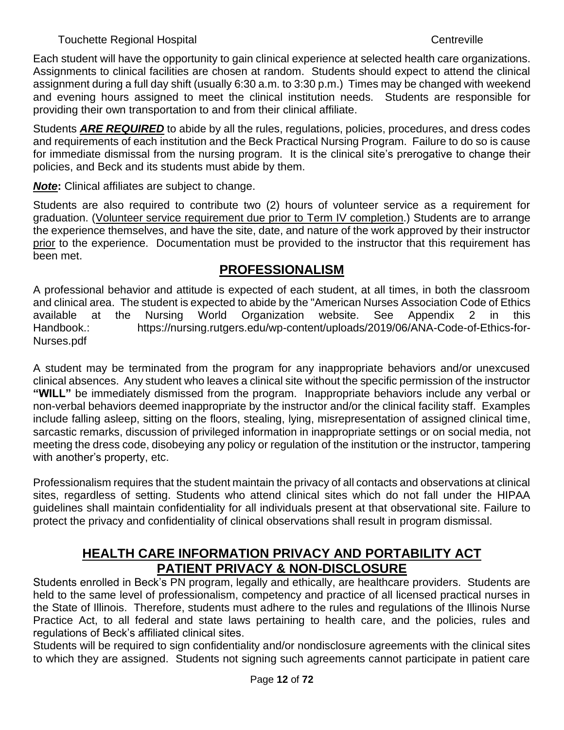Touchette Regional Hospital Centreville

Each student will have the opportunity to gain clinical experience at selected health care organizations. Assignments to clinical facilities are chosen at random. Students should expect to attend the clinical assignment during a full day shift (usually 6:30 a.m. to 3:30 p.m.) Times may be changed with weekend and evening hours assigned to meet the clinical institution needs. Students are responsible for providing their own transportation to and from their clinical affiliate.

Students ***ARE REQUIRED*** to abide by all the rules, regulations, policies, procedures, and dress codes and requirements of each institution and the Beck Practical Nursing Program. Failure to do so is cause for immediate dismissal from the nursing program. It is the clinical site's prerogative to change their policies, and Beck and its students must abide by them.

***Note*:** Clinical affiliates are subject to change.

Students are also required to contribute two (2) hours of volunteer service as a requirement for graduation. (Volunteer service requirement due prior to Term IV completion.) Students are to arrange the experience themselves, and have the site, date, and nature of the work approved by their instructor prior to the experience. Documentation must be provided to the instructor that this requirement has been met.

## PROFESSIONALISM

A professional behavior and attitude is expected of each student, at all times, in both the classroom and clinical area. The student is expected to abide by the "American Nurses Association Code of Ethics available at the Nursing World Organization website. See Appendix 2 in this Handbook.: https://nursing.rutgers.edu/wp-content/uploads/2019/06/ANA-Code-of-Ethics-for-Nurses.pdf

A student may be terminated from the program for any inappropriate behaviors and/or unexcused clinical absences. Any student who leaves a clinical site without the specific permission of the instructor **"WILL"** be immediately dismissed from the program. Inappropriate behaviors include any verbal or non-verbal behaviors deemed inappropriate by the instructor and/or the clinical facility staff. Examples include falling asleep, sitting on the floors, stealing, lying, misrepresentation of assigned clinical time, sarcastic remarks, discussion of privileged information in inappropriate settings or on social media, not meeting the dress code, disobeying any policy or regulation of the institution or the instructor, tampering with another's property, etc.

Professionalism requires that the student maintain the privacy of all contacts and observations at clinical sites, regardless of setting. Students who attend clinical sites which do not fall under the HIPAA guidelines shall maintain confidentiality for all individuals present at that observational site. Failure to protect the privacy and confidentiality of clinical observations shall result in program dismissal.

## HEALTH CARE INFORMATION PRIVACY AND PORTABILITY ACT PATIENT PRIVACY & NON-DISCLOSURE

Students enrolled in Beck's PN program, legally and ethically, are healthcare providers. Students are held to the same level of professionalism, competency and practice of all licensed practical nurses in the State of Illinois. Therefore, students must adhere to the rules and regulations of the Illinois Nurse Practice Act, to all federal and state laws pertaining to health care, and the policies, rules and regulations of Beck's affiliated clinical sites.

Students will be required to sign confidentiality and/or nondisclosure agreements with the clinical sites to which they are assigned. Students not signing such agreements cannot participate in patient care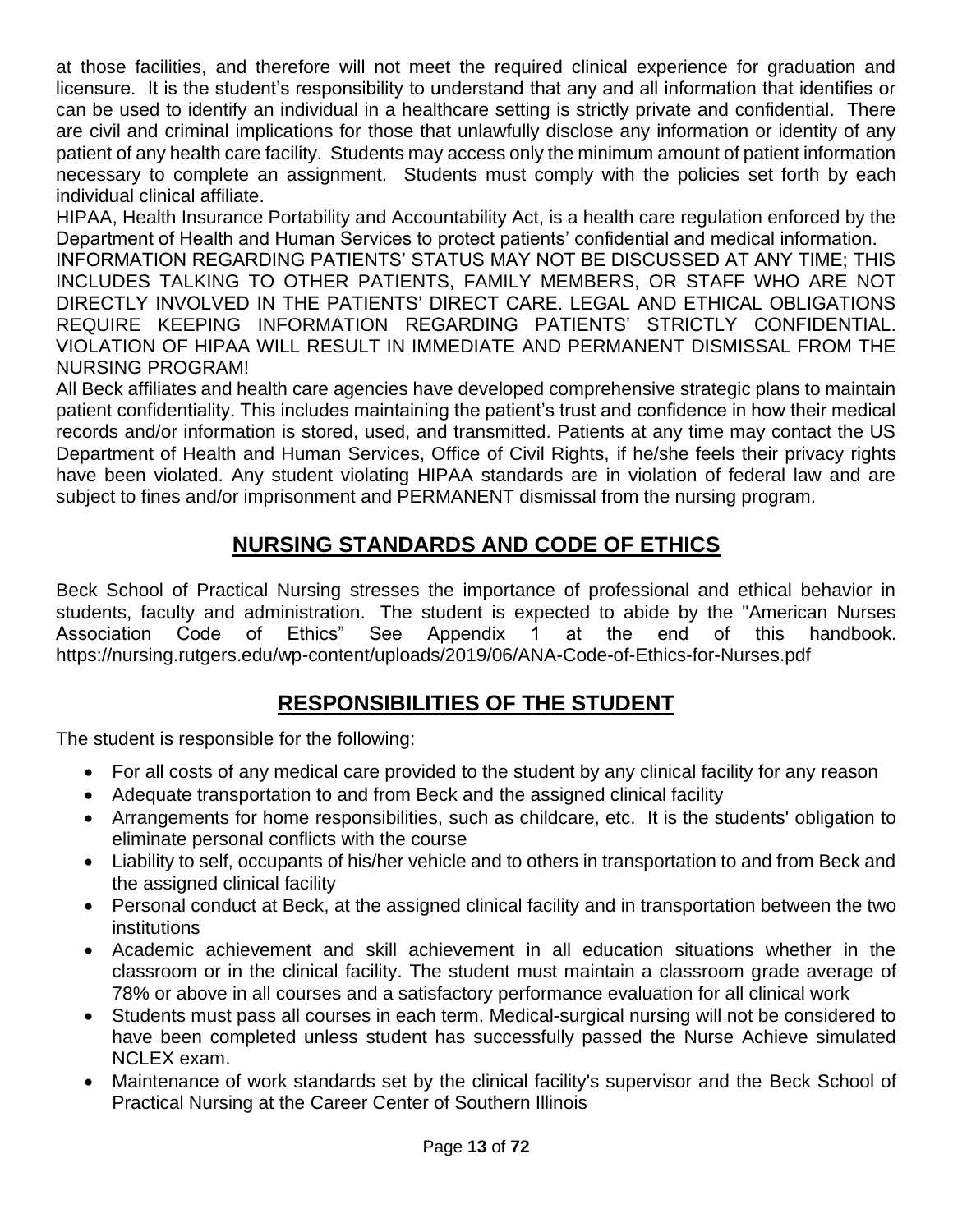at those facilities, and therefore will not meet the required clinical experience for graduation and licensure. It is the student's responsibility to understand that any and all information that identifies or can be used to identify an individual in a healthcare setting is strictly private and confidential. There are civil and criminal implications for those that unlawfully disclose any information or identity of any patient of any health care facility. Students may access only the minimum amount of patient information necessary to complete an assignment. Students must comply with the policies set forth by each individual clinical affiliate.

HIPAA, Health Insurance Portability and Accountability Act, is a health care regulation enforced by the Department of Health and Human Services to protect patients' confidential and medical information.

INFORMATION REGARDING PATIENTS' STATUS MAY NOT BE DISCUSSED AT ANY TIME; THIS INCLUDES TALKING TO OTHER PATIENTS, FAMILY MEMBERS, OR STAFF WHO ARE NOT DIRECTLY INVOLVED IN THE PATIENTS' DIRECT CARE. LEGAL AND ETHICAL OBLIGATIONS REQUIRE KEEPING INFORMATION REGARDING PATIENTS' STRICTLY CONFIDENTIAL. VIOLATION OF HIPAA WILL RESULT IN IMMEDIATE AND PERMANENT DISMISSAL FROM THE NURSING PROGRAM!

All Beck affiliates and health care agencies have developed comprehensive strategic plans to maintain patient confidentiality. This includes maintaining the patient's trust and confidence in how their medical records and/or information is stored, used, and transmitted. Patients at any time may contact the US Department of Health and Human Services, Office of Civil Rights, if he/she feels their privacy rights have been violated. Any student violating HIPAA standards are in violation of federal law and are subject to fines and/or imprisonment and PERMANENT dismissal from the nursing program.

## NURSING STANDARDS AND CODE OF ETHICS

Beck School of Practical Nursing stresses the importance of professional and ethical behavior in students, faculty and administration. The student is expected to abide by the "American Nurses Association Code of Ethics" See Appendix 1 at the end of this handbook. https://nursing.rutgers.edu/wp-content/uploads/2019/06/ANA-Code-of-Ethics-for-Nurses.pdf

## RESPONSIBILITIES OF THE STUDENT

The student is responsible for the following:

- For all costs of any medical care provided to the student by any clinical facility for any reason
- Adequate transportation to and from Beck and the assigned clinical facility
- Arrangements for home responsibilities, such as childcare, etc. It is the students' obligation to eliminate personal conflicts with the course
- Liability to self, occupants of his/her vehicle and to others in transportation to and from Beck and the assigned clinical facility
- Personal conduct at Beck, at the assigned clinical facility and in transportation between the two institutions
- Academic achievement and skill achievement in all education situations whether in the classroom or in the clinical facility. The student must maintain a classroom grade average of 78% or above in all courses and a satisfactory performance evaluation for all clinical work
- Students must pass all courses in each term. Medical-surgical nursing will not be considered to have been completed unless student has successfully passed the Nurse Achieve simulated NCLEX exam.
- Maintenance of work standards set by the clinical facility's supervisor and the Beck School of Practical Nursing at the Career Center of Southern Illinois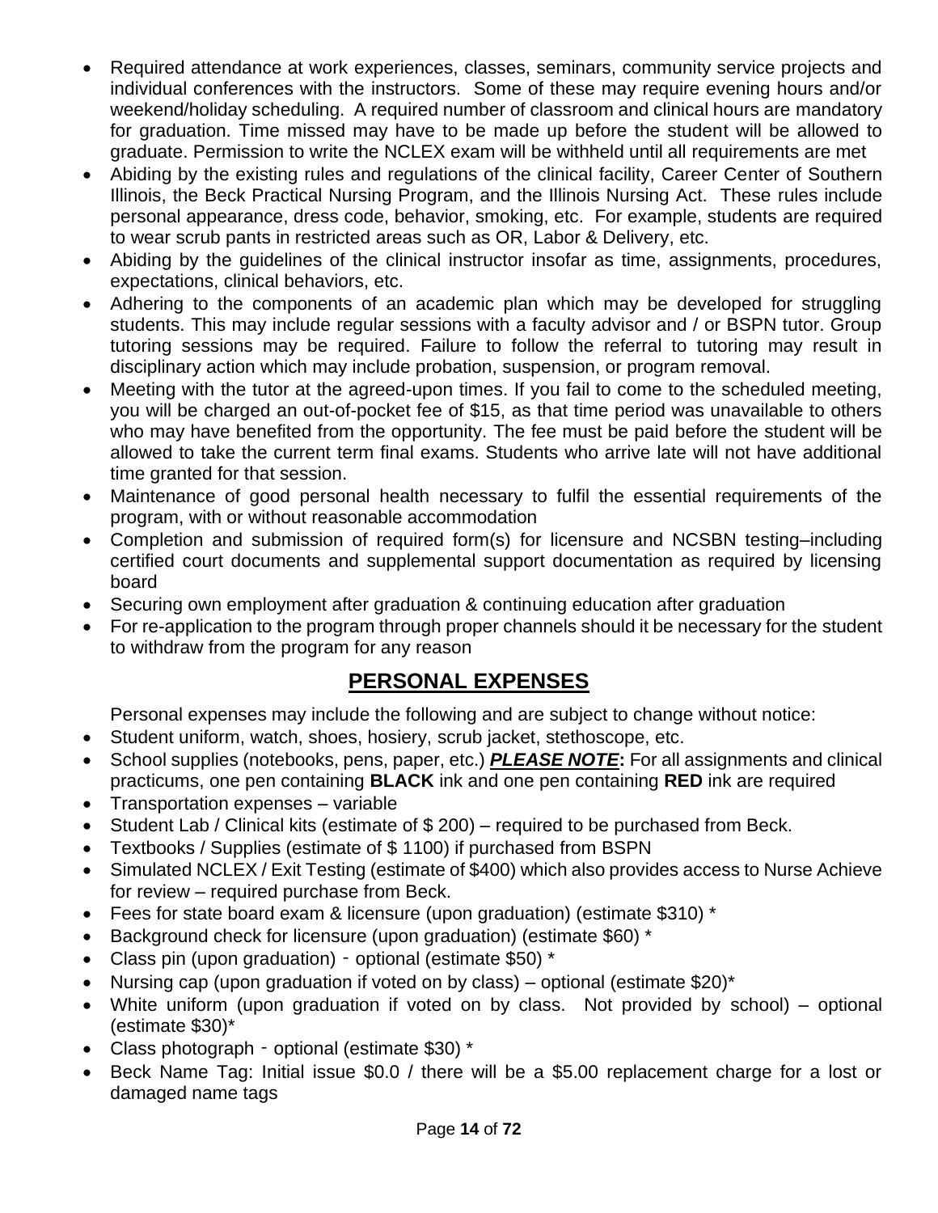- Required attendance at work experiences, classes, seminars, community service projects and individual conferences with the instructors. Some of these may require evening hours and/or weekend/holiday scheduling. A required number of classroom and clinical hours are mandatory for graduation. Time missed may have to be made up before the student will be allowed to graduate. Permission to write the NCLEX exam will be withheld until all requirements are met
- Abiding by the existing rules and regulations of the clinical facility, Career Center of Southern Illinois, the Beck Practical Nursing Program, and the Illinois Nursing Act. These rules include personal appearance, dress code, behavior, smoking, etc. For example, students are required to wear scrub pants in restricted areas such as OR, Labor & Delivery, etc.
- Abiding by the guidelines of the clinical instructor insofar as time, assignments, procedures, expectations, clinical behaviors, etc.
- Adhering to the components of an academic plan which may be developed for struggling students. This may include regular sessions with a faculty advisor and / or BSPN tutor. Group tutoring sessions may be required. Failure to follow the referral to tutoring may result in disciplinary action which may include probation, suspension, or program removal.
- Meeting with the tutor at the agreed-upon times. If you fail to come to the scheduled meeting, you will be charged an out-of-pocket fee of $15, as that time period was unavailable to others who may have benefited from the opportunity. The fee must be paid before the student will be allowed to take the current term final exams. Students who arrive late will not have additional time granted for that session.
- Maintenance of good personal health necessary to fulfil the essential requirements of the program, with or without reasonable accommodation
- Completion and submission of required form(s) for licensure and NCSBN testing–including certified court documents and supplemental support documentation as required by licensing board
- Securing own employment after graduation & continuing education after graduation
- For re-application to the program through proper channels should it be necessary for the student to withdraw from the program for any reason

## PERSONAL EXPENSES

Personal expenses may include the following and are subject to change without notice:

- Student uniform, watch, shoes, hosiery, scrub jacket, stethoscope, etc.
- School supplies (notebooks, pens, paper, etc.) ***PLEASE NOTE*****:** For all assignments and clinical practicums, one pen containing **BLACK** ink and one pen containing **RED** ink are required
- Transportation expenses – variable
- Student Lab / Clinical kits (estimate of $ 200) – required to be purchased from Beck.
- Textbooks / Supplies (estimate of $ 1100) if purchased from BSPN
- Simulated NCLEX / Exit Testing (estimate of $400) which also provides access to Nurse Achieve for review – required purchase from Beck.
- Fees for state board exam & licensure (upon graduation) (estimate $310) *
- Background check for licensure (upon graduation) (estimate $60) *
- Class pin (upon graduation) ‐ optional (estimate $50) *
- Nursing cap (upon graduation if voted on by class) – optional (estimate $20)*
- White uniform (upon graduation if voted on by class. Not provided by school) – optional (estimate $30)*
- Class photograph ‐ optional (estimate $30) *
- Beck Name Tag: Initial issue $0.0 / there will be a $5.00 replacement charge for a lost or damaged name tags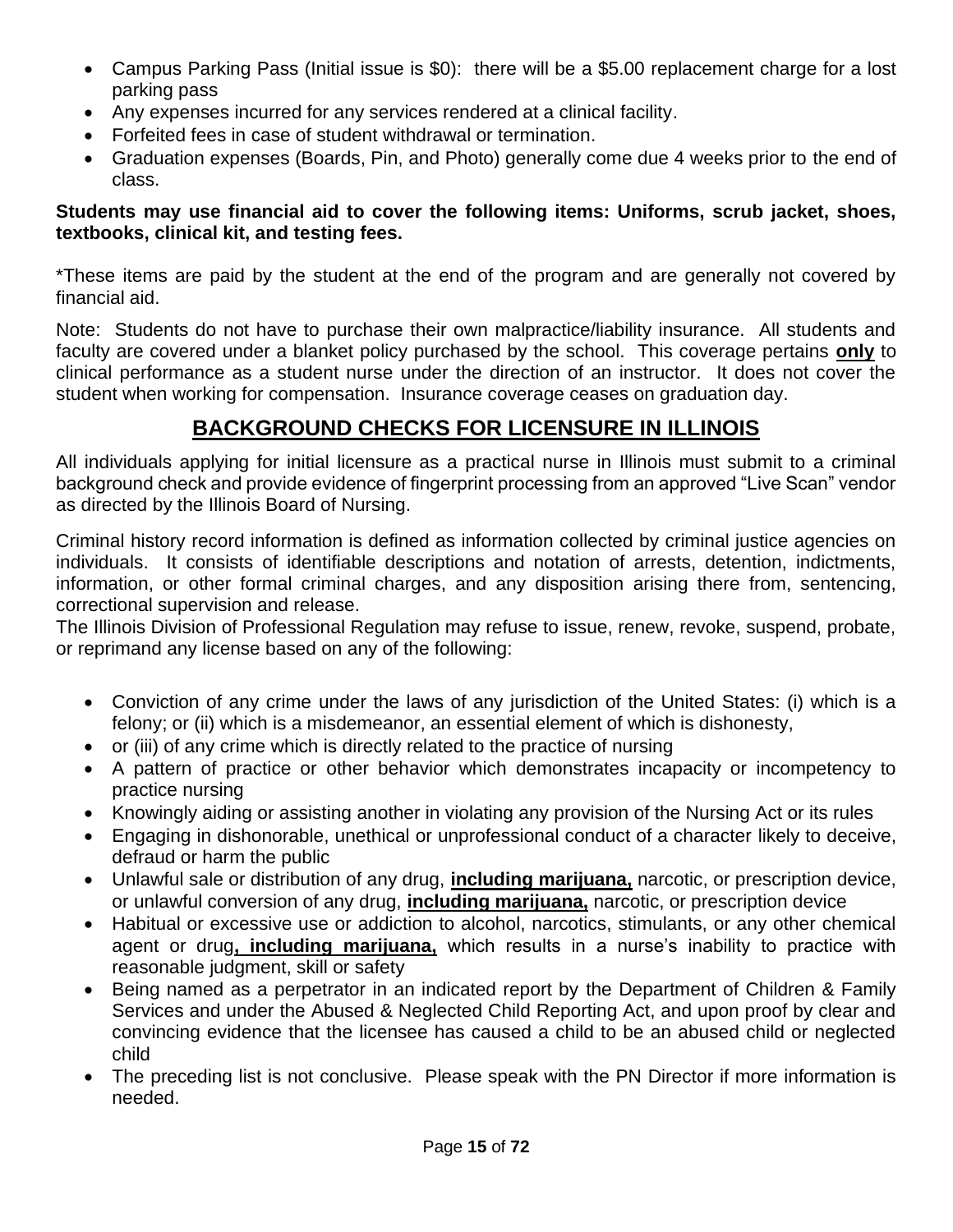- Campus Parking Pass (Initial issue is $0): there will be a $5.00 replacement charge for a lost parking pass
- Any expenses incurred for any services rendered at a clinical facility.
- Forfeited fees in case of student withdrawal or termination.
- Graduation expenses (Boards, Pin, and Photo) generally come due 4 weeks prior to the end of class.

**Students may use financial aid to cover the following items: Uniforms, scrub jacket, shoes, textbooks, clinical kit, and testing fees.**

*These items are paid by the student at the end of the program and are generally not covered by financial aid.

Note: Students do not have to purchase their own malpractice/liability insurance. All students and faculty are covered under a blanket policy purchased by the school. This coverage pertains **only** to clinical performance as a student nurse under the direction of an instructor. It does not cover the student when working for compensation. Insurance coverage ceases on graduation day.

## BACKGROUND CHECKS FOR LICENSURE IN ILLINOIS

All individuals applying for initial licensure as a practical nurse in Illinois must submit to a criminal background check and provide evidence of fingerprint processing from an approved "Live Scan" vendor as directed by the Illinois Board of Nursing.

Criminal history record information is defined as information collected by criminal justice agencies on individuals. It consists of identifiable descriptions and notation of arrests, detention, indictments, information, or other formal criminal charges, and any disposition arising there from, sentencing, correctional supervision and release.
The Illinois Division of Professional Regulation may refuse to issue, renew, revoke, suspend, probate, or reprimand any license based on any of the following:

- Conviction of any crime under the laws of any jurisdiction of the United States: (i) which is a felony; or (ii) which is a misdemeanor, an essential element of which is dishonesty,
- or (iii) of any crime which is directly related to the practice of nursing
- A pattern of practice or other behavior which demonstrates incapacity or incompetency to practice nursing
- Knowingly aiding or assisting another in violating any provision of the Nursing Act or its rules
- Engaging in dishonorable, unethical or unprofessional conduct of a character likely to deceive, defraud or harm the public
- Unlawful sale or distribution of any drug, **including marijuana,** narcotic, or prescription device, or unlawful conversion of any drug, **including marijuana,** narcotic, or prescription device
- Habitual or excessive use or addiction to alcohol, narcotics, stimulants, or any other chemical agent or drug**, including marijuana,** which results in a nurse's inability to practice with reasonable judgment, skill or safety
- Being named as a perpetrator in an indicated report by the Department of Children & Family Services and under the Abused & Neglected Child Reporting Act, and upon proof by clear and convincing evidence that the licensee has caused a child to be an abused child or neglected child
- The preceding list is not conclusive. Please speak with the PN Director if more information is needed.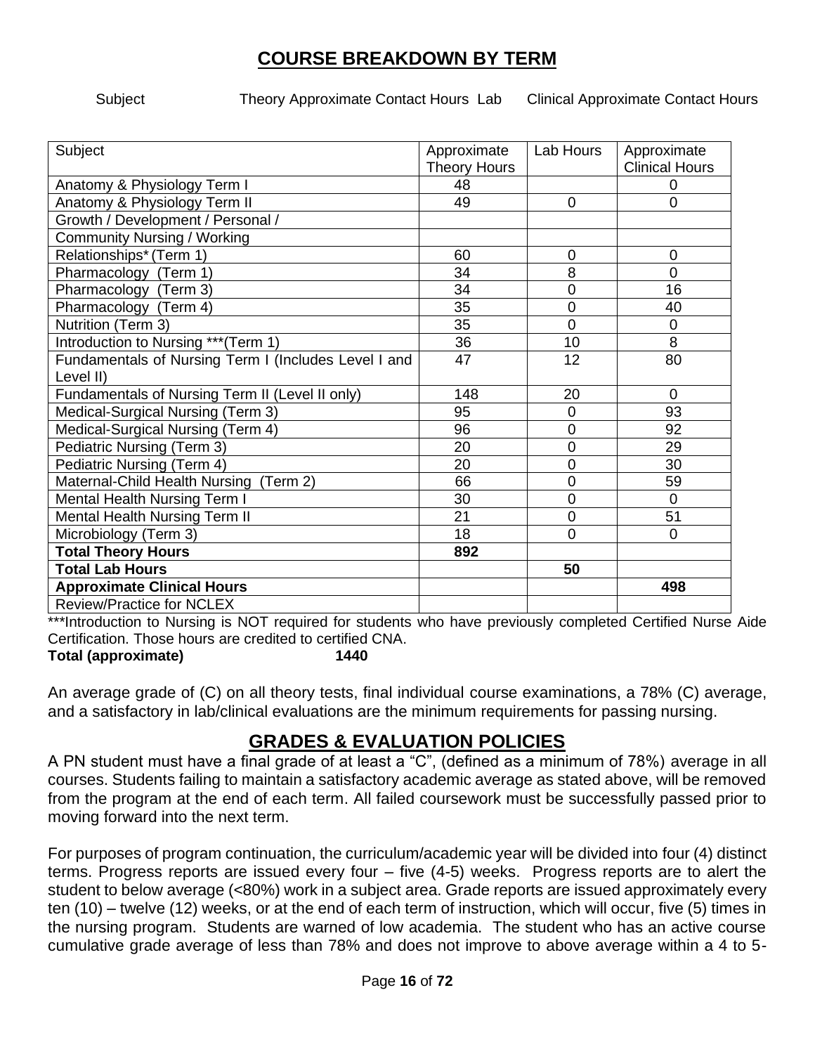## COURSE BREAKDOWN BY TERM

Subject Theory Approximate Contact Hours Lab Clinical Approximate Contact Hours

| Subject | Approximate Theory Hours | Lab Hours | Approximate Clinical Hours |
|---|---|---|---|
| Anatomy & Physiology Term I | 48 | | 0 |
| Anatomy & Physiology Term II | 49 | 0 | 0 |
| Growth / Development / Personal / | | | |
| Community Nursing / Working | | | |
| Relationships* (Term 1) | 60 | 0 | 0 |
| Pharmacology (Term 1) | 34 | 8 | 0 |
| Pharmacology (Term 3) | 34 | 0 | 16 |
| Pharmacology (Term 4) | 35 | 0 | 40 |
| Nutrition (Term 3) | 35 | 0 | 0 |
| Introduction to Nursing ***(Term 1) | 36 | 10 | 8 |
| Fundamentals of Nursing Term I (Includes Level I and Level II) | 47 | 12 | 80 |
| Fundamentals of Nursing Term II (Level II only) | 148 | 20 | 0 |
| Medical-Surgical Nursing (Term 3) | 95 | 0 | 93 |
| Medical-Surgical Nursing (Term 4) | 96 | 0 | 92 |
| Pediatric Nursing (Term 3) | 20 | 0 | 29 |
| Pediatric Nursing (Term 4) | 20 | 0 | 30 |
| Maternal-Child Health Nursing (Term 2) | 66 | 0 | 59 |
| Mental Health Nursing Term I | 30 | 0 | 0 |
| Mental Health Nursing Term II | 21 | 0 | 51 |
| Microbiology (Term 3) | 18 | 0 | 0 |
| **Total Theory Hours** | **892** | | |
| **Total Lab Hours** | | **50** | |
| **Approximate Clinical Hours** | | | **498** |
| Review/Practice for NCLEX | | | |

***Introduction to Nursing is NOT required for students who have previously completed Certified Nurse Aide Certification. Those hours are credited to certified CNA.

**Total (approximate) 1440**

An average grade of (C) on all theory tests, final individual course examinations, a 78% (C) average, and a satisfactory in lab/clinical evaluations are the minimum requirements for passing nursing.

## GRADES & EVALUATION POLICIES

A PN student must have a final grade of at least a "C", (defined as a minimum of 78%) average in all courses. Students failing to maintain a satisfactory academic average as stated above, will be removed from the program at the end of each term. All failed coursework must be successfully passed prior to moving forward into the next term.

For purposes of program continuation, the curriculum/academic year will be divided into four (4) distinct terms. Progress reports are issued every four – five (4-5) weeks. Progress reports are to alert the student to below average (<80%) work in a subject area. Grade reports are issued approximately every ten (10) – twelve (12) weeks, or at the end of each term of instruction, which will occur, five (5) times in the nursing program. Students are warned of low academia. The student who has an active course cumulative grade average of less than 78% and does not improve to above average within a 4 to 5-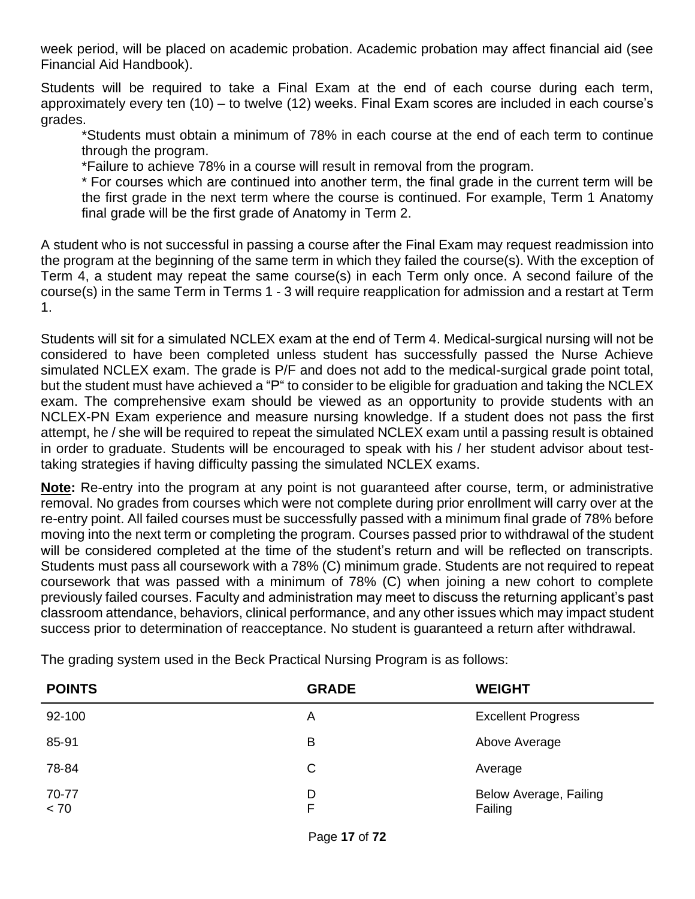week period, will be placed on academic probation. Academic probation may affect financial aid (see Financial Aid Handbook).

Students will be required to take a Final Exam at the end of each course during each term, approximately every ten (10) – to twelve (12) weeks. Final Exam scores are included in each course's grades.

> *Students must obtain a minimum of 78% in each course at the end of each term to continue through the program.
>
> *Failure to achieve 78% in a course will result in removal from the program.
>
> * For courses which are continued into another term, the final grade in the current term will be the first grade in the next term where the course is continued. For example, Term 1 Anatomy final grade will be the first grade of Anatomy in Term 2.

A student who is not successful in passing a course after the Final Exam may request readmission into the program at the beginning of the same term in which they failed the course(s). With the exception of Term 4, a student may repeat the same course(s) in each Term only once. A second failure of the course(s) in the same Term in Terms 1 - 3 will require reapplication for admission and a restart at Term 1.

Students will sit for a simulated NCLEX exam at the end of Term 4. Medical-surgical nursing will not be considered to have been completed unless student has successfully passed the Nurse Achieve simulated NCLEX exam. The grade is P/F and does not add to the medical-surgical grade point total, but the student must have achieved a "P" to consider to be eligible for graduation and taking the NCLEX exam. The comprehensive exam should be viewed as an opportunity to provide students with an NCLEX-PN Exam experience and measure nursing knowledge. If a student does not pass the first attempt, he / she will be required to repeat the simulated NCLEX exam until a passing result is obtained in order to graduate. Students will be encouraged to speak with his / her student advisor about test-taking strategies if having difficulty passing the simulated NCLEX exams.

**Note:** Re-entry into the program at any point is not guaranteed after course, term, or administrative removal. No grades from courses which were not complete during prior enrollment will carry over at the re-entry point. All failed courses must be successfully passed with a minimum final grade of 78% before moving into the next term or completing the program. Courses passed prior to withdrawal of the student will be considered completed at the time of the student's return and will be reflected on transcripts. Students must pass all coursework with a 78% (C) minimum grade. Students are not required to repeat coursework that was passed with a minimum of 78% (C) when joining a new cohort to complete previously failed courses. Faculty and administration may meet to discuss the returning applicant's past classroom attendance, behaviors, clinical performance, and any other issues which may impact student success prior to determination of reacceptance. No student is guaranteed a return after withdrawal.

The grading system used in the Beck Practical Nursing Program is as follows:

| POINTS | GRADE | WEIGHT |
|---|---|---|
| 92-100 | A | Excellent Progress |
| 85-91 | B | Above Average |
| 78-84 | C | Average |
| 70-77 | D | Below Average, Failing |
| < 70 | F | Failing |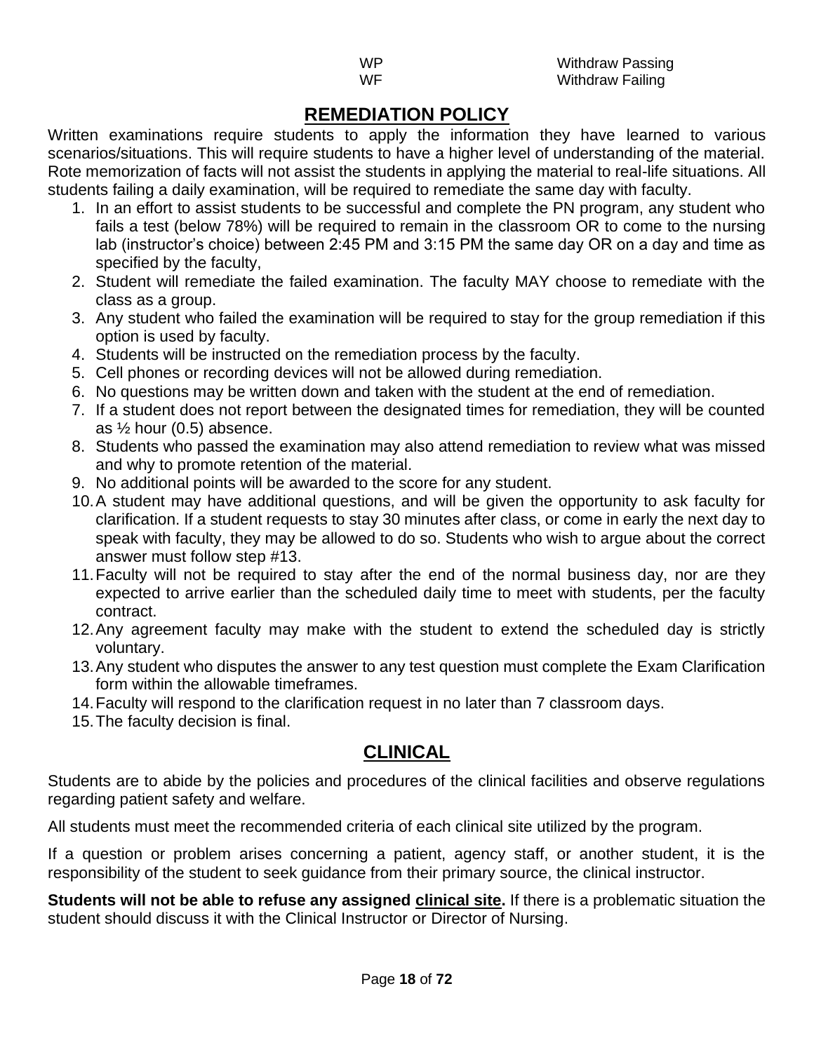| | |
|---|---|
| WP | Withdraw Passing |
| WF | Withdraw Failing |

## REMEDIATION POLICY

Written examinations require students to apply the information they have learned to various scenarios/situations. This will require students to have a higher level of understanding of the material. Rote memorization of facts will not assist the students in applying the material to real-life situations. All students failing a daily examination, will be required to remediate the same day with faculty.

1. In an effort to assist students to be successful and complete the PN program, any student who fails a test (below 78%) will be required to remain in the classroom OR to come to the nursing lab (instructor's choice) between 2:45 PM and 3:15 PM the same day OR on a day and time as specified by the faculty,
2. Student will remediate the failed examination. The faculty MAY choose to remediate with the class as a group.
3. Any student who failed the examination will be required to stay for the group remediation if this option is used by faculty.
4. Students will be instructed on the remediation process by the faculty.
5. Cell phones or recording devices will not be allowed during remediation.
6. No questions may be written down and taken with the student at the end of remediation.
7. If a student does not report between the designated times for remediation, they will be counted as ½ hour (0.5) absence.
8. Students who passed the examination may also attend remediation to review what was missed and why to promote retention of the material.
9. No additional points will be awarded to the score for any student.
10. A student may have additional questions, and will be given the opportunity to ask faculty for clarification. If a student requests to stay 30 minutes after class, or come in early the next day to speak with faculty, they may be allowed to do so. Students who wish to argue about the correct answer must follow step #13.
11. Faculty will not be required to stay after the end of the normal business day, nor are they expected to arrive earlier than the scheduled daily time to meet with students, per the faculty contract.
12. Any agreement faculty may make with the student to extend the scheduled day is strictly voluntary.
13. Any student who disputes the answer to any test question must complete the Exam Clarification form within the allowable timeframes.
14. Faculty will respond to the clarification request in no later than 7 classroom days.
15. The faculty decision is final.

## CLINICAL

Students are to abide by the policies and procedures of the clinical facilities and observe regulations regarding patient safety and welfare.

All students must meet the recommended criteria of each clinical site utilized by the program.

If a question or problem arises concerning a patient, agency staff, or another student, it is the responsibility of the student to seek guidance from their primary source, the clinical instructor.

**Students will not be able to refuse any assigned clinical site.** If there is a problematic situation the student should discuss it with the Clinical Instructor or Director of Nursing.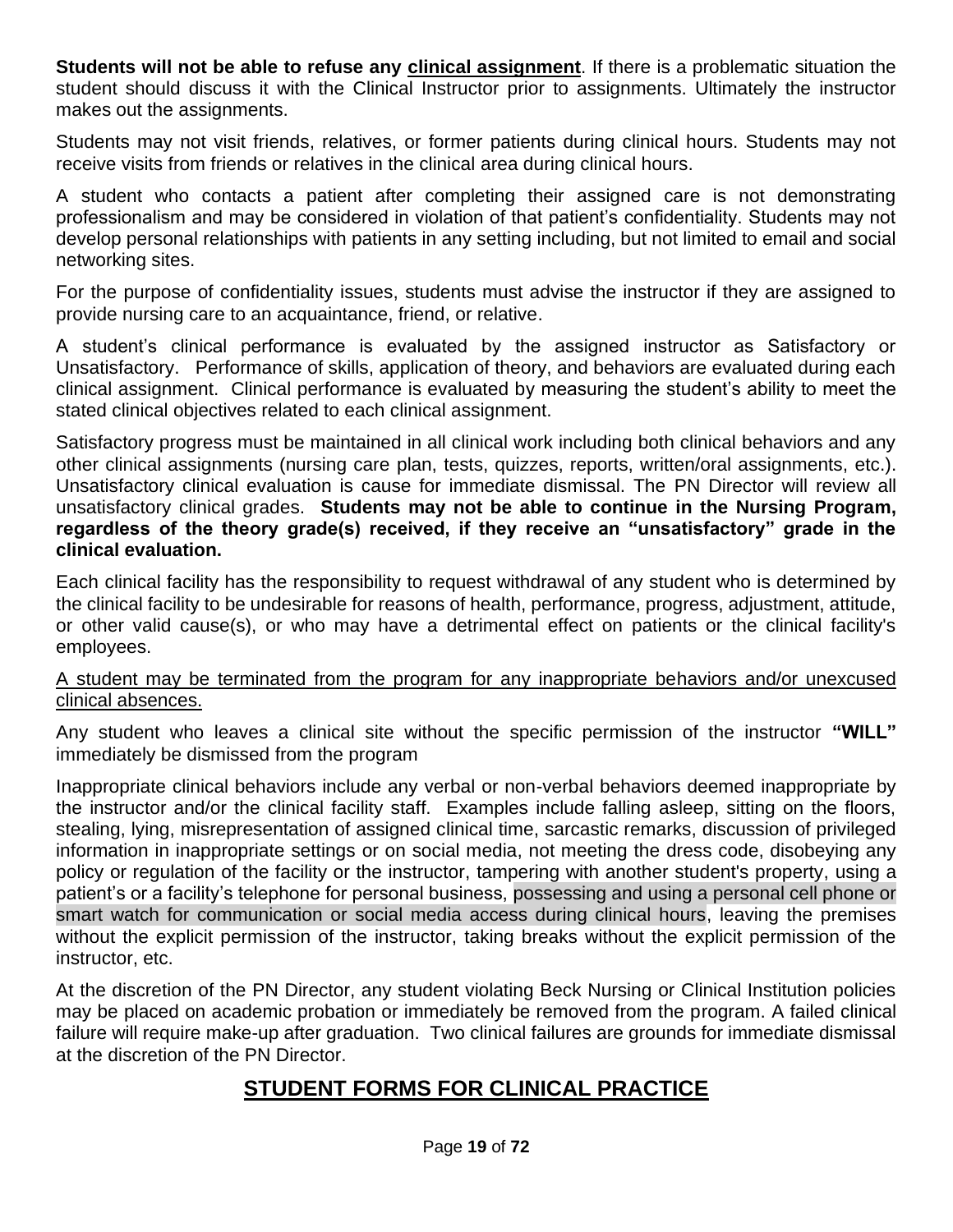**Students will not be able to refuse any clinical assignment**. If there is a problematic situation the student should discuss it with the Clinical Instructor prior to assignments. Ultimately the instructor makes out the assignments.

Students may not visit friends, relatives, or former patients during clinical hours. Students may not receive visits from friends or relatives in the clinical area during clinical hours.

A student who contacts a patient after completing their assigned care is not demonstrating professionalism and may be considered in violation of that patient's confidentiality. Students may not develop personal relationships with patients in any setting including, but not limited to email and social networking sites.

For the purpose of confidentiality issues, students must advise the instructor if they are assigned to provide nursing care to an acquaintance, friend, or relative.

A student's clinical performance is evaluated by the assigned instructor as Satisfactory or Unsatisfactory. Performance of skills, application of theory, and behaviors are evaluated during each clinical assignment. Clinical performance is evaluated by measuring the student's ability to meet the stated clinical objectives related to each clinical assignment.

Satisfactory progress must be maintained in all clinical work including both clinical behaviors and any other clinical assignments (nursing care plan, tests, quizzes, reports, written/oral assignments, etc.). Unsatisfactory clinical evaluation is cause for immediate dismissal. The PN Director will review all unsatisfactory clinical grades. **Students may not be able to continue in the Nursing Program, regardless of the theory grade(s) received, if they receive an "unsatisfactory" grade in the clinical evaluation.**

Each clinical facility has the responsibility to request withdrawal of any student who is determined by the clinical facility to be undesirable for reasons of health, performance, progress, adjustment, attitude, or other valid cause(s), or who may have a detrimental effect on patients or the clinical facility's employees.

A student may be terminated from the program for any inappropriate behaviors and/or unexcused clinical absences.

Any student who leaves a clinical site without the specific permission of the instructor **"WILL"** immediately be dismissed from the program

Inappropriate clinical behaviors include any verbal or non-verbal behaviors deemed inappropriate by the instructor and/or the clinical facility staff. Examples include falling asleep, sitting on the floors, stealing, lying, misrepresentation of assigned clinical time, sarcastic remarks, discussion of privileged information in inappropriate settings or on social media, not meeting the dress code, disobeying any policy or regulation of the facility or the instructor, tampering with another student's property, using a patient's or a facility's telephone for personal business, possessing and using a personal cell phone or smart watch for communication or social media access during clinical hours, leaving the premises without the explicit permission of the instructor, taking breaks without the explicit permission of the instructor, etc.

At the discretion of the PN Director, any student violating Beck Nursing or Clinical Institution policies may be placed on academic probation or immediately be removed from the program. A failed clinical failure will require make-up after graduation. Two clinical failures are grounds for immediate dismissal at the discretion of the PN Director.

## STUDENT FORMS FOR CLINICAL PRACTICE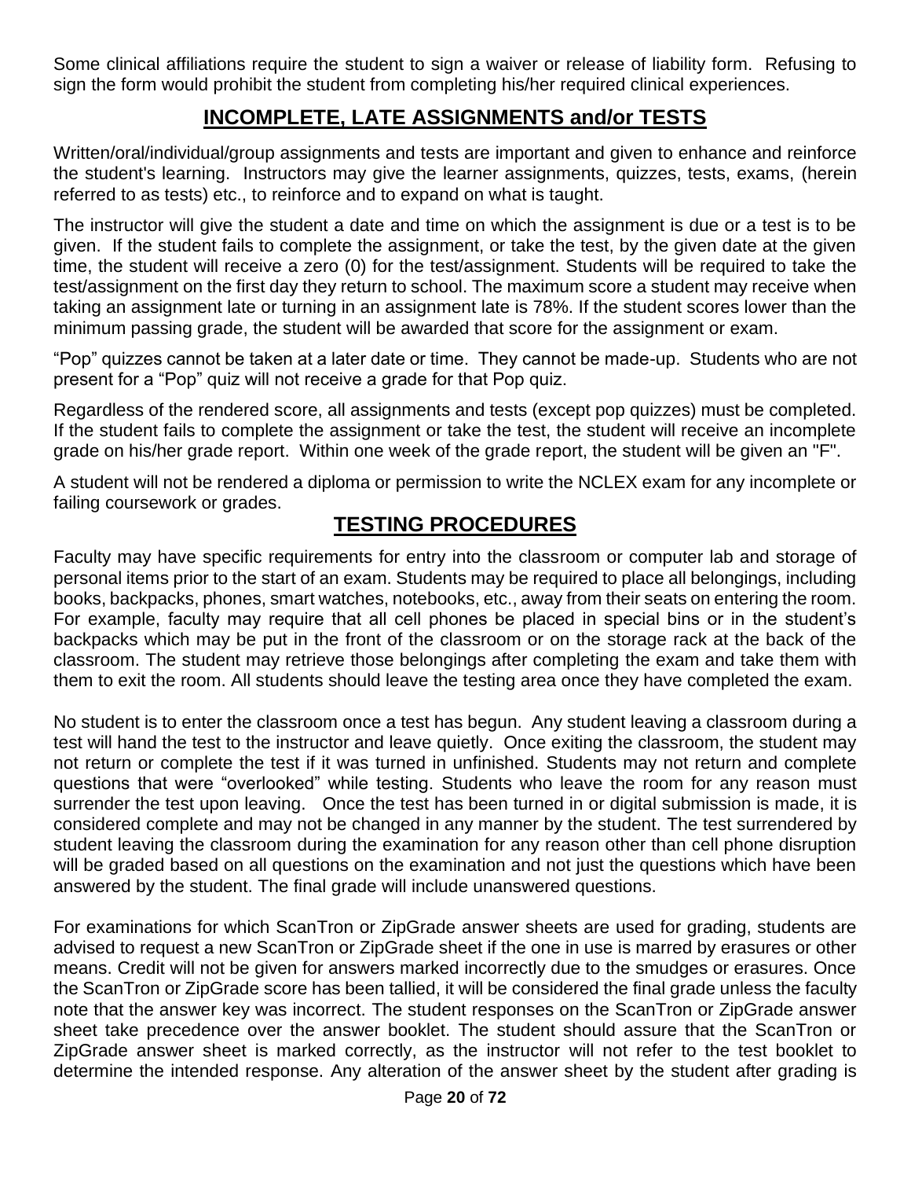Some clinical affiliations require the student to sign a waiver or release of liability form. Refusing to sign the form would prohibit the student from completing his/her required clinical experiences.

## INCOMPLETE, LATE ASSIGNMENTS and/or TESTS

Written/oral/individual/group assignments and tests are important and given to enhance and reinforce the student's learning. Instructors may give the learner assignments, quizzes, tests, exams, (herein referred to as tests) etc., to reinforce and to expand on what is taught.

The instructor will give the student a date and time on which the assignment is due or a test is to be given. If the student fails to complete the assignment, or take the test, by the given date at the given time, the student will receive a zero (0) for the test/assignment. Students will be required to take the test/assignment on the first day they return to school. The maximum score a student may receive when taking an assignment late or turning in an assignment late is 78%. If the student scores lower than the minimum passing grade, the student will be awarded that score for the assignment or exam.

"Pop" quizzes cannot be taken at a later date or time. They cannot be made-up. Students who are not present for a "Pop" quiz will not receive a grade for that Pop quiz.

Regardless of the rendered score, all assignments and tests (except pop quizzes) must be completed. If the student fails to complete the assignment or take the test, the student will receive an incomplete grade on his/her grade report. Within one week of the grade report, the student will be given an "F".

A student will not be rendered a diploma or permission to write the NCLEX exam for any incomplete or failing coursework or grades.

## TESTING PROCEDURES

Faculty may have specific requirements for entry into the classroom or computer lab and storage of personal items prior to the start of an exam. Students may be required to place all belongings, including books, backpacks, phones, smart watches, notebooks, etc., away from their seats on entering the room. For example, faculty may require that all cell phones be placed in special bins or in the student's backpacks which may be put in the front of the classroom or on the storage rack at the back of the classroom. The student may retrieve those belongings after completing the exam and take them with them to exit the room. All students should leave the testing area once they have completed the exam.

No student is to enter the classroom once a test has begun. Any student leaving a classroom during a test will hand the test to the instructor and leave quietly. Once exiting the classroom, the student may not return or complete the test if it was turned in unfinished. Students may not return and complete questions that were "overlooked" while testing. Students who leave the room for any reason must surrender the test upon leaving. Once the test has been turned in or digital submission is made, it is considered complete and may not be changed in any manner by the student. The test surrendered by student leaving the classroom during the examination for any reason other than cell phone disruption will be graded based on all questions on the examination and not just the questions which have been answered by the student. The final grade will include unanswered questions.

For examinations for which ScanTron or ZipGrade answer sheets are used for grading, students are advised to request a new ScanTron or ZipGrade sheet if the one in use is marred by erasures or other means. Credit will not be given for answers marked incorrectly due to the smudges or erasures. Once the ScanTron or ZipGrade score has been tallied, it will be considered the final grade unless the faculty note that the answer key was incorrect. The student responses on the ScanTron or ZipGrade answer sheet take precedence over the answer booklet. The student should assure that the ScanTron or ZipGrade answer sheet is marked correctly, as the instructor will not refer to the test booklet to determine the intended response. Any alteration of the answer sheet by the student after grading is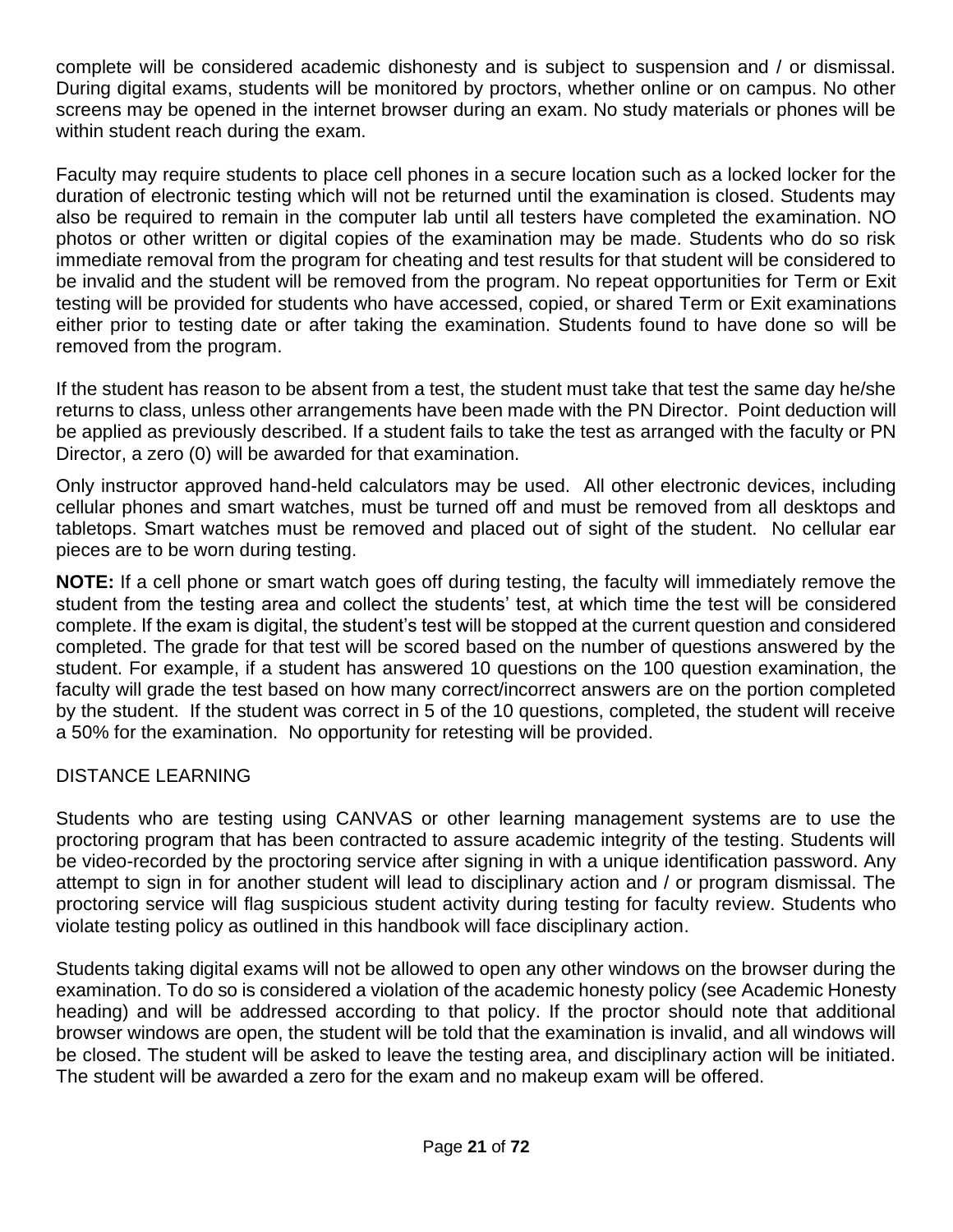complete will be considered academic dishonesty and is subject to suspension and / or dismissal. During digital exams, students will be monitored by proctors, whether online or on campus. No other screens may be opened in the internet browser during an exam. No study materials or phones will be within student reach during the exam.

Faculty may require students to place cell phones in a secure location such as a locked locker for the duration of electronic testing which will not be returned until the examination is closed. Students may also be required to remain in the computer lab until all testers have completed the examination. NO photos or other written or digital copies of the examination may be made. Students who do so risk immediate removal from the program for cheating and test results for that student will be considered to be invalid and the student will be removed from the program. No repeat opportunities for Term or Exit testing will be provided for students who have accessed, copied, or shared Term or Exit examinations either prior to testing date or after taking the examination. Students found to have done so will be removed from the program.

If the student has reason to be absent from a test, the student must take that test the same day he/she returns to class, unless other arrangements have been made with the PN Director. Point deduction will be applied as previously described. If a student fails to take the test as arranged with the faculty or PN Director, a zero (0) will be awarded for that examination.

Only instructor approved hand-held calculators may be used. All other electronic devices, including cellular phones and smart watches, must be turned off and must be removed from all desktops and tabletops. Smart watches must be removed and placed out of sight of the student. No cellular ear pieces are to be worn during testing.

**NOTE:** If a cell phone or smart watch goes off during testing, the faculty will immediately remove the student from the testing area and collect the students' test, at which time the test will be considered complete. If the exam is digital, the student's test will be stopped at the current question and considered completed. The grade for that test will be scored based on the number of questions answered by the student. For example, if a student has answered 10 questions on the 100 question examination, the faculty will grade the test based on how many correct/incorrect answers are on the portion completed by the student. If the student was correct in 5 of the 10 questions, completed, the student will receive a 50% for the examination. No opportunity for retesting will be provided.

DISTANCE LEARNING

Students who are testing using CANVAS or other learning management systems are to use the proctoring program that has been contracted to assure academic integrity of the testing. Students will be video-recorded by the proctoring service after signing in with a unique identification password. Any attempt to sign in for another student will lead to disciplinary action and / or program dismissal. The proctoring service will flag suspicious student activity during testing for faculty review. Students who violate testing policy as outlined in this handbook will face disciplinary action.

Students taking digital exams will not be allowed to open any other windows on the browser during the examination. To do so is considered a violation of the academic honesty policy (see Academic Honesty heading) and will be addressed according to that policy. If the proctor should note that additional browser windows are open, the student will be told that the examination is invalid, and all windows will be closed. The student will be asked to leave the testing area, and disciplinary action will be initiated. The student will be awarded a zero for the exam and no makeup exam will be offered.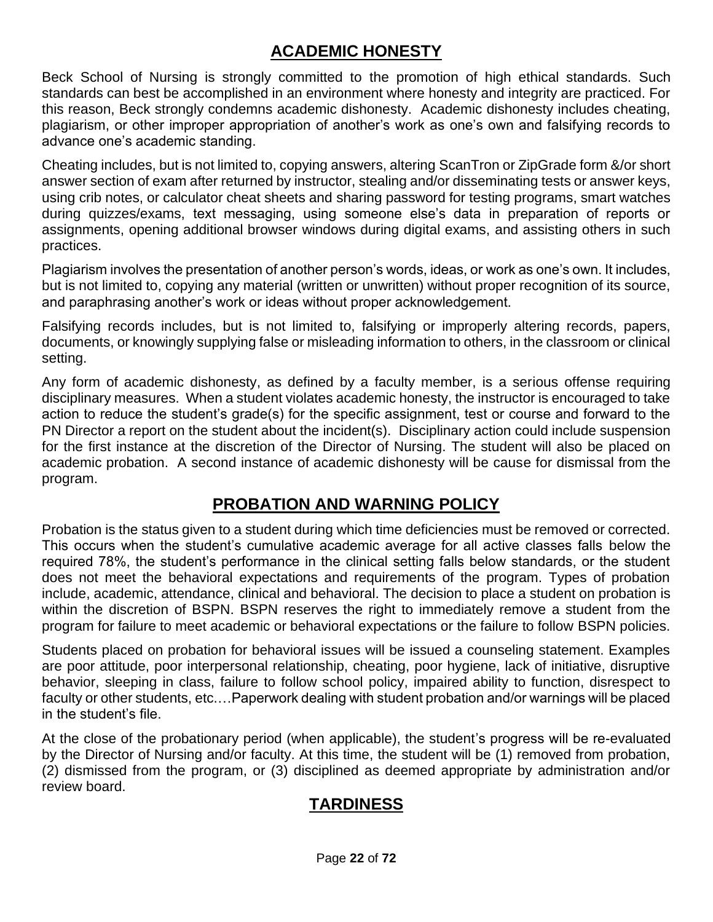## ACADEMIC HONESTY

Beck School of Nursing is strongly committed to the promotion of high ethical standards. Such standards can best be accomplished in an environment where honesty and integrity are practiced. For this reason, Beck strongly condemns academic dishonesty. Academic dishonesty includes cheating, plagiarism, or other improper appropriation of another's work as one's own and falsifying records to advance one's academic standing.

Cheating includes, but is not limited to, copying answers, altering ScanTron or ZipGrade form &/or short answer section of exam after returned by instructor, stealing and/or disseminating tests or answer keys, using crib notes, or calculator cheat sheets and sharing password for testing programs, smart watches during quizzes/exams, text messaging, using someone else's data in preparation of reports or assignments, opening additional browser windows during digital exams, and assisting others in such practices.

Plagiarism involves the presentation of another person's words, ideas, or work as one's own. It includes, but is not limited to, copying any material (written or unwritten) without proper recognition of its source, and paraphrasing another's work or ideas without proper acknowledgement.

Falsifying records includes, but is not limited to, falsifying or improperly altering records, papers, documents, or knowingly supplying false or misleading information to others, in the classroom or clinical setting.

Any form of academic dishonesty, as defined by a faculty member, is a serious offense requiring disciplinary measures. When a student violates academic honesty, the instructor is encouraged to take action to reduce the student's grade(s) for the specific assignment, test or course and forward to the PN Director a report on the student about the incident(s). Disciplinary action could include suspension for the first instance at the discretion of the Director of Nursing. The student will also be placed on academic probation. A second instance of academic dishonesty will be cause for dismissal from the program.

## PROBATION AND WARNING POLICY

Probation is the status given to a student during which time deficiencies must be removed or corrected. This occurs when the student's cumulative academic average for all active classes falls below the required 78%, the student's performance in the clinical setting falls below standards, or the student does not meet the behavioral expectations and requirements of the program. Types of probation include, academic, attendance, clinical and behavioral. The decision to place a student on probation is within the discretion of BSPN. BSPN reserves the right to immediately remove a student from the program for failure to meet academic or behavioral expectations or the failure to follow BSPN policies.

Students placed on probation for behavioral issues will be issued a counseling statement. Examples are poor attitude, poor interpersonal relationship, cheating, poor hygiene, lack of initiative, disruptive behavior, sleeping in class, failure to follow school policy, impaired ability to function, disrespect to faculty or other students, etc.…Paperwork dealing with student probation and/or warnings will be placed in the student's file.

At the close of the probationary period (when applicable), the student's progress will be re-evaluated by the Director of Nursing and/or faculty. At this time, the student will be (1) removed from probation, (2) dismissed from the program, or (3) disciplined as deemed appropriate by administration and/or review board.

## TARDINESS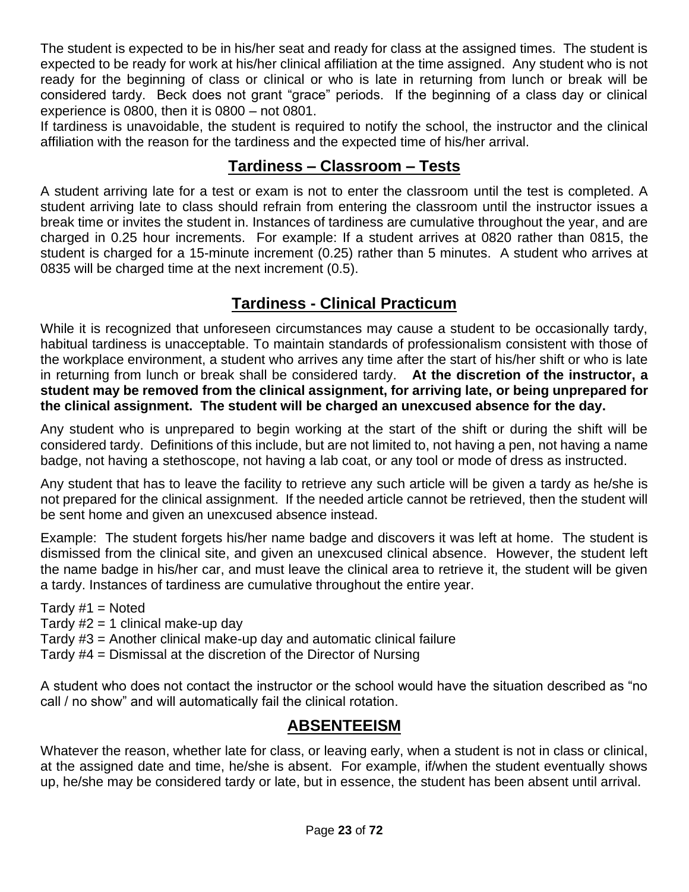The student is expected to be in his/her seat and ready for class at the assigned times. The student is expected to be ready for work at his/her clinical affiliation at the time assigned. Any student who is not ready for the beginning of class or clinical or who is late in returning from lunch or break will be considered tardy. Beck does not grant "grace" periods. If the beginning of a class day or clinical experience is 0800, then it is 0800 – not 0801.

If tardiness is unavoidable, the student is required to notify the school, the instructor and the clinical affiliation with the reason for the tardiness and the expected time of his/her arrival.

## Tardiness – Classroom – Tests

A student arriving late for a test or exam is not to enter the classroom until the test is completed. A student arriving late to class should refrain from entering the classroom until the instructor issues a break time or invites the student in. Instances of tardiness are cumulative throughout the year, and are charged in 0.25 hour increments. For example: If a student arrives at 0820 rather than 0815, the student is charged for a 15-minute increment (0.25) rather than 5 minutes. A student who arrives at 0835 will be charged time at the next increment (0.5).

## Tardiness - Clinical Practicum

While it is recognized that unforeseen circumstances may cause a student to be occasionally tardy, habitual tardiness is unacceptable. To maintain standards of professionalism consistent with those of the workplace environment, a student who arrives any time after the start of his/her shift or who is late in returning from lunch or break shall be considered tardy. **At the discretion of the instructor, a student may be removed from the clinical assignment, for arriving late, or being unprepared for the clinical assignment. The student will be charged an unexcused absence for the day.**

Any student who is unprepared to begin working at the start of the shift or during the shift will be considered tardy. Definitions of this include, but are not limited to, not having a pen, not having a name badge, not having a stethoscope, not having a lab coat, or any tool or mode of dress as instructed.

Any student that has to leave the facility to retrieve any such article will be given a tardy as he/she is not prepared for the clinical assignment. If the needed article cannot be retrieved, then the student will be sent home and given an unexcused absence instead.

Example: The student forgets his/her name badge and discovers it was left at home. The student is dismissed from the clinical site, and given an unexcused clinical absence. However, the student left the name badge in his/her car, and must leave the clinical area to retrieve it, the student will be given a tardy. Instances of tardiness are cumulative throughout the entire year.

Tardy #1 = Noted
Tardy #2 = 1 clinical make-up day
Tardy #3 = Another clinical make-up day and automatic clinical failure
Tardy #4 = Dismissal at the discretion of the Director of Nursing

A student who does not contact the instructor or the school would have the situation described as "no call / no show" and will automatically fail the clinical rotation.

## ABSENTEEISM

Whatever the reason, whether late for class, or leaving early, when a student is not in class or clinical, at the assigned date and time, he/she is absent. For example, if/when the student eventually shows up, he/she may be considered tardy or late, but in essence, the student has been absent until arrival.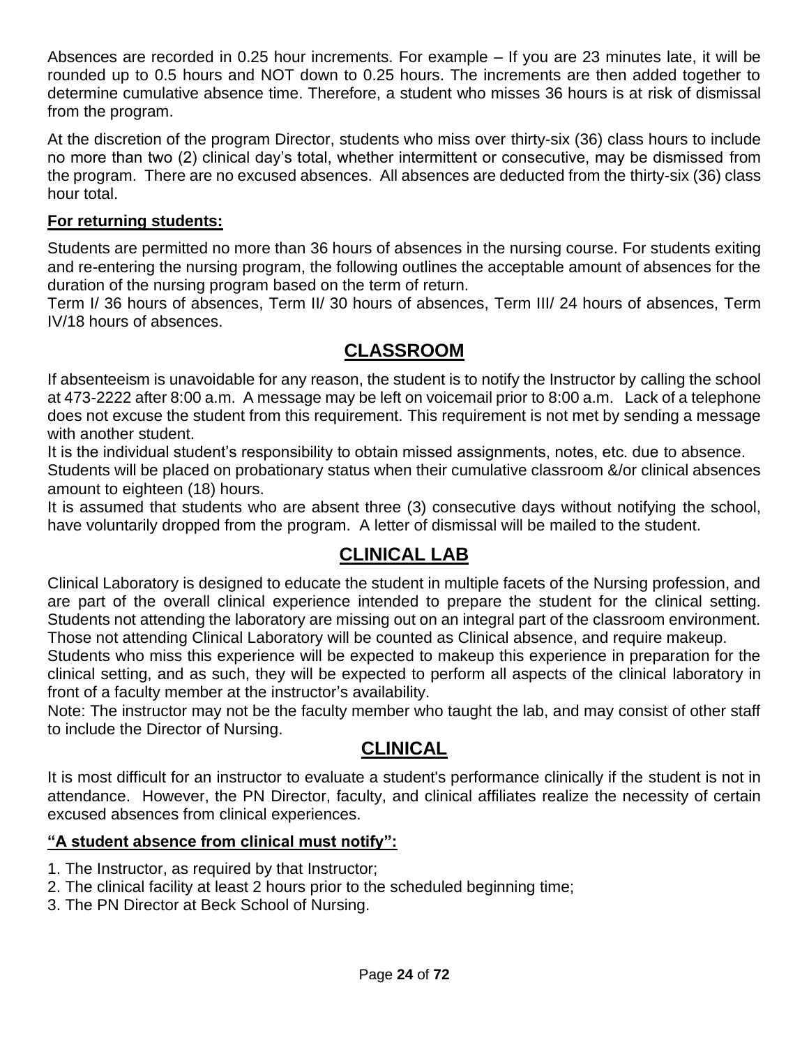Absences are recorded in 0.25 hour increments. For example – If you are 23 minutes late, it will be rounded up to 0.5 hours and NOT down to 0.25 hours. The increments are then added together to determine cumulative absence time. Therefore, a student who misses 36 hours is at risk of dismissal from the program.

At the discretion of the program Director, students who miss over thirty-six (36) class hours to include no more than two (2) clinical day's total, whether intermittent or consecutive, may be dismissed from the program. There are no excused absences. All absences are deducted from the thirty-six (36) class hour total.

**For returning students:**

Students are permitted no more than 36 hours of absences in the nursing course. For students exiting and re-entering the nursing program, the following outlines the acceptable amount of absences for the duration of the nursing program based on the term of return.
Term I/ 36 hours of absences, Term II/ 30 hours of absences, Term III/ 24 hours of absences, Term IV/18 hours of absences.

## CLASSROOM

If absenteeism is unavoidable for any reason, the student is to notify the Instructor by calling the school at 473-2222 after 8:00 a.m. A message may be left on voicemail prior to 8:00 a.m. Lack of a telephone does not excuse the student from this requirement. This requirement is not met by sending a message with another student.
It is the individual student's responsibility to obtain missed assignments, notes, etc. due to absence.
Students will be placed on probationary status when their cumulative classroom &/or clinical absences amount to eighteen (18) hours.
It is assumed that students who are absent three (3) consecutive days without notifying the school, have voluntarily dropped from the program. A letter of dismissal will be mailed to the student.

## CLINICAL LAB

Clinical Laboratory is designed to educate the student in multiple facets of the Nursing profession, and are part of the overall clinical experience intended to prepare the student for the clinical setting. Students not attending the laboratory are missing out on an integral part of the classroom environment. Those not attending Clinical Laboratory will be counted as Clinical absence, and require makeup.
Students who miss this experience will be expected to makeup this experience in preparation for the clinical setting, and as such, they will be expected to perform all aspects of the clinical laboratory in front of a faculty member at the instructor's availability.
Note: The instructor may not be the faculty member who taught the lab, and may consist of other staff to include the Director of Nursing.

## CLINICAL

It is most difficult for an instructor to evaluate a student's performance clinically if the student is not in attendance. However, the PN Director, faculty, and clinical affiliates realize the necessity of certain excused absences from clinical experiences.

**"A student absence from clinical must notify":**

1. The Instructor, as required by that Instructor;
2. The clinical facility at least 2 hours prior to the scheduled beginning time;
3. The PN Director at Beck School of Nursing.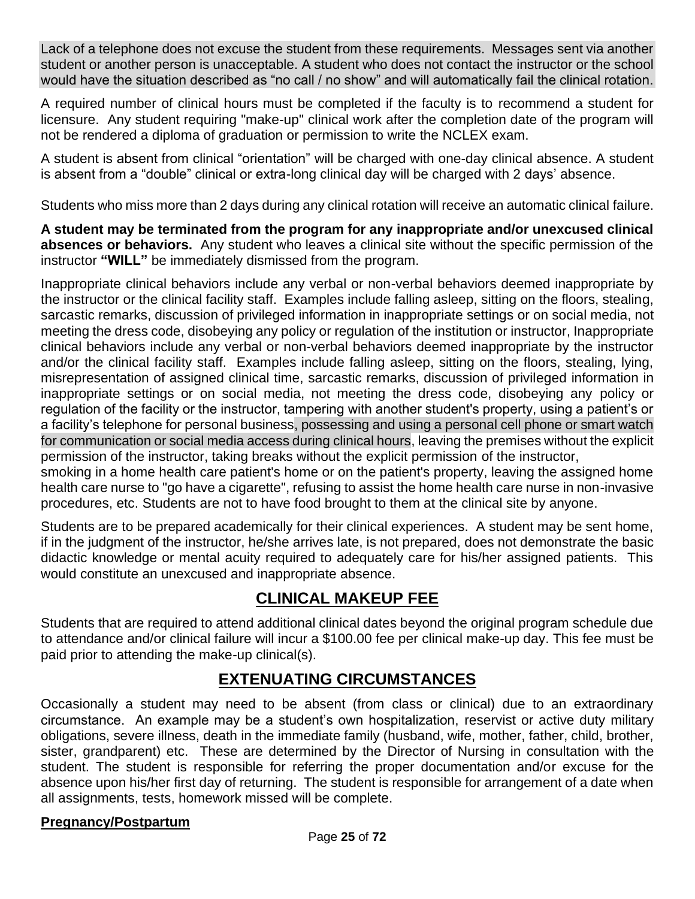Lack of a telephone does not excuse the student from these requirements. Messages sent via another student or another person is unacceptable. A student who does not contact the instructor or the school would have the situation described as "no call / no show" and will automatically fail the clinical rotation.

A required number of clinical hours must be completed if the faculty is to recommend a student for licensure. Any student requiring "make-up" clinical work after the completion date of the program will not be rendered a diploma of graduation or permission to write the NCLEX exam.

A student is absent from clinical "orientation" will be charged with one-day clinical absence. A student is absent from a "double" clinical or extra-long clinical day will be charged with 2 days' absence.

Students who miss more than 2 days during any clinical rotation will receive an automatic clinical failure.

**A student may be terminated from the program for any inappropriate and/or unexcused clinical absences or behaviors.** Any student who leaves a clinical site without the specific permission of the instructor **"WILL"** be immediately dismissed from the program.

Inappropriate clinical behaviors include any verbal or non-verbal behaviors deemed inappropriate by the instructor or the clinical facility staff. Examples include falling asleep, sitting on the floors, stealing, sarcastic remarks, discussion of privileged information in inappropriate settings or on social media, not meeting the dress code, disobeying any policy or regulation of the institution or instructor, Inappropriate clinical behaviors include any verbal or non-verbal behaviors deemed inappropriate by the instructor and/or the clinical facility staff. Examples include falling asleep, sitting on the floors, stealing, lying, misrepresentation of assigned clinical time, sarcastic remarks, discussion of privileged information in inappropriate settings or on social media, not meeting the dress code, disobeying any policy or regulation of the facility or the instructor, tampering with another student's property, using a patient's or a facility's telephone for personal business, possessing and using a personal cell phone or smart watch for communication or social media access during clinical hours, leaving the premises without the explicit permission of the instructor, taking breaks without the explicit permission of the instructor, smoking in a home health care patient's home or on the patient's property, leaving the assigned home health care nurse to "go have a cigarette", refusing to assist the home health care nurse in non-invasive procedures, etc. Students are not to have food brought to them at the clinical site by anyone.

Students are to be prepared academically for their clinical experiences. A student may be sent home, if in the judgment of the instructor, he/she arrives late, is not prepared, does not demonstrate the basic didactic knowledge or mental acuity required to adequately care for his/her assigned patients. This would constitute an unexcused and inappropriate absence.

## CLINICAL MAKEUP FEE

Students that are required to attend additional clinical dates beyond the original program schedule due to attendance and/or clinical failure will incur a $100.00 fee per clinical make-up day. This fee must be paid prior to attending the make-up clinical(s).

## EXTENUATING CIRCUMSTANCES

Occasionally a student may need to be absent (from class or clinical) due to an extraordinary circumstance. An example may be a student's own hospitalization, reservist or active duty military obligations, severe illness, death in the immediate family (husband, wife, mother, father, child, brother, sister, grandparent) etc. These are determined by the Director of Nursing in consultation with the student. The student is responsible for referring the proper documentation and/or excuse for the absence upon his/her first day of returning. The student is responsible for arrangement of a date when all assignments, tests, homework missed will be complete.

**Pregnancy/Postpartum**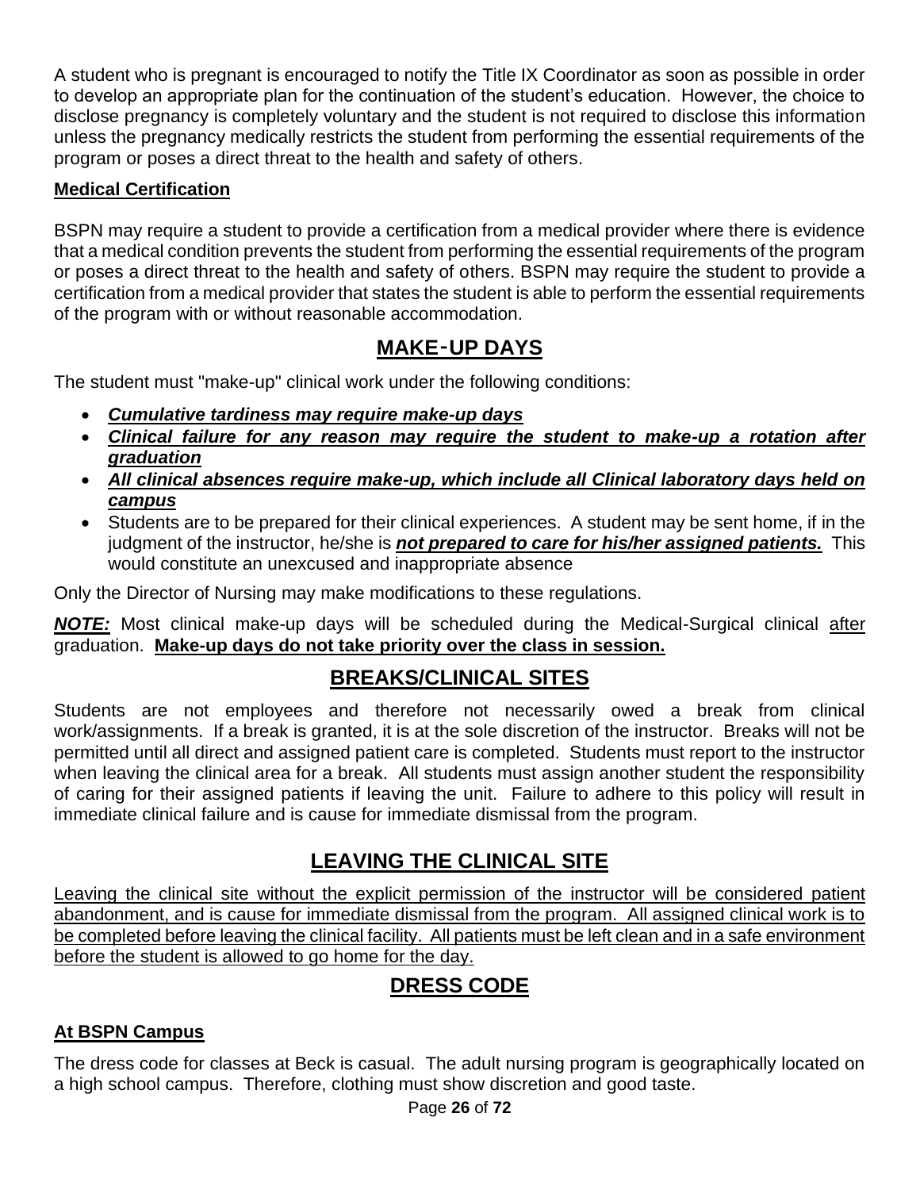A student who is pregnant is encouraged to notify the Title IX Coordinator as soon as possible in order to develop an appropriate plan for the continuation of the student's education. However, the choice to disclose pregnancy is completely voluntary and the student is not required to disclose this information unless the pregnancy medically restricts the student from performing the essential requirements of the program or poses a direct threat to the health and safety of others.

### Medical Certification

BSPN may require a student to provide a certification from a medical provider where there is evidence that a medical condition prevents the student from performing the essential requirements of the program or poses a direct threat to the health and safety of others. BSPN may require the student to provide a certification from a medical provider that states the student is able to perform the essential requirements of the program with or without reasonable accommodation.

## MAKE-UP DAYS

The student must "make-up" clinical work under the following conditions:

- ***Cumulative tardiness may require make-up days***
- ***Clinical failure for any reason may require the student to make-up a rotation after graduation***
- ***All clinical absences require make-up, which include all Clinical laboratory days held on campus***
- Students are to be prepared for their clinical experiences. A student may be sent home, if in the judgment of the instructor, he/she is ***not prepared to care for his/her assigned patients.*** This would constitute an unexcused and inappropriate absence

Only the Director of Nursing may make modifications to these regulations.

***NOTE:*** Most clinical make-up days will be scheduled during the Medical-Surgical clinical after graduation. **Make-up days do not take priority over the class in session.**

## BREAKS/CLINICAL SITES

Students are not employees and therefore not necessarily owed a break from clinical work/assignments. If a break is granted, it is at the sole discretion of the instructor. Breaks will not be permitted until all direct and assigned patient care is completed. Students must report to the instructor when leaving the clinical area for a break. All students must assign another student the responsibility of caring for their assigned patients if leaving the unit. Failure to adhere to this policy will result in immediate clinical failure and is cause for immediate dismissal from the program.

## LEAVING THE CLINICAL SITE

Leaving the clinical site without the explicit permission of the instructor will be considered patient abandonment, and is cause for immediate dismissal from the program. All assigned clinical work is to be completed before leaving the clinical facility. All patients must be left clean and in a safe environment before the student is allowed to go home for the day.

## DRESS CODE

### At BSPN Campus

The dress code for classes at Beck is casual. The adult nursing program is geographically located on a high school campus. Therefore, clothing must show discretion and good taste.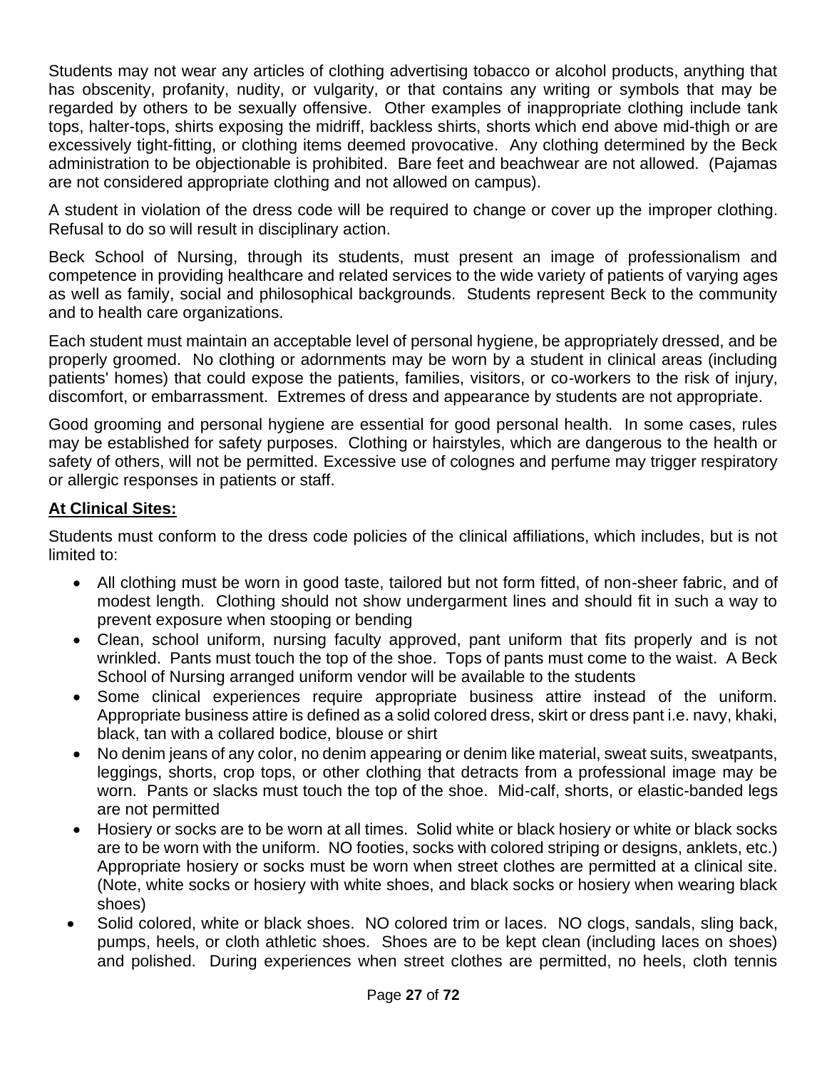Students may not wear any articles of clothing advertising tobacco or alcohol products, anything that has obscenity, profanity, nudity, or vulgarity, or that contains any writing or symbols that may be regarded by others to be sexually offensive. Other examples of inappropriate clothing include tank tops, halter-tops, shirts exposing the midriff, backless shirts, shorts which end above mid-thigh or are excessively tight-fitting, or clothing items deemed provocative. Any clothing determined by the Beck administration to be objectionable is prohibited. Bare feet and beachwear are not allowed. (Pajamas are not considered appropriate clothing and not allowed on campus).

A student in violation of the dress code will be required to change or cover up the improper clothing. Refusal to do so will result in disciplinary action.

Beck School of Nursing, through its students, must present an image of professionalism and competence in providing healthcare and related services to the wide variety of patients of varying ages as well as family, social and philosophical backgrounds. Students represent Beck to the community and to health care organizations.

Each student must maintain an acceptable level of personal hygiene, be appropriately dressed, and be properly groomed. No clothing or adornments may be worn by a student in clinical areas (including patients' homes) that could expose the patients, families, visitors, or co-workers to the risk of injury, discomfort, or embarrassment. Extremes of dress and appearance by students are not appropriate.

Good grooming and personal hygiene are essential for good personal health. In some cases, rules may be established for safety purposes. Clothing or hairstyles, which are dangerous to the health or safety of others, will not be permitted. Excessive use of colognes and perfume may trigger respiratory or allergic responses in patients or staff.

**At Clinical Sites:**

Students must conform to the dress code policies of the clinical affiliations, which includes, but is not limited to:

- All clothing must be worn in good taste, tailored but not form fitted, of non-sheer fabric, and of modest length. Clothing should not show undergarment lines and should fit in such a way to prevent exposure when stooping or bending
- Clean, school uniform, nursing faculty approved, pant uniform that fits properly and is not wrinkled. Pants must touch the top of the shoe. Tops of pants must come to the waist. A Beck School of Nursing arranged uniform vendor will be available to the students
- Some clinical experiences require appropriate business attire instead of the uniform. Appropriate business attire is defined as a solid colored dress, skirt or dress pant i.e. navy, khaki, black, tan with a collared bodice, blouse or shirt
- No denim jeans of any color, no denim appearing or denim like material, sweat suits, sweatpants, leggings, shorts, crop tops, or other clothing that detracts from a professional image may be worn. Pants or slacks must touch the top of the shoe. Mid-calf, shorts, or elastic-banded legs are not permitted
- Hosiery or socks are to be worn at all times. Solid white or black hosiery or white or black socks are to be worn with the uniform. NO footies, socks with colored striping or designs, anklets, etc.) Appropriate hosiery or socks must be worn when street clothes are permitted at a clinical site. (Note, white socks or hosiery with white shoes, and black socks or hosiery when wearing black shoes)
- Solid colored, white or black shoes. NO colored trim or laces. NO clogs, sandals, sling back, pumps, heels, or cloth athletic shoes. Shoes are to be kept clean (including laces on shoes) and polished. During experiences when street clothes are permitted, no heels, cloth tennis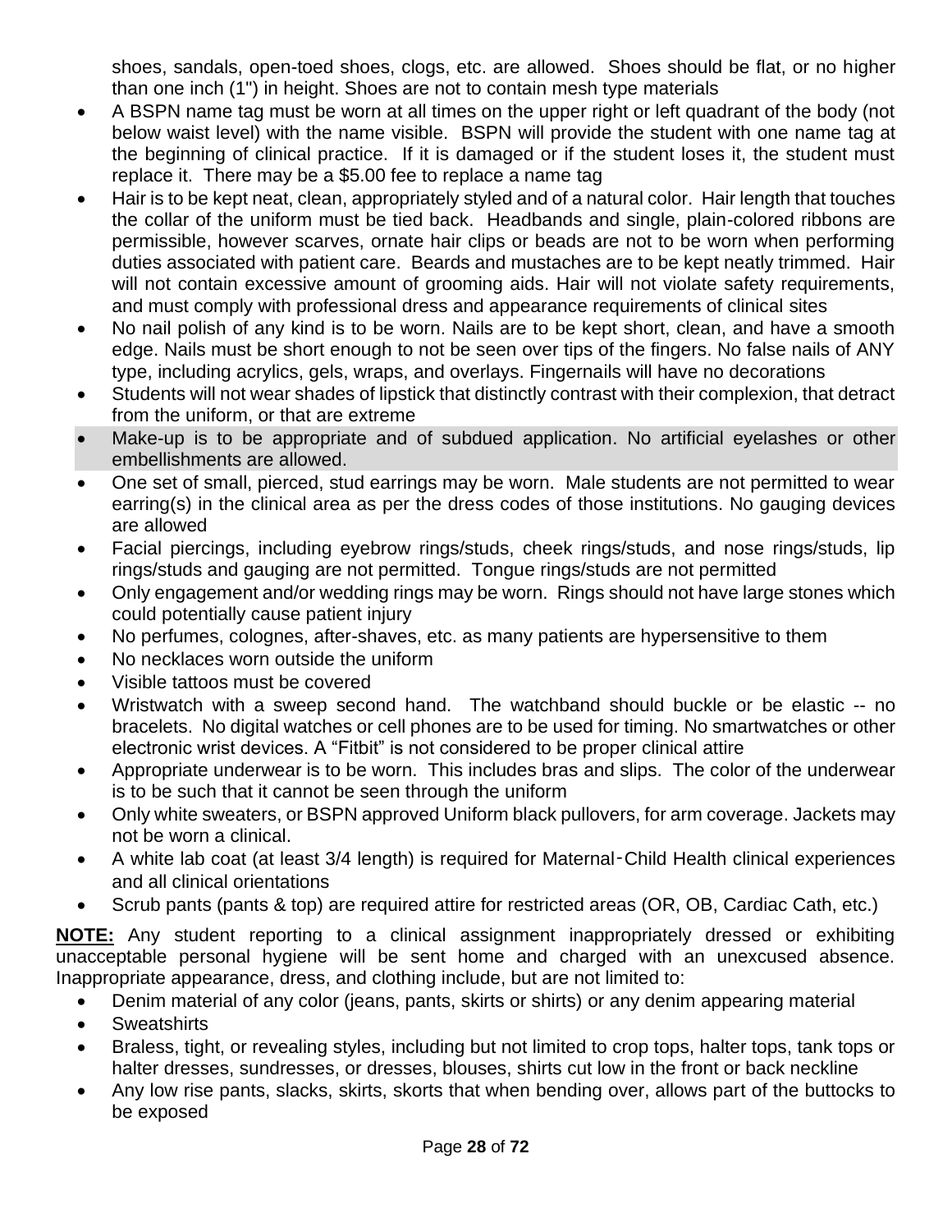shoes, sandals, open-toed shoes, clogs, etc. are allowed. Shoes should be flat, or no higher than one inch (1") in height. Shoes are not to contain mesh type materials

- A BSPN name tag must be worn at all times on the upper right or left quadrant of the body (not below waist level) with the name visible. BSPN will provide the student with one name tag at the beginning of clinical practice. If it is damaged or if the student loses it, the student must replace it. There may be a $5.00 fee to replace a name tag
- Hair is to be kept neat, clean, appropriately styled and of a natural color. Hair length that touches the collar of the uniform must be tied back. Headbands and single, plain-colored ribbons are permissible, however scarves, ornate hair clips or beads are not to be worn when performing duties associated with patient care. Beards and mustaches are to be kept neatly trimmed. Hair will not contain excessive amount of grooming aids. Hair will not violate safety requirements, and must comply with professional dress and appearance requirements of clinical sites
- No nail polish of any kind is to be worn. Nails are to be kept short, clean, and have a smooth edge. Nails must be short enough to not be seen over tips of the fingers. No false nails of ANY type, including acrylics, gels, wraps, and overlays. Fingernails will have no decorations
- Students will not wear shades of lipstick that distinctly contrast with their complexion, that detract from the uniform, or that are extreme
- Make-up is to be appropriate and of subdued application. No artificial eyelashes or other embellishments are allowed.
- One set of small, pierced, stud earrings may be worn. Male students are not permitted to wear earring(s) in the clinical area as per the dress codes of those institutions. No gauging devices are allowed
- Facial piercings, including eyebrow rings/studs, cheek rings/studs, and nose rings/studs, lip rings/studs and gauging are not permitted. Tongue rings/studs are not permitted
- Only engagement and/or wedding rings may be worn. Rings should not have large stones which could potentially cause patient injury
- No perfumes, colognes, after-shaves, etc. as many patients are hypersensitive to them
- No necklaces worn outside the uniform
- Visible tattoos must be covered
- Wristwatch with a sweep second hand. The watchband should buckle or be elastic -- no bracelets. No digital watches or cell phones are to be used for timing. No smartwatches or other electronic wrist devices. A "Fitbit" is not considered to be proper clinical attire
- Appropriate underwear is to be worn. This includes bras and slips. The color of the underwear is to be such that it cannot be seen through the uniform
- Only white sweaters, or BSPN approved Uniform black pullovers, for arm coverage. Jackets may not be worn a clinical.
- A white lab coat (at least 3/4 length) is required for Maternal‑Child Health clinical experiences and all clinical orientations
- Scrub pants (pants & top) are required attire for restricted areas (OR, OB, Cardiac Cath, etc.)

**NOTE:** Any student reporting to a clinical assignment inappropriately dressed or exhibiting unacceptable personal hygiene will be sent home and charged with an unexcused absence. Inappropriate appearance, dress, and clothing include, but are not limited to:

- Denim material of any color (jeans, pants, skirts or shirts) or any denim appearing material
- Sweatshirts
- Braless, tight, or revealing styles, including but not limited to crop tops, halter tops, tank tops or halter dresses, sundresses, or dresses, blouses, shirts cut low in the front or back neckline
- Any low rise pants, slacks, skirts, skorts that when bending over, allows part of the buttocks to be exposed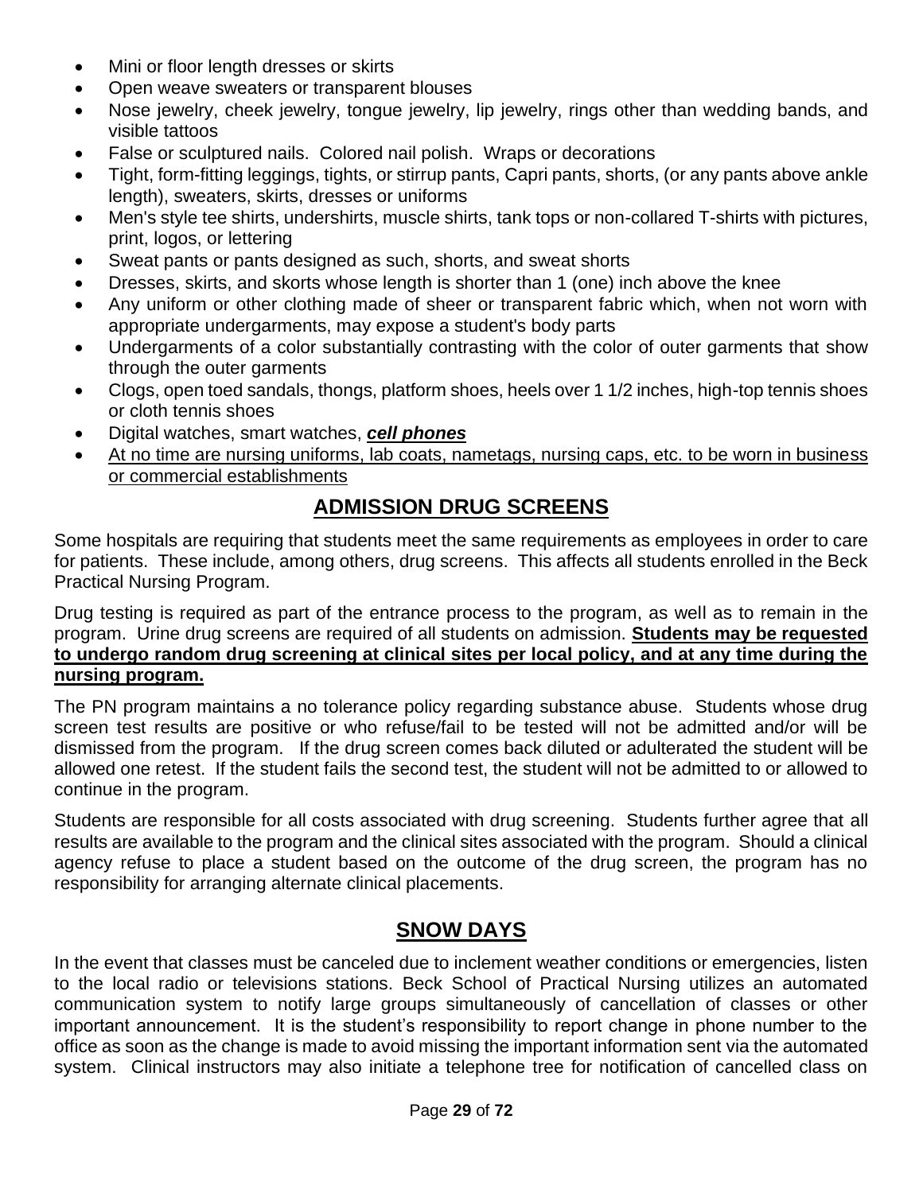- Mini or floor length dresses or skirts
- Open weave sweaters or transparent blouses
- Nose jewelry, cheek jewelry, tongue jewelry, lip jewelry, rings other than wedding bands, and visible tattoos
- False or sculptured nails. Colored nail polish. Wraps or decorations
- Tight, form-fitting leggings, tights, or stirrup pants, Capri pants, shorts, (or any pants above ankle length), sweaters, skirts, dresses or uniforms
- Men's style tee shirts, undershirts, muscle shirts, tank tops or non-collared T-shirts with pictures, print, logos, or lettering
- Sweat pants or pants designed as such, shorts, and sweat shorts
- Dresses, skirts, and skorts whose length is shorter than 1 (one) inch above the knee
- Any uniform or other clothing made of sheer or transparent fabric which, when not worn with appropriate undergarments, may expose a student's body parts
- Undergarments of a color substantially contrasting with the color of outer garments that show through the outer garments
- Clogs, open toed sandals, thongs, platform shoes, heels over 1 1/2 inches, high-top tennis shoes or cloth tennis shoes
- Digital watches, smart watches, <u>***cell phones***</u>
- <u>At no time are nursing uniforms, lab coats, nametags, nursing caps, etc. to be worn in business or commercial establishments</u>

## ADMISSION DRUG SCREENS

Some hospitals are requiring that students meet the same requirements as employees in order to care for patients. These include, among others, drug screens. This affects all students enrolled in the Beck Practical Nursing Program.

Drug testing is required as part of the entrance process to the program, as well as to remain in the program. Urine drug screens are required of all students on admission. <u>**Students may be requested to undergo random drug screening at clinical sites per local policy, and at any time during the nursing program.**</u>

The PN program maintains a no tolerance policy regarding substance abuse. Students whose drug screen test results are positive or who refuse/fail to be tested will not be admitted and/or will be dismissed from the program. If the drug screen comes back diluted or adulterated the student will be allowed one retest. If the student fails the second test, the student will not be admitted to or allowed to continue in the program.

Students are responsible for all costs associated with drug screening. Students further agree that all results are available to the program and the clinical sites associated with the program. Should a clinical agency refuse to place a student based on the outcome of the drug screen, the program has no responsibility for arranging alternate clinical placements.

## SNOW DAYS

In the event that classes must be canceled due to inclement weather conditions or emergencies, listen to the local radio or televisions stations. Beck School of Practical Nursing utilizes an automated communication system to notify large groups simultaneously of cancellation of classes or other important announcement. It is the student's responsibility to report change in phone number to the office as soon as the change is made to avoid missing the important information sent via the automated system. Clinical instructors may also initiate a telephone tree for notification of cancelled class on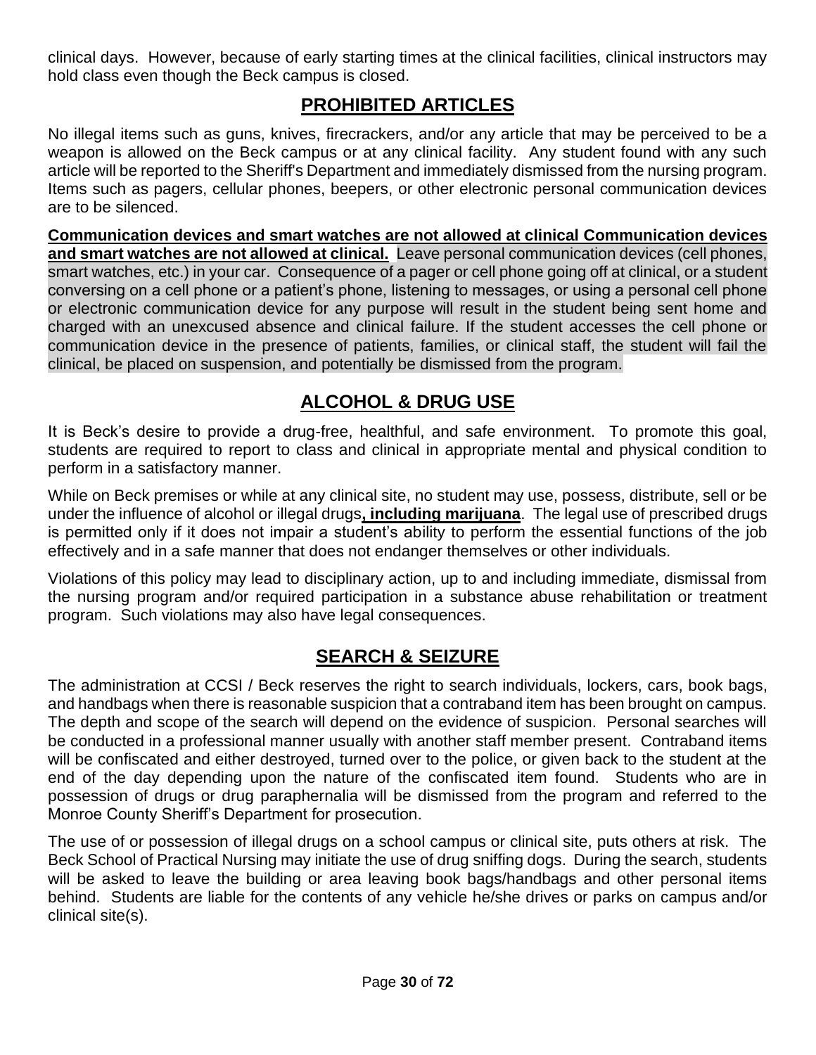clinical days. However, because of early starting times at the clinical facilities, clinical instructors may hold class even though the Beck campus is closed.

## PROHIBITED ARTICLES

No illegal items such as guns, knives, firecrackers, and/or any article that may be perceived to be a weapon is allowed on the Beck campus or at any clinical facility. Any student found with any such article will be reported to the Sheriff's Department and immediately dismissed from the nursing program. Items such as pagers, cellular phones, beepers, or other electronic personal communication devices are to be silenced.

**Communication devices and smart watches are not allowed at clinical Communication devices and smart watches are not allowed at clinical.** Leave personal communication devices (cell phones, smart watches, etc.) in your car. Consequence of a pager or cell phone going off at clinical, or a student conversing on a cell phone or a patient's phone, listening to messages, or using a personal cell phone or electronic communication device for any purpose will result in the student being sent home and charged with an unexcused absence and clinical failure. If the student accesses the cell phone or communication device in the presence of patients, families, or clinical staff, the student will fail the clinical, be placed on suspension, and potentially be dismissed from the program.

## ALCOHOL & DRUG USE

It is Beck's desire to provide a drug-free, healthful, and safe environment. To promote this goal, students are required to report to class and clinical in appropriate mental and physical condition to perform in a satisfactory manner.

While on Beck premises or while at any clinical site, no student may use, possess, distribute, sell or be under the influence of alcohol or illegal drugs**, including marijuana**. The legal use of prescribed drugs is permitted only if it does not impair a student's ability to perform the essential functions of the job effectively and in a safe manner that does not endanger themselves or other individuals.

Violations of this policy may lead to disciplinary action, up to and including immediate, dismissal from the nursing program and/or required participation in a substance abuse rehabilitation or treatment program. Such violations may also have legal consequences.

## SEARCH & SEIZURE

The administration at CCSI / Beck reserves the right to search individuals, lockers, cars, book bags, and handbags when there is reasonable suspicion that a contraband item has been brought on campus. The depth and scope of the search will depend on the evidence of suspicion. Personal searches will be conducted in a professional manner usually with another staff member present. Contraband items will be confiscated and either destroyed, turned over to the police, or given back to the student at the end of the day depending upon the nature of the confiscated item found. Students who are in possession of drugs or drug paraphernalia will be dismissed from the program and referred to the Monroe County Sheriff's Department for prosecution.

The use of or possession of illegal drugs on a school campus or clinical site, puts others at risk. The Beck School of Practical Nursing may initiate the use of drug sniffing dogs. During the search, students will be asked to leave the building or area leaving book bags/handbags and other personal items behind. Students are liable for the contents of any vehicle he/she drives or parks on campus and/or clinical site(s).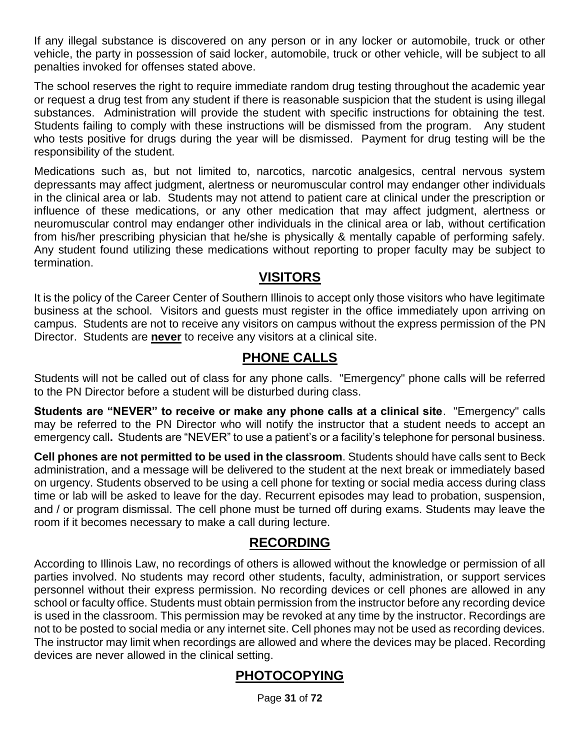If any illegal substance is discovered on any person or in any locker or automobile, truck or other vehicle, the party in possession of said locker, automobile, truck or other vehicle, will be subject to all penalties invoked for offenses stated above.

The school reserves the right to require immediate random drug testing throughout the academic year or request a drug test from any student if there is reasonable suspicion that the student is using illegal substances. Administration will provide the student with specific instructions for obtaining the test. Students failing to comply with these instructions will be dismissed from the program. Any student who tests positive for drugs during the year will be dismissed. Payment for drug testing will be the responsibility of the student.

Medications such as, but not limited to, narcotics, narcotic analgesics, central nervous system depressants may affect judgment, alertness or neuromuscular control may endanger other individuals in the clinical area or lab. Students may not attend to patient care at clinical under the prescription or influence of these medications, or any other medication that may affect judgment, alertness or neuromuscular control may endanger other individuals in the clinical area or lab, without certification from his/her prescribing physician that he/she is physically & mentally capable of performing safely. Any student found utilizing these medications without reporting to proper faculty may be subject to termination.

## VISITORS

It is the policy of the Career Center of Southern Illinois to accept only those visitors who have legitimate business at the school. Visitors and guests must register in the office immediately upon arriving on campus. Students are not to receive any visitors on campus without the express permission of the PN Director. Students are **never** to receive any visitors at a clinical site.

## PHONE CALLS

Students will not be called out of class for any phone calls. "Emergency" phone calls will be referred to the PN Director before a student will be disturbed during class.

**Students are "NEVER" to receive or make any phone calls at a clinical site**. "Emergency" calls may be referred to the PN Director who will notify the instructor that a student needs to accept an emergency call**.** Students are "NEVER" to use a patient's or a facility's telephone for personal business.

**Cell phones are not permitted to be used in the classroom**. Students should have calls sent to Beck administration, and a message will be delivered to the student at the next break or immediately based on urgency. Students observed to be using a cell phone for texting or social media access during class time or lab will be asked to leave for the day. Recurrent episodes may lead to probation, suspension, and / or program dismissal. The cell phone must be turned off during exams. Students may leave the room if it becomes necessary to make a call during lecture.

## RECORDING

According to Illinois Law, no recordings of others is allowed without the knowledge or permission of all parties involved. No students may record other students, faculty, administration, or support services personnel without their express permission. No recording devices or cell phones are allowed in any school or faculty office. Students must obtain permission from the instructor before any recording device is used in the classroom. This permission may be revoked at any time by the instructor. Recordings are not to be posted to social media or any internet site. Cell phones may not be used as recording devices. The instructor may limit when recordings are allowed and where the devices may be placed. Recording devices are never allowed in the clinical setting.

## PHOTOCOPYING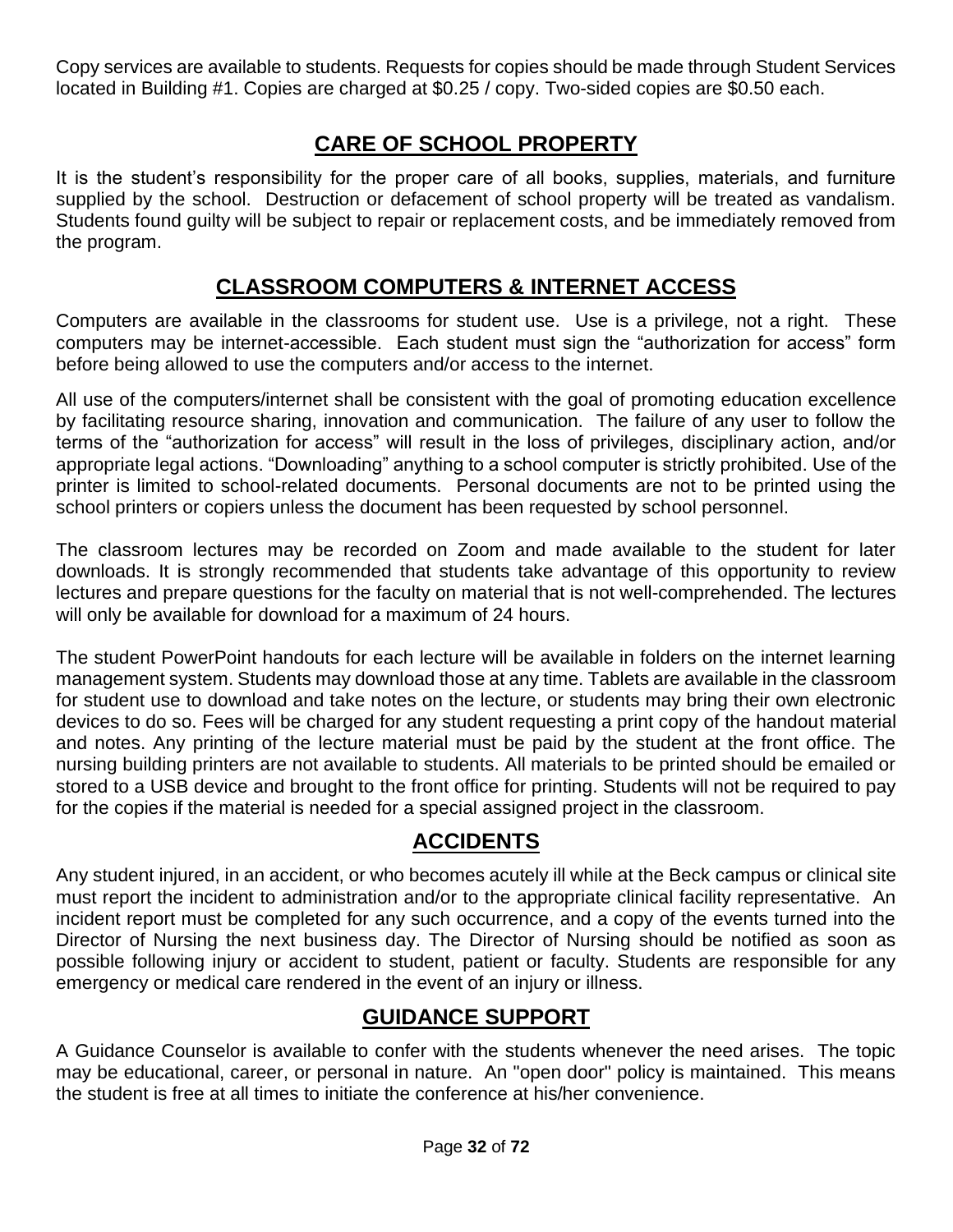Copy services are available to students. Requests for copies should be made through Student Services located in Building #1. Copies are charged at $0.25 / copy. Two-sided copies are $0.50 each.

## CARE OF SCHOOL PROPERTY

It is the student's responsibility for the proper care of all books, supplies, materials, and furniture supplied by the school. Destruction or defacement of school property will be treated as vandalism. Students found guilty will be subject to repair or replacement costs, and be immediately removed from the program.

## CLASSROOM COMPUTERS & INTERNET ACCESS

Computers are available in the classrooms for student use. Use is a privilege, not a right. These computers may be internet-accessible. Each student must sign the "authorization for access" form before being allowed to use the computers and/or access to the internet.

All use of the computers/internet shall be consistent with the goal of promoting education excellence by facilitating resource sharing, innovation and communication. The failure of any user to follow the terms of the "authorization for access" will result in the loss of privileges, disciplinary action, and/or appropriate legal actions. "Downloading" anything to a school computer is strictly prohibited. Use of the printer is limited to school-related documents. Personal documents are not to be printed using the school printers or copiers unless the document has been requested by school personnel.

The classroom lectures may be recorded on Zoom and made available to the student for later downloads. It is strongly recommended that students take advantage of this opportunity to review lectures and prepare questions for the faculty on material that is not well-comprehended. The lectures will only be available for download for a maximum of 24 hours.

The student PowerPoint handouts for each lecture will be available in folders on the internet learning management system. Students may download those at any time. Tablets are available in the classroom for student use to download and take notes on the lecture, or students may bring their own electronic devices to do so. Fees will be charged for any student requesting a print copy of the handout material and notes. Any printing of the lecture material must be paid by the student at the front office. The nursing building printers are not available to students. All materials to be printed should be emailed or stored to a USB device and brought to the front office for printing. Students will not be required to pay for the copies if the material is needed for a special assigned project in the classroom.

## ACCIDENTS

Any student injured, in an accident, or who becomes acutely ill while at the Beck campus or clinical site must report the incident to administration and/or to the appropriate clinical facility representative. An incident report must be completed for any such occurrence, and a copy of the events turned into the Director of Nursing the next business day. The Director of Nursing should be notified as soon as possible following injury or accident to student, patient or faculty. Students are responsible for any emergency or medical care rendered in the event of an injury or illness.

## GUIDANCE SUPPORT

A Guidance Counselor is available to confer with the students whenever the need arises. The topic may be educational, career, or personal in nature. An "open door" policy is maintained. This means the student is free at all times to initiate the conference at his/her convenience.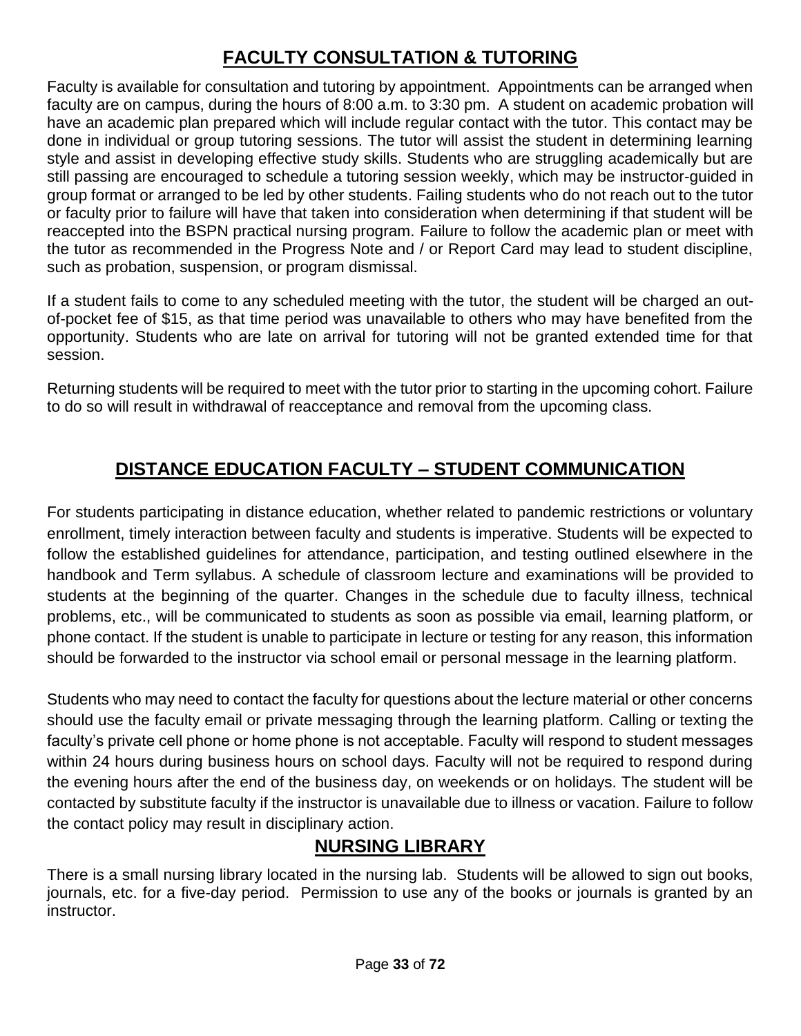## FACULTY CONSULTATION & TUTORING

Faculty is available for consultation and tutoring by appointment. Appointments can be arranged when faculty are on campus, during the hours of 8:00 a.m. to 3:30 pm. A student on academic probation will have an academic plan prepared which will include regular contact with the tutor. This contact may be done in individual or group tutoring sessions. The tutor will assist the student in determining learning style and assist in developing effective study skills. Students who are struggling academically but are still passing are encouraged to schedule a tutoring session weekly, which may be instructor-guided in group format or arranged to be led by other students. Failing students who do not reach out to the tutor or faculty prior to failure will have that taken into consideration when determining if that student will be reaccepted into the BSPN practical nursing program. Failure to follow the academic plan or meet with the tutor as recommended in the Progress Note and / or Report Card may lead to student discipline, such as probation, suspension, or program dismissal.

If a student fails to come to any scheduled meeting with the tutor, the student will be charged an out-of-pocket fee of $15, as that time period was unavailable to others who may have benefited from the opportunity. Students who are late on arrival for tutoring will not be granted extended time for that session.

Returning students will be required to meet with the tutor prior to starting in the upcoming cohort. Failure to do so will result in withdrawal of reacceptance and removal from the upcoming class.

## DISTANCE EDUCATION FACULTY – STUDENT COMMUNICATION

For students participating in distance education, whether related to pandemic restrictions or voluntary enrollment, timely interaction between faculty and students is imperative. Students will be expected to follow the established guidelines for attendance, participation, and testing outlined elsewhere in the handbook and Term syllabus. A schedule of classroom lecture and examinations will be provided to students at the beginning of the quarter. Changes in the schedule due to faculty illness, technical problems, etc., will be communicated to students as soon as possible via email, learning platform, or phone contact. If the student is unable to participate in lecture or testing for any reason, this information should be forwarded to the instructor via school email or personal message in the learning platform.

Students who may need to contact the faculty for questions about the lecture material or other concerns should use the faculty email or private messaging through the learning platform. Calling or texting the faculty's private cell phone or home phone is not acceptable. Faculty will respond to student messages within 24 hours during business hours on school days. Faculty will not be required to respond during the evening hours after the end of the business day, on weekends or on holidays. The student will be contacted by substitute faculty if the instructor is unavailable due to illness or vacation. Failure to follow the contact policy may result in disciplinary action.

## NURSING LIBRARY

There is a small nursing library located in the nursing lab. Students will be allowed to sign out books, journals, etc. for a five-day period. Permission to use any of the books or journals is granted by an instructor.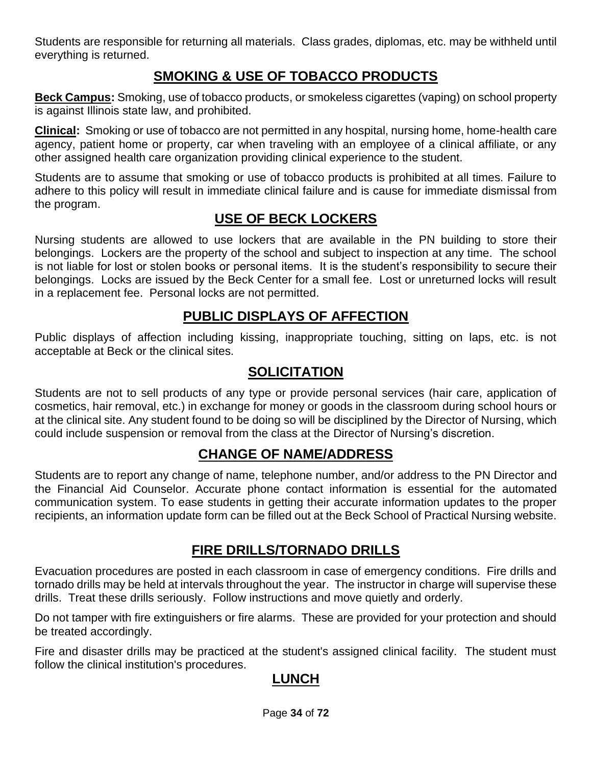Students are responsible for returning all materials. Class grades, diplomas, etc. may be withheld until everything is returned.

## SMOKING & USE OF TOBACCO PRODUCTS

**Beck Campus:** Smoking, use of tobacco products, or smokeless cigarettes (vaping) on school property is against Illinois state law, and prohibited.

**Clinical:** Smoking or use of tobacco are not permitted in any hospital, nursing home, home-health care agency, patient home or property, car when traveling with an employee of a clinical affiliate, or any other assigned health care organization providing clinical experience to the student.

Students are to assume that smoking or use of tobacco products is prohibited at all times. Failure to adhere to this policy will result in immediate clinical failure and is cause for immediate dismissal from the program.

## USE OF BECK LOCKERS

Nursing students are allowed to use lockers that are available in the PN building to store their belongings. Lockers are the property of the school and subject to inspection at any time. The school is not liable for lost or stolen books or personal items. It is the student's responsibility to secure their belongings. Locks are issued by the Beck Center for a small fee. Lost or unreturned locks will result in a replacement fee. Personal locks are not permitted.

## PUBLIC DISPLAYS OF AFFECTION

Public displays of affection including kissing, inappropriate touching, sitting on laps, etc. is not acceptable at Beck or the clinical sites.

## SOLICITATION

Students are not to sell products of any type or provide personal services (hair care, application of cosmetics, hair removal, etc.) in exchange for money or goods in the classroom during school hours or at the clinical site. Any student found to be doing so will be disciplined by the Director of Nursing, which could include suspension or removal from the class at the Director of Nursing's discretion.

## CHANGE OF NAME/ADDRESS

Students are to report any change of name, telephone number, and/or address to the PN Director and the Financial Aid Counselor. Accurate phone contact information is essential for the automated communication system. To ease students in getting their accurate information updates to the proper recipients, an information update form can be filled out at the Beck School of Practical Nursing website.

## FIRE DRILLS/TORNADO DRILLS

Evacuation procedures are posted in each classroom in case of emergency conditions. Fire drills and tornado drills may be held at intervals throughout the year. The instructor in charge will supervise these drills. Treat these drills seriously. Follow instructions and move quietly and orderly.

Do not tamper with fire extinguishers or fire alarms. These are provided for your protection and should be treated accordingly.

Fire and disaster drills may be practiced at the student's assigned clinical facility. The student must follow the clinical institution's procedures.

## LUNCH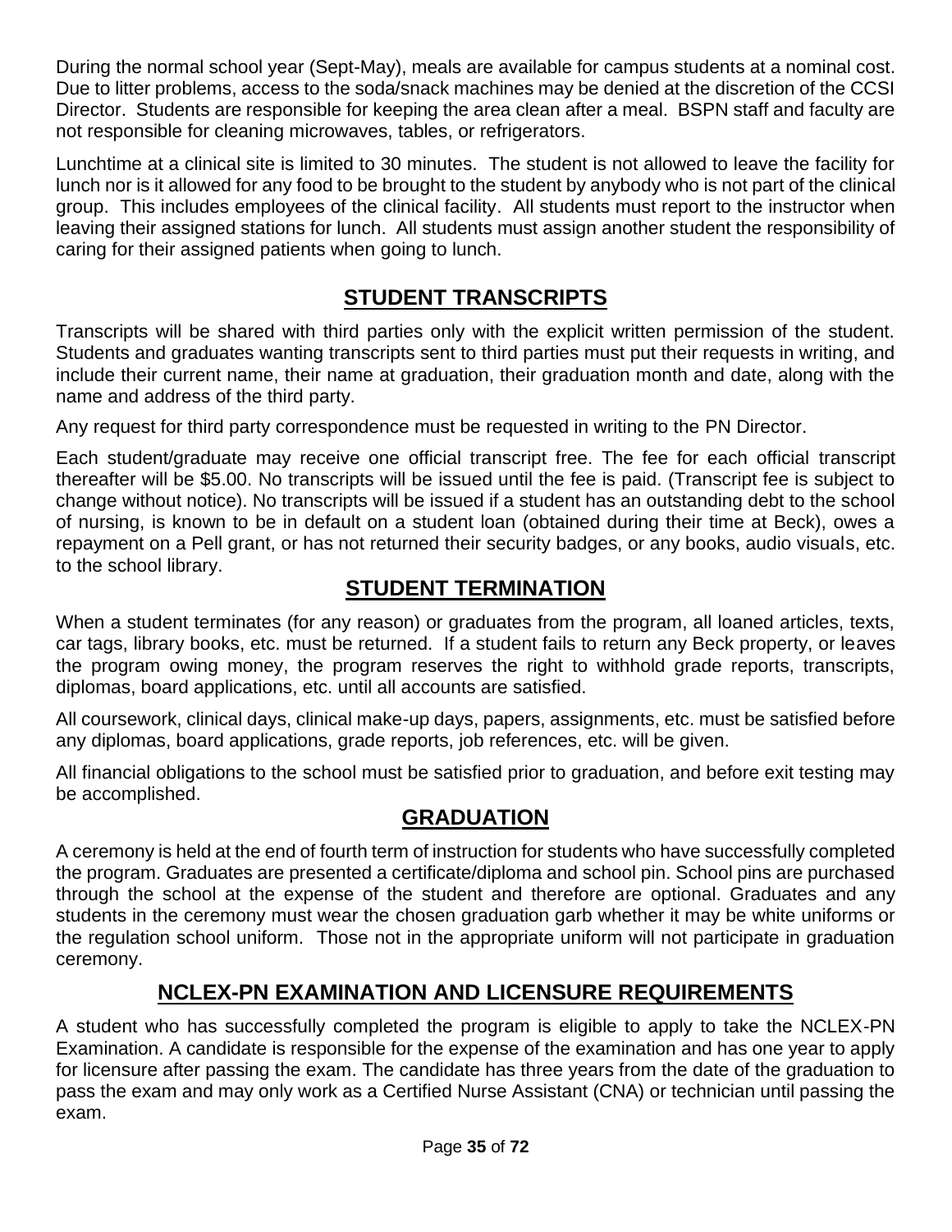During the normal school year (Sept-May), meals are available for campus students at a nominal cost. Due to litter problems, access to the soda/snack machines may be denied at the discretion of the CCSI Director. Students are responsible for keeping the area clean after a meal. BSPN staff and faculty are not responsible for cleaning microwaves, tables, or refrigerators.

Lunchtime at a clinical site is limited to 30 minutes. The student is not allowed to leave the facility for lunch nor is it allowed for any food to be brought to the student by anybody who is not part of the clinical group. This includes employees of the clinical facility. All students must report to the instructor when leaving their assigned stations for lunch. All students must assign another student the responsibility of caring for their assigned patients when going to lunch.

## STUDENT TRANSCRIPTS

Transcripts will be shared with third parties only with the explicit written permission of the student. Students and graduates wanting transcripts sent to third parties must put their requests in writing, and include their current name, their name at graduation, their graduation month and date, along with the name and address of the third party.

Any request for third party correspondence must be requested in writing to the PN Director.

Each student/graduate may receive one official transcript free. The fee for each official transcript thereafter will be $5.00. No transcripts will be issued until the fee is paid. (Transcript fee is subject to change without notice). No transcripts will be issued if a student has an outstanding debt to the school of nursing, is known to be in default on a student loan (obtained during their time at Beck), owes a repayment on a Pell grant, or has not returned their security badges, or any books, audio visuals, etc. to the school library.

## STUDENT TERMINATION

When a student terminates (for any reason) or graduates from the program, all loaned articles, texts, car tags, library books, etc. must be returned. If a student fails to return any Beck property, or leaves the program owing money, the program reserves the right to withhold grade reports, transcripts, diplomas, board applications, etc. until all accounts are satisfied.

All coursework, clinical days, clinical make-up days, papers, assignments, etc. must be satisfied before any diplomas, board applications, grade reports, job references, etc. will be given.

All financial obligations to the school must be satisfied prior to graduation, and before exit testing may be accomplished.

## GRADUATION

A ceremony is held at the end of fourth term of instruction for students who have successfully completed the program. Graduates are presented a certificate/diploma and school pin. School pins are purchased through the school at the expense of the student and therefore are optional. Graduates and any students in the ceremony must wear the chosen graduation garb whether it may be white uniforms or the regulation school uniform. Those not in the appropriate uniform will not participate in graduation ceremony.

## NCLEX-PN EXAMINATION AND LICENSURE REQUIREMENTS

A student who has successfully completed the program is eligible to apply to take the NCLEX-PN Examination. A candidate is responsible for the expense of the examination and has one year to apply for licensure after passing the exam. The candidate has three years from the date of the graduation to pass the exam and may only work as a Certified Nurse Assistant (CNA) or technician until passing the exam.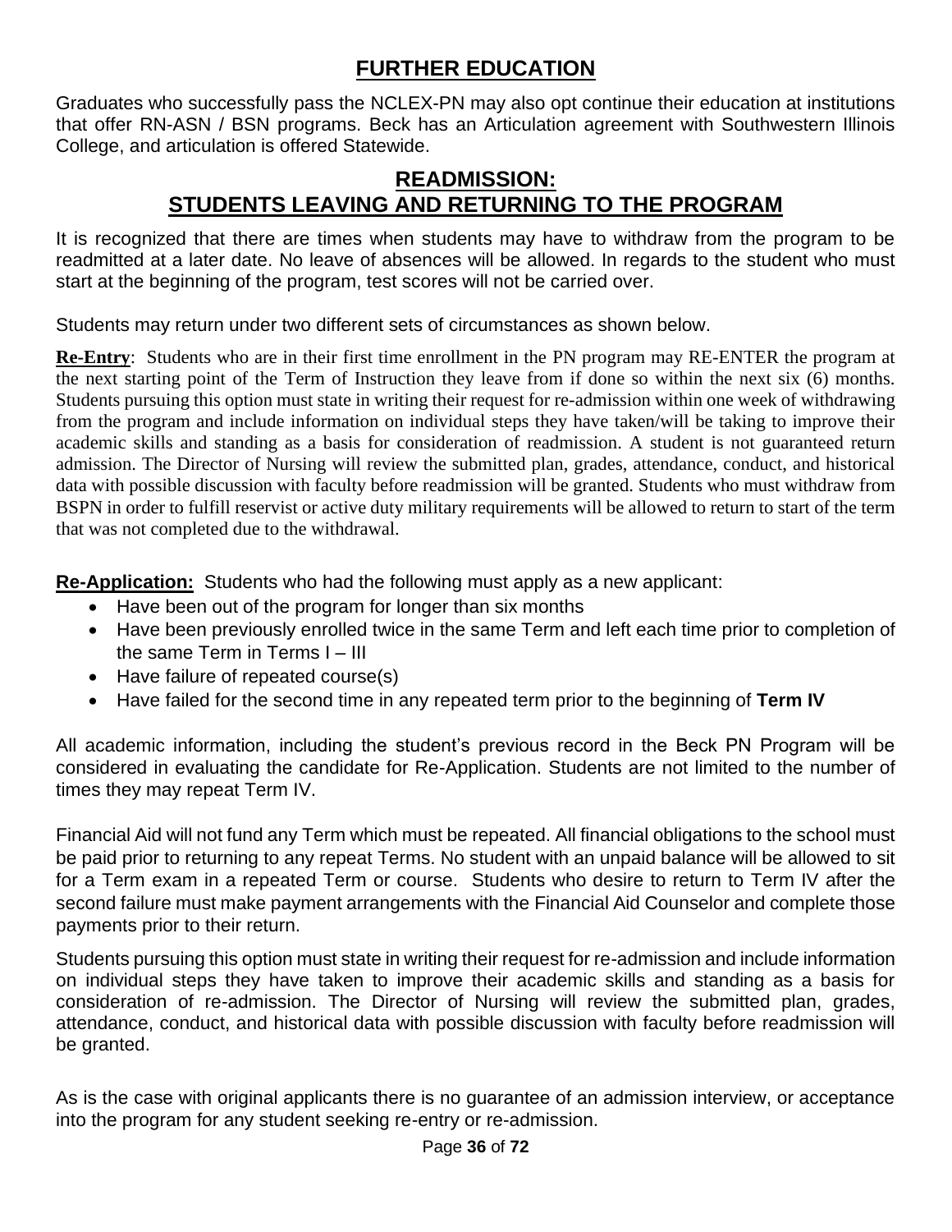## FURTHER EDUCATION

Graduates who successfully pass the NCLEX-PN may also opt continue their education at institutions that offer RN-ASN / BSN programs. Beck has an Articulation agreement with Southwestern Illinois College, and articulation is offered Statewide.

## READMISSION: STUDENTS LEAVING AND RETURNING TO THE PROGRAM

It is recognized that there are times when students may have to withdraw from the program to be readmitted at a later date. No leave of absences will be allowed. In regards to the student who must start at the beginning of the program, test scores will not be carried over.

Students may return under two different sets of circumstances as shown below.

**Re-Entry**: Students who are in their first time enrollment in the PN program may RE-ENTER the program at the next starting point of the Term of Instruction they leave from if done so within the next six (6) months. Students pursuing this option must state in writing their request for re-admission within one week of withdrawing from the program and include information on individual steps they have taken/will be taking to improve their academic skills and standing as a basis for consideration of readmission. A student is not guaranteed return admission. The Director of Nursing will review the submitted plan, grades, attendance, conduct, and historical data with possible discussion with faculty before readmission will be granted. Students who must withdraw from BSPN in order to fulfill reservist or active duty military requirements will be allowed to return to start of the term that was not completed due to the withdrawal.

**Re-Application:** Students who had the following must apply as a new applicant:

- Have been out of the program for longer than six months
- Have been previously enrolled twice in the same Term and left each time prior to completion of the same Term in Terms I – III
- Have failure of repeated course(s)
- Have failed for the second time in any repeated term prior to the beginning of **Term IV**

All academic information, including the student's previous record in the Beck PN Program will be considered in evaluating the candidate for Re-Application. Students are not limited to the number of times they may repeat Term IV.

Financial Aid will not fund any Term which must be repeated. All financial obligations to the school must be paid prior to returning to any repeat Terms. No student with an unpaid balance will be allowed to sit for a Term exam in a repeated Term or course. Students who desire to return to Term IV after the second failure must make payment arrangements with the Financial Aid Counselor and complete those payments prior to their return.

Students pursuing this option must state in writing their request for re-admission and include information on individual steps they have taken to improve their academic skills and standing as a basis for consideration of re-admission. The Director of Nursing will review the submitted plan, grades, attendance, conduct, and historical data with possible discussion with faculty before readmission will be granted.

As is the case with original applicants there is no guarantee of an admission interview, or acceptance into the program for any student seeking re-entry or re-admission.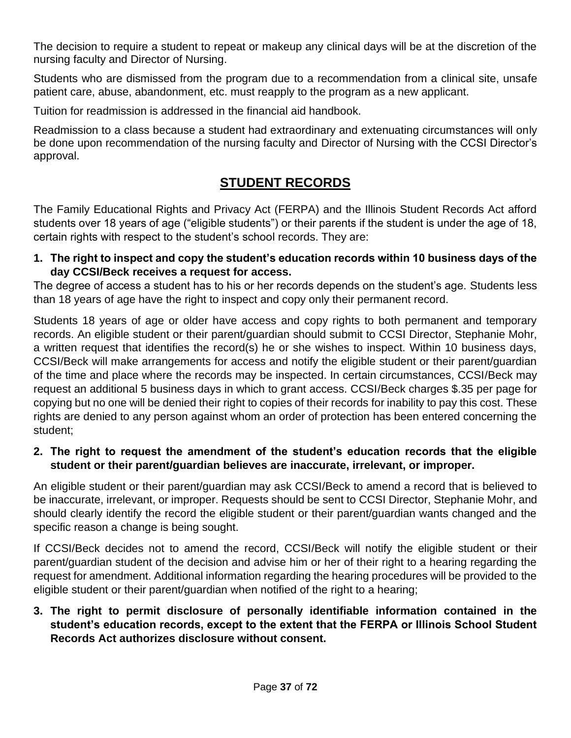The decision to require a student to repeat or makeup any clinical days will be at the discretion of the nursing faculty and Director of Nursing.

Students who are dismissed from the program due to a recommendation from a clinical site, unsafe patient care, abuse, abandonment, etc. must reapply to the program as a new applicant.

Tuition for readmission is addressed in the financial aid handbook.

Readmission to a class because a student had extraordinary and extenuating circumstances will only be done upon recommendation of the nursing faculty and Director of Nursing with the CCSI Director's approval.

## STUDENT RECORDS

The Family Educational Rights and Privacy Act (FERPA) and the Illinois Student Records Act afford students over 18 years of age ("eligible students") or their parents if the student is under the age of 18, certain rights with respect to the student's school records. They are:

**1. The right to inspect and copy the student's education records within 10 business days of the day CCSI/Beck receives a request for access.**

The degree of access a student has to his or her records depends on the student's age. Students less than 18 years of age have the right to inspect and copy only their permanent record.

Students 18 years of age or older have access and copy rights to both permanent and temporary records. An eligible student or their parent/guardian should submit to CCSI Director, Stephanie Mohr, a written request that identifies the record(s) he or she wishes to inspect. Within 10 business days, CCSI/Beck will make arrangements for access and notify the eligible student or their parent/guardian of the time and place where the records may be inspected. In certain circumstances, CCSI/Beck may request an additional 5 business days in which to grant access. CCSI/Beck charges $.35 per page for copying but no one will be denied their right to copies of their records for inability to pay this cost. These rights are denied to any person against whom an order of protection has been entered concerning the student;

**2. The right to request the amendment of the student's education records that the eligible student or their parent/guardian believes are inaccurate, irrelevant, or improper.**

An eligible student or their parent/guardian may ask CCSI/Beck to amend a record that is believed to be inaccurate, irrelevant, or improper. Requests should be sent to CCSI Director, Stephanie Mohr, and should clearly identify the record the eligible student or their parent/guardian wants changed and the specific reason a change is being sought.

If CCSI/Beck decides not to amend the record, CCSI/Beck will notify the eligible student or their parent/guardian student of the decision and advise him or her of their right to a hearing regarding the request for amendment. Additional information regarding the hearing procedures will be provided to the eligible student or their parent/guardian when notified of the right to a hearing;

**3. The right to permit disclosure of personally identifiable information contained in the student's education records, except to the extent that the FERPA or Illinois School Student Records Act authorizes disclosure without consent.**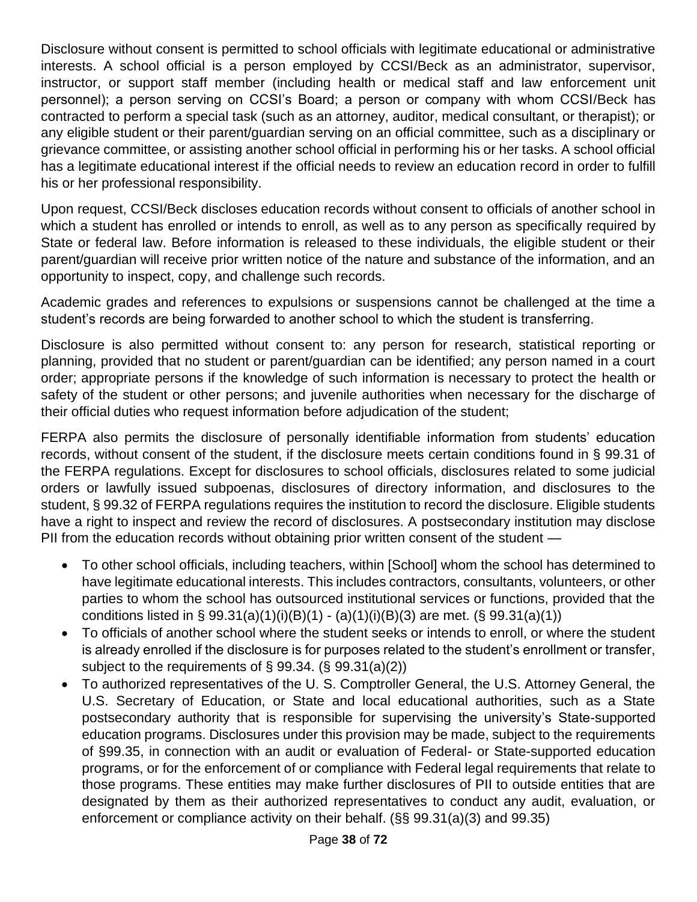Disclosure without consent is permitted to school officials with legitimate educational or administrative interests. A school official is a person employed by CCSI/Beck as an administrator, supervisor, instructor, or support staff member (including health or medical staff and law enforcement unit personnel); a person serving on CCSI's Board; a person or company with whom CCSI/Beck has contracted to perform a special task (such as an attorney, auditor, medical consultant, or therapist); or any eligible student or their parent/guardian serving on an official committee, such as a disciplinary or grievance committee, or assisting another school official in performing his or her tasks. A school official has a legitimate educational interest if the official needs to review an education record in order to fulfill his or her professional responsibility.

Upon request, CCSI/Beck discloses education records without consent to officials of another school in which a student has enrolled or intends to enroll, as well as to any person as specifically required by State or federal law. Before information is released to these individuals, the eligible student or their parent/guardian will receive prior written notice of the nature and substance of the information, and an opportunity to inspect, copy, and challenge such records.

Academic grades and references to expulsions or suspensions cannot be challenged at the time a student's records are being forwarded to another school to which the student is transferring.

Disclosure is also permitted without consent to: any person for research, statistical reporting or planning, provided that no student or parent/guardian can be identified; any person named in a court order; appropriate persons if the knowledge of such information is necessary to protect the health or safety of the student or other persons; and juvenile authorities when necessary for the discharge of their official duties who request information before adjudication of the student;

FERPA also permits the disclosure of personally identifiable information from students' education records, without consent of the student, if the disclosure meets certain conditions found in § 99.31 of the FERPA regulations. Except for disclosures to school officials, disclosures related to some judicial orders or lawfully issued subpoenas, disclosures of directory information, and disclosures to the student, § 99.32 of FERPA regulations requires the institution to record the disclosure. Eligible students have a right to inspect and review the record of disclosures. A postsecondary institution may disclose PII from the education records without obtaining prior written consent of the student —

- To other school officials, including teachers, within [School] whom the school has determined to have legitimate educational interests. This includes contractors, consultants, volunteers, or other parties to whom the school has outsourced institutional services or functions, provided that the conditions listed in § 99.31(a)(1)(i)(B)(1) - (a)(1)(i)(B)(3) are met. (§ 99.31(a)(1))
- To officials of another school where the student seeks or intends to enroll, or where the student is already enrolled if the disclosure is for purposes related to the student's enrollment or transfer, subject to the requirements of § 99.34. (§ 99.31(a)(2))
- To authorized representatives of the U. S. Comptroller General, the U.S. Attorney General, the U.S. Secretary of Education, or State and local educational authorities, such as a State postsecondary authority that is responsible for supervising the university's State-supported education programs. Disclosures under this provision may be made, subject to the requirements of §99.35, in connection with an audit or evaluation of Federal- or State-supported education programs, or for the enforcement of or compliance with Federal legal requirements that relate to those programs. These entities may make further disclosures of PII to outside entities that are designated by them as their authorized representatives to conduct any audit, evaluation, or enforcement or compliance activity on their behalf. (§§ 99.31(a)(3) and 99.35)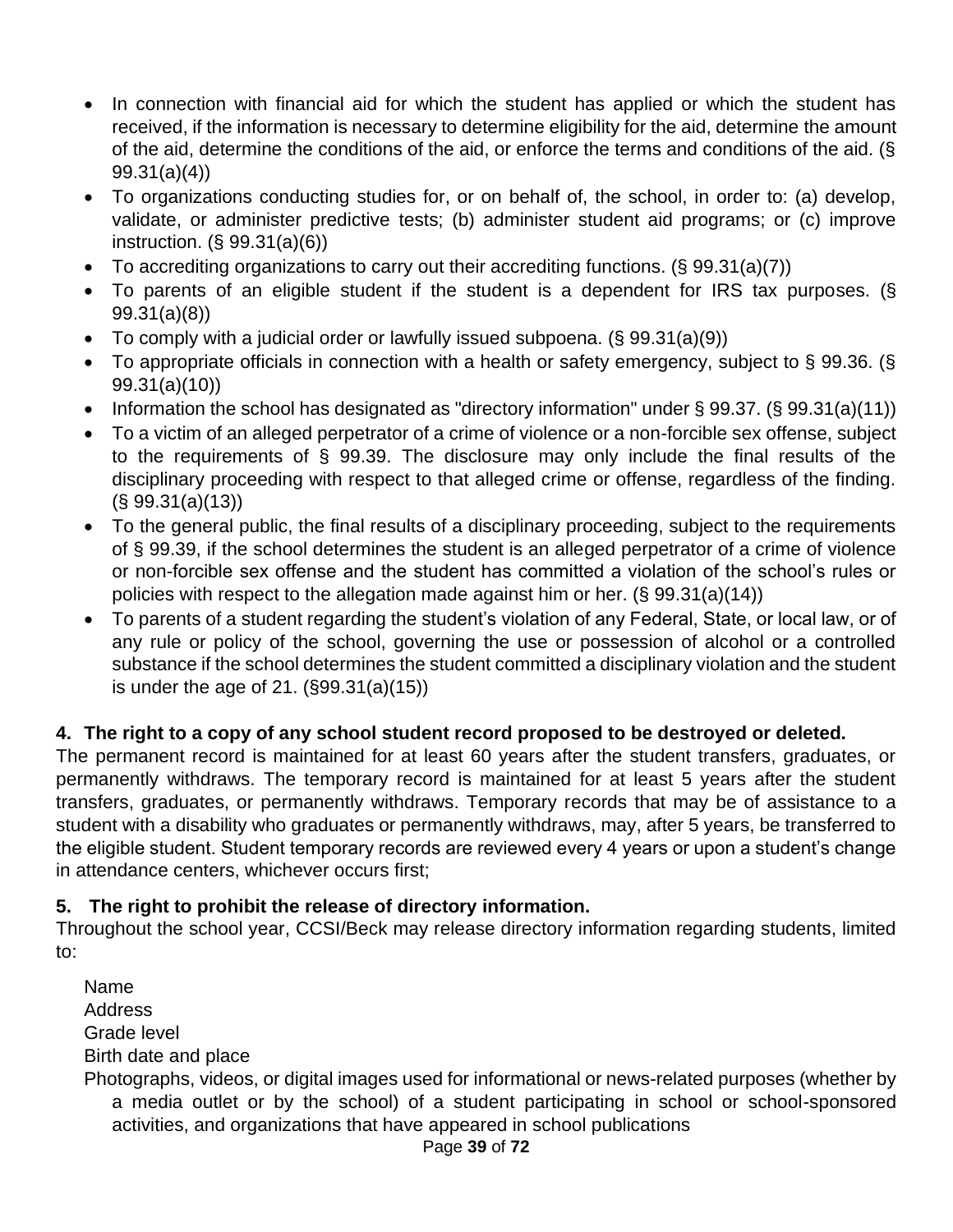- In connection with financial aid for which the student has applied or which the student has received, if the information is necessary to determine eligibility for the aid, determine the amount of the aid, determine the conditions of the aid, or enforce the terms and conditions of the aid. (§ 99.31(a)(4))
- To organizations conducting studies for, or on behalf of, the school, in order to: (a) develop, validate, or administer predictive tests; (b) administer student aid programs; or (c) improve instruction. (§ 99.31(a)(6))
- To accrediting organizations to carry out their accrediting functions. (§ 99.31(a)(7))
- To parents of an eligible student if the student is a dependent for IRS tax purposes. (§ 99.31(a)(8))
- To comply with a judicial order or lawfully issued subpoena. (§ 99.31(a)(9))
- To appropriate officials in connection with a health or safety emergency, subject to § 99.36. (§ 99.31(a)(10))
- Information the school has designated as "directory information" under § 99.37. (§ 99.31(a)(11))
- To a victim of an alleged perpetrator of a crime of violence or a non-forcible sex offense, subject to the requirements of § 99.39. The disclosure may only include the final results of the disciplinary proceeding with respect to that alleged crime or offense, regardless of the finding. (§ 99.31(a)(13))
- To the general public, the final results of a disciplinary proceeding, subject to the requirements of § 99.39, if the school determines the student is an alleged perpetrator of a crime of violence or non-forcible sex offense and the student has committed a violation of the school's rules or policies with respect to the allegation made against him or her. (§ 99.31(a)(14))
- To parents of a student regarding the student's violation of any Federal, State, or local law, or of any rule or policy of the school, governing the use or possession of alcohol or a controlled substance if the school determines the student committed a disciplinary violation and the student is under the age of 21. (§99.31(a)(15))

**4. The right to a copy of any school student record proposed to be destroyed or deleted.**

The permanent record is maintained for at least 60 years after the student transfers, graduates, or permanently withdraws. The temporary record is maintained for at least 5 years after the student transfers, graduates, or permanently withdraws. Temporary records that may be of assistance to a student with a disability who graduates or permanently withdraws, may, after 5 years, be transferred to the eligible student. Student temporary records are reviewed every 4 years or upon a student's change in attendance centers, whichever occurs first;

**5. The right to prohibit the release of directory information.**

Throughout the school year, CCSI/Beck may release directory information regarding students, limited to:

Name
Address
Grade level
Birth date and place
Photographs, videos, or digital images used for informational or news-related purposes (whether by a media outlet or by the school) of a student participating in school or school-sponsored activities, and organizations that have appeared in school publications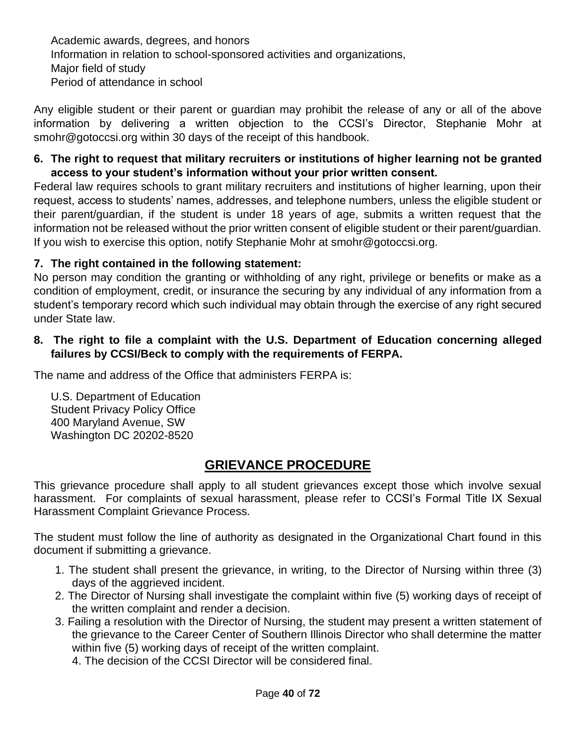Academic awards, degrees, and honors
Information in relation to school-sponsored activities and organizations,
Major field of study
Period of attendance in school

Any eligible student or their parent or guardian may prohibit the release of any or all of the above information by delivering a written objection to the CCSI's Director, Stephanie Mohr at smohr@gotoccsi.org within 30 days of the receipt of this handbook.

**6. The right to request that military recruiters or institutions of higher learning not be granted access to your student's information without your prior written consent.**

Federal law requires schools to grant military recruiters and institutions of higher learning, upon their request, access to students' names, addresses, and telephone numbers, unless the eligible student or their parent/guardian, if the student is under 18 years of age, submits a written request that the information not be released without the prior written consent of eligible student or their parent/guardian. If you wish to exercise this option, notify Stephanie Mohr at smohr@gotoccsi.org.

**7. The right contained in the following statement:**

No person may condition the granting or withholding of any right, privilege or benefits or make as a condition of employment, credit, or insurance the securing by any individual of any information from a student's temporary record which such individual may obtain through the exercise of any right secured under State law.

**8. The right to file a complaint with the U.S. Department of Education concerning alleged failures by CCSI/Beck to comply with the requirements of FERPA.**

The name and address of the Office that administers FERPA is:

U.S. Department of Education
Student Privacy Policy Office
400 Maryland Avenue, SW
Washington DC 20202-8520

## GRIEVANCE PROCEDURE

This grievance procedure shall apply to all student grievances except those which involve sexual harassment. For complaints of sexual harassment, please refer to CCSI's Formal Title IX Sexual Harassment Complaint Grievance Process.

The student must follow the line of authority as designated in the Organizational Chart found in this document if submitting a grievance.

1. The student shall present the grievance, in writing, to the Director of Nursing within three (3) days of the aggrieved incident.
2. The Director of Nursing shall investigate the complaint within five (5) working days of receipt of the written complaint and render a decision.
3. Failing a resolution with the Director of Nursing, the student may present a written statement of the grievance to the Career Center of Southern Illinois Director who shall determine the matter within five (5) working days of receipt of the written complaint.
4. The decision of the CCSI Director will be considered final.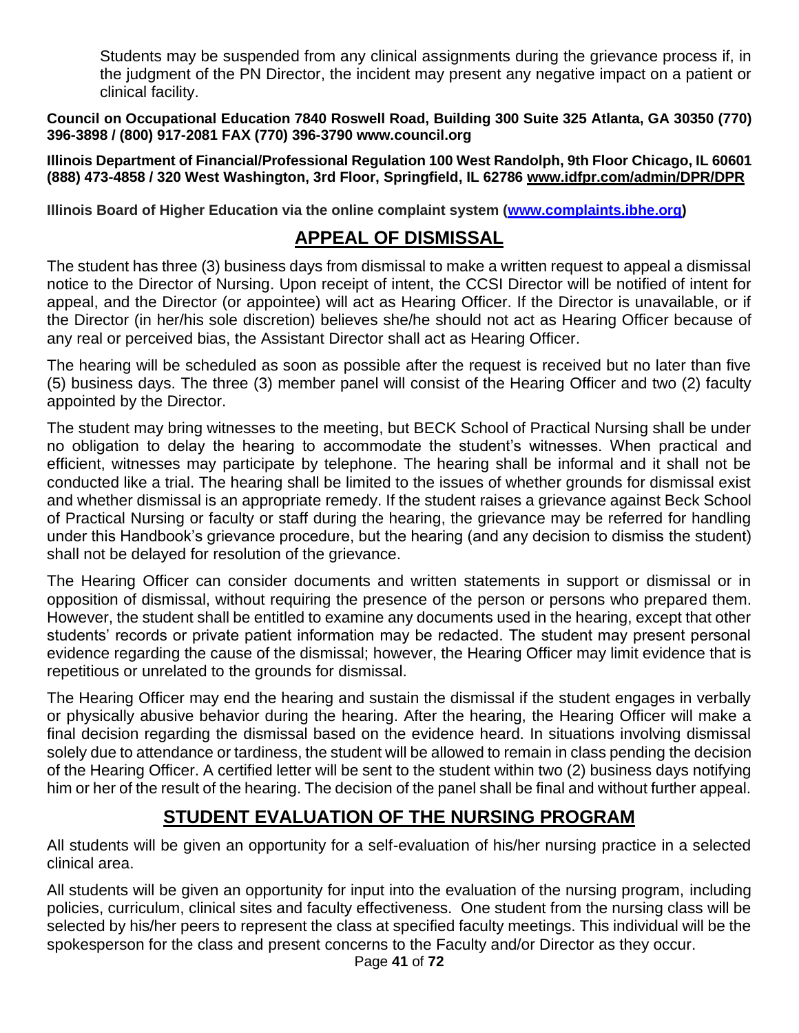Students may be suspended from any clinical assignments during the grievance process if, in the judgment of the PN Director, the incident may present any negative impact on a patient or clinical facility.

**Council on Occupational Education 7840 Roswell Road, Building 300 Suite 325 Atlanta, GA 30350 (770) 396-3898 / (800) 917-2081 FAX (770) 396-3790 www.council.org**

**Illinois Department of Financial/Professional Regulation 100 West Randolph, 9th Floor Chicago, IL 60601 (888) 473-4858 / 320 West Washington, 3rd Floor, Springfield, IL 62786 www.idfpr.com/admin/DPR/DPR**

**Illinois Board of Higher Education via the online complaint system (www.complaints.ibhe.org)**

## APPEAL OF DISMISSAL

The student has three (3) business days from dismissal to make a written request to appeal a dismissal notice to the Director of Nursing. Upon receipt of intent, the CCSI Director will be notified of intent for appeal, and the Director (or appointee) will act as Hearing Officer. If the Director is unavailable, or if the Director (in her/his sole discretion) believes she/he should not act as Hearing Officer because of any real or perceived bias, the Assistant Director shall act as Hearing Officer.

The hearing will be scheduled as soon as possible after the request is received but no later than five (5) business days. The three (3) member panel will consist of the Hearing Officer and two (2) faculty appointed by the Director.

The student may bring witnesses to the meeting, but BECK School of Practical Nursing shall be under no obligation to delay the hearing to accommodate the student's witnesses. When practical and efficient, witnesses may participate by telephone. The hearing shall be informal and it shall not be conducted like a trial. The hearing shall be limited to the issues of whether grounds for dismissal exist and whether dismissal is an appropriate remedy. If the student raises a grievance against Beck School of Practical Nursing or faculty or staff during the hearing, the grievance may be referred for handling under this Handbook's grievance procedure, but the hearing (and any decision to dismiss the student) shall not be delayed for resolution of the grievance.

The Hearing Officer can consider documents and written statements in support or dismissal or in opposition of dismissal, without requiring the presence of the person or persons who prepared them. However, the student shall be entitled to examine any documents used in the hearing, except that other students' records or private patient information may be redacted. The student may present personal evidence regarding the cause of the dismissal; however, the Hearing Officer may limit evidence that is repetitious or unrelated to the grounds for dismissal.

The Hearing Officer may end the hearing and sustain the dismissal if the student engages in verbally or physically abusive behavior during the hearing. After the hearing, the Hearing Officer will make a final decision regarding the dismissal based on the evidence heard. In situations involving dismissal solely due to attendance or tardiness, the student will be allowed to remain in class pending the decision of the Hearing Officer. A certified letter will be sent to the student within two (2) business days notifying him or her of the result of the hearing. The decision of the panel shall be final and without further appeal.

## STUDENT EVALUATION OF THE NURSING PROGRAM

All students will be given an opportunity for a self-evaluation of his/her nursing practice in a selected clinical area.

All students will be given an opportunity for input into the evaluation of the nursing program, including policies, curriculum, clinical sites and faculty effectiveness. One student from the nursing class will be selected by his/her peers to represent the class at specified faculty meetings. This individual will be the spokesperson for the class and present concerns to the Faculty and/or Director as they occur.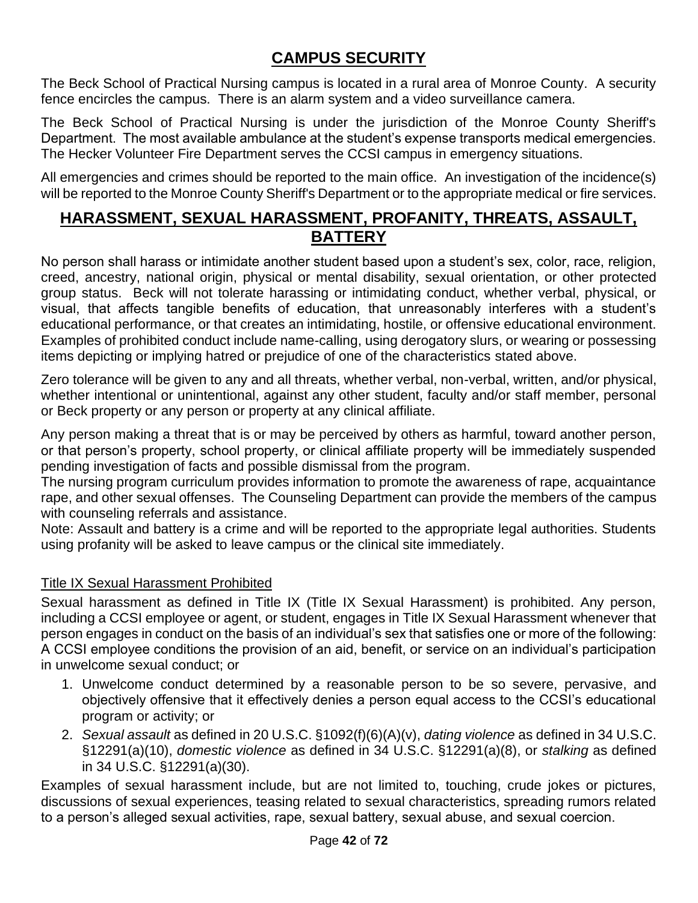## CAMPUS SECURITY

The Beck School of Practical Nursing campus is located in a rural area of Monroe County. A security fence encircles the campus. There is an alarm system and a video surveillance camera.

The Beck School of Practical Nursing is under the jurisdiction of the Monroe County Sheriff's Department. The most available ambulance at the student's expense transports medical emergencies. The Hecker Volunteer Fire Department serves the CCSI campus in emergency situations.

All emergencies and crimes should be reported to the main office. An investigation of the incidence(s) will be reported to the Monroe County Sheriff's Department or to the appropriate medical or fire services.

## HARASSMENT, SEXUAL HARASSMENT, PROFANITY, THREATS, ASSAULT, BATTERY

No person shall harass or intimidate another student based upon a student's sex, color, race, religion, creed, ancestry, national origin, physical or mental disability, sexual orientation, or other protected group status. Beck will not tolerate harassing or intimidating conduct, whether verbal, physical, or visual, that affects tangible benefits of education, that unreasonably interferes with a student's educational performance, or that creates an intimidating, hostile, or offensive educational environment. Examples of prohibited conduct include name-calling, using derogatory slurs, or wearing or possessing items depicting or implying hatred or prejudice of one of the characteristics stated above.

Zero tolerance will be given to any and all threats, whether verbal, non-verbal, written, and/or physical, whether intentional or unintentional, against any other student, faculty and/or staff member, personal or Beck property or any person or property at any clinical affiliate.

Any person making a threat that is or may be perceived by others as harmful, toward another person, or that person's property, school property, or clinical affiliate property will be immediately suspended pending investigation of facts and possible dismissal from the program.
The nursing program curriculum provides information to promote the awareness of rape, acquaintance rape, and other sexual offenses. The Counseling Department can provide the members of the campus with counseling referrals and assistance.
Note: Assault and battery is a crime and will be reported to the appropriate legal authorities. Students using profanity will be asked to leave campus or the clinical site immediately.

### Title IX Sexual Harassment Prohibited

Sexual harassment as defined in Title IX (Title IX Sexual Harassment) is prohibited. Any person, including a CCSI employee or agent, or student, engages in Title IX Sexual Harassment whenever that person engages in conduct on the basis of an individual's sex that satisfies one or more of the following: A CCSI employee conditions the provision of an aid, benefit, or service on an individual's participation in unwelcome sexual conduct; or

1. Unwelcome conduct determined by a reasonable person to be so severe, pervasive, and objectively offensive that it effectively denies a person equal access to the CCSI's educational program or activity; or
2. *Sexual assault* as defined in 20 U.S.C. §1092(f)(6)(A)(v), *dating violence* as defined in 34 U.S.C. §12291(a)(10), *domestic violence* as defined in 34 U.S.C. §12291(a)(8), or *stalking* as defined in 34 U.S.C. §12291(a)(30).

Examples of sexual harassment include, but are not limited to, touching, crude jokes or pictures, discussions of sexual experiences, teasing related to sexual characteristics, spreading rumors related to a person's alleged sexual activities, rape, sexual battery, sexual abuse, and sexual coercion.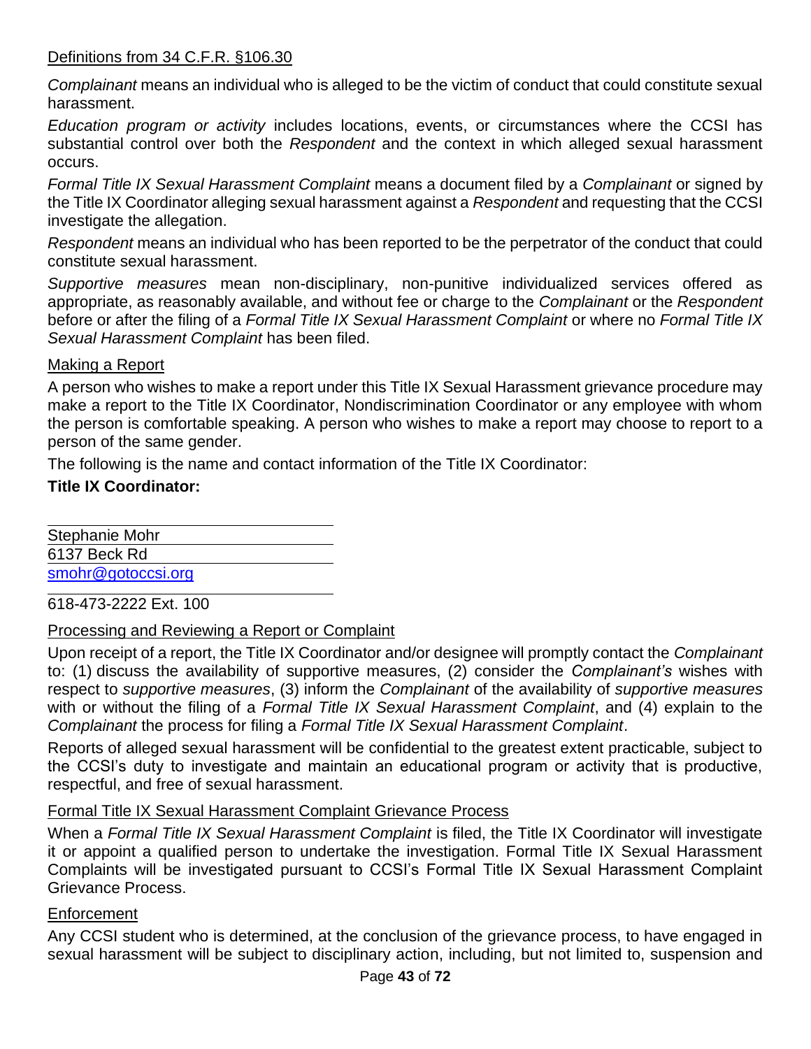Definitions from 34 C.F.R. §106.30

*Complainant* means an individual who is alleged to be the victim of conduct that could constitute sexual harassment.

*Education program or activity* includes locations, events, or circumstances where the CCSI has substantial control over both the *Respondent* and the context in which alleged sexual harassment occurs.

*Formal Title IX Sexual Harassment Complaint* means a document filed by a *Complainant* or signed by the Title IX Coordinator alleging sexual harassment against a *Respondent* and requesting that the CCSI investigate the allegation.

*Respondent* means an individual who has been reported to be the perpetrator of the conduct that could constitute sexual harassment.

*Supportive measures* mean non-disciplinary, non-punitive individualized services offered as appropriate, as reasonably available, and without fee or charge to the *Complainant* or the *Respondent* before or after the filing of a *Formal Title IX Sexual Harassment Complaint* or where no *Formal Title IX Sexual Harassment Complaint* has been filed.

Making a Report

A person who wishes to make a report under this Title IX Sexual Harassment grievance procedure may make a report to the Title IX Coordinator, Nondiscrimination Coordinator or any employee with whom the person is comfortable speaking. A person who wishes to make a report may choose to report to a person of the same gender.

The following is the name and contact information of the Title IX Coordinator:

**Title IX Coordinator:**

Stephanie Mohr
6137 Beck Rd
smohr@gotoccsi.org

618-473-2222 Ext. 100

Processing and Reviewing a Report or Complaint

Upon receipt of a report, the Title IX Coordinator and/or designee will promptly contact the *Complainant* to: (1) discuss the availability of supportive measures, (2) consider the *Complainant's* wishes with respect to *supportive measures*, (3) inform the *Complainant* of the availability of *supportive measures* with or without the filing of a *Formal Title IX Sexual Harassment Complaint*, and (4) explain to the *Complainant* the process for filing a *Formal Title IX Sexual Harassment Complaint*.

Reports of alleged sexual harassment will be confidential to the greatest extent practicable, subject to the CCSI's duty to investigate and maintain an educational program or activity that is productive, respectful, and free of sexual harassment.

Formal Title IX Sexual Harassment Complaint Grievance Process

When a *Formal Title IX Sexual Harassment Complaint* is filed, the Title IX Coordinator will investigate it or appoint a qualified person to undertake the investigation. Formal Title IX Sexual Harassment Complaints will be investigated pursuant to CCSI's Formal Title IX Sexual Harassment Complaint Grievance Process.

Enforcement

Any CCSI student who is determined, at the conclusion of the grievance process, to have engaged in sexual harassment will be subject to disciplinary action, including, but not limited to, suspension and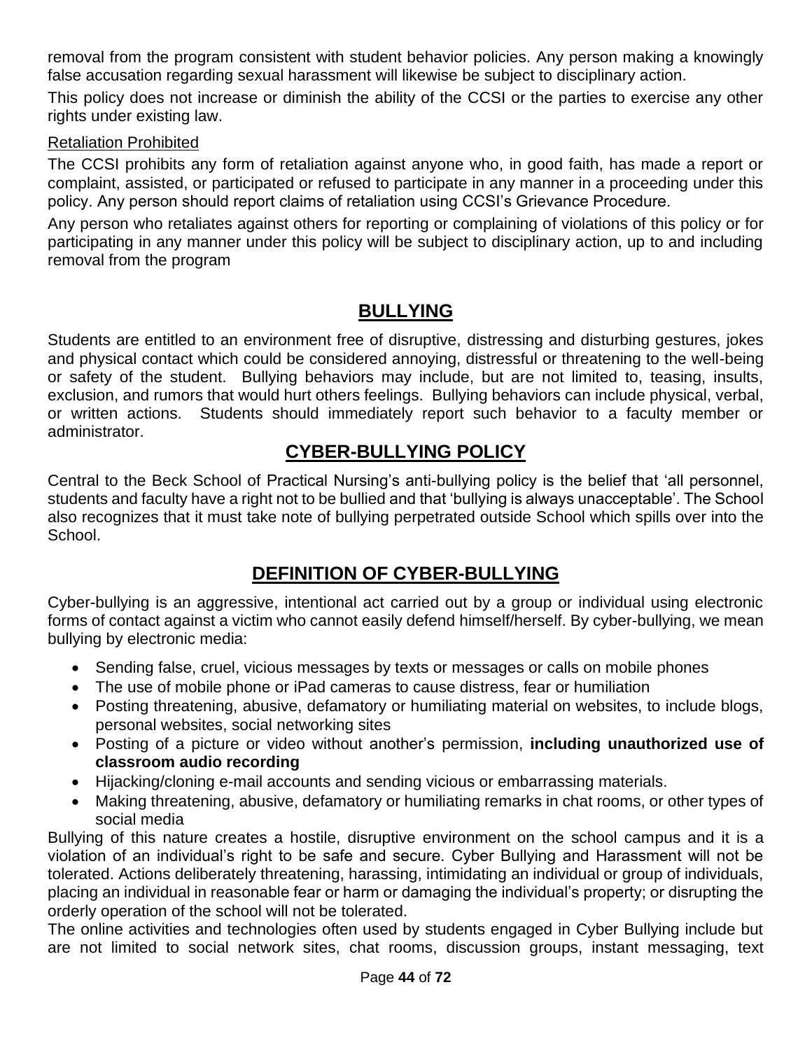removal from the program consistent with student behavior policies. Any person making a knowingly false accusation regarding sexual harassment will likewise be subject to disciplinary action.

This policy does not increase or diminish the ability of the CCSI or the parties to exercise any other rights under existing law.

Retaliation Prohibited

The CCSI prohibits any form of retaliation against anyone who, in good faith, has made a report or complaint, assisted, or participated or refused to participate in any manner in a proceeding under this policy. Any person should report claims of retaliation using CCSI's Grievance Procedure.

Any person who retaliates against others for reporting or complaining of violations of this policy or for participating in any manner under this policy will be subject to disciplinary action, up to and including removal from the program

## BULLYING

Students are entitled to an environment free of disruptive, distressing and disturbing gestures, jokes and physical contact which could be considered annoying, distressful or threatening to the well-being or safety of the student. Bullying behaviors may include, but are not limited to, teasing, insults, exclusion, and rumors that would hurt others feelings. Bullying behaviors can include physical, verbal, or written actions. Students should immediately report such behavior to a faculty member or administrator.

## CYBER-BULLYING POLICY

Central to the Beck School of Practical Nursing's anti-bullying policy is the belief that 'all personnel, students and faculty have a right not to be bullied and that 'bullying is always unacceptable'. The School also recognizes that it must take note of bullying perpetrated outside School which spills over into the School.

## DEFINITION OF CYBER-BULLYING

Cyber-bullying is an aggressive, intentional act carried out by a group or individual using electronic forms of contact against a victim who cannot easily defend himself/herself. By cyber-bullying, we mean bullying by electronic media:

- Sending false, cruel, vicious messages by texts or messages or calls on mobile phones
- The use of mobile phone or iPad cameras to cause distress, fear or humiliation
- Posting threatening, abusive, defamatory or humiliating material on websites, to include blogs, personal websites, social networking sites
- Posting of a picture or video without another's permission, **including unauthorized use of classroom audio recording**
- Hijacking/cloning e-mail accounts and sending vicious or embarrassing materials.
- Making threatening, abusive, defamatory or humiliating remarks in chat rooms, or other types of social media

Bullying of this nature creates a hostile, disruptive environment on the school campus and it is a violation of an individual's right to be safe and secure. Cyber Bullying and Harassment will not be tolerated. Actions deliberately threatening, harassing, intimidating an individual or group of individuals, placing an individual in reasonable fear or harm or damaging the individual's property; or disrupting the orderly operation of the school will not be tolerated.

The online activities and technologies often used by students engaged in Cyber Bullying include but are not limited to social network sites, chat rooms, discussion groups, instant messaging, text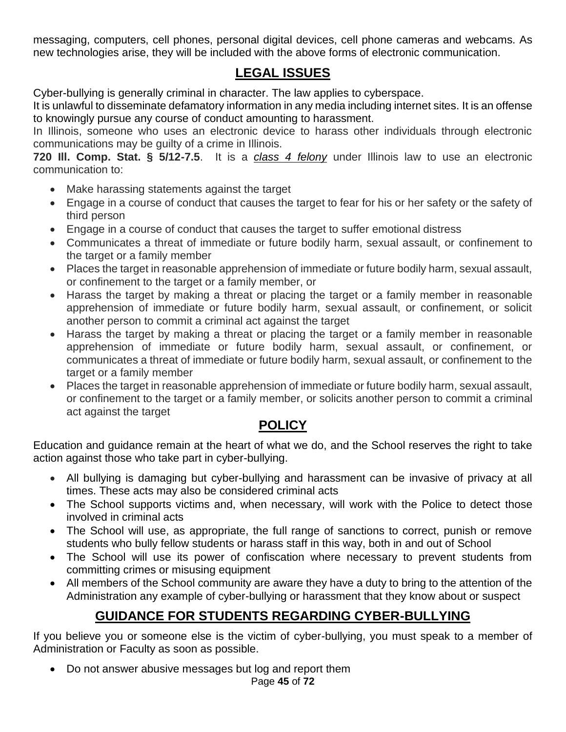messaging, computers, cell phones, personal digital devices, cell phone cameras and webcams. As new technologies arise, they will be included with the above forms of electronic communication.

## LEGAL ISSUES

Cyber-bullying is generally criminal in character. The law applies to cyberspace.
It is unlawful to disseminate defamatory information in any media including internet sites. It is an offense to knowingly pursue any course of conduct amounting to harassment.
In Illinois, someone who uses an electronic device to harass other individuals through electronic communications may be guilty of a crime in Illinois.
**720 Ill. Comp. Stat. § 5/12-7.5**. It is a *class 4 felony* under Illinois law to use an electronic communication to:

- Make harassing statements against the target
- Engage in a course of conduct that causes the target to fear for his or her safety or the safety of third person
- Engage in a course of conduct that causes the target to suffer emotional distress
- Communicates a threat of immediate or future bodily harm, sexual assault, or confinement to the target or a family member
- Places the target in reasonable apprehension of immediate or future bodily harm, sexual assault, or confinement to the target or a family member, or
- Harass the target by making a threat or placing the target or a family member in reasonable apprehension of immediate or future bodily harm, sexual assault, or confinement, or solicit another person to commit a criminal act against the target
- Harass the target by making a threat or placing the target or a family member in reasonable apprehension of immediate or future bodily harm, sexual assault, or confinement, or communicates a threat of immediate or future bodily harm, sexual assault, or confinement to the target or a family member
- Places the target in reasonable apprehension of immediate or future bodily harm, sexual assault, or confinement to the target or a family member, or solicits another person to commit a criminal act against the target

## POLICY

Education and guidance remain at the heart of what we do, and the School reserves the right to take action against those who take part in cyber-bullying.

- All bullying is damaging but cyber-bullying and harassment can be invasive of privacy at all times. These acts may also be considered criminal acts
- The School supports victims and, when necessary, will work with the Police to detect those involved in criminal acts
- The School will use, as appropriate, the full range of sanctions to correct, punish or remove students who bully fellow students or harass staff in this way, both in and out of School
- The School will use its power of confiscation where necessary to prevent students from committing crimes or misusing equipment
- All members of the School community are aware they have a duty to bring to the attention of the Administration any example of cyber-bullying or harassment that they know about or suspect

## GUIDANCE FOR STUDENTS REGARDING CYBER-BULLYING

If you believe you or someone else is the victim of cyber-bullying, you must speak to a member of Administration or Faculty as soon as possible.

- Do not answer abusive messages but log and report them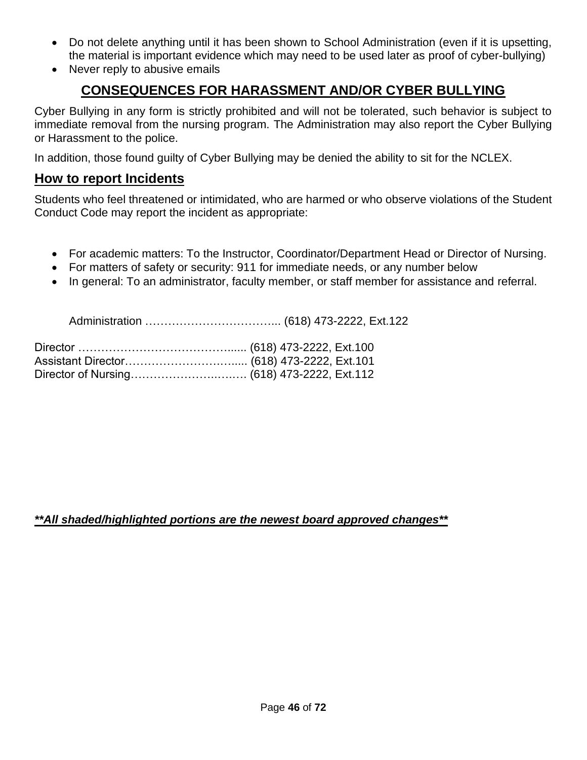- Do not delete anything until it has been shown to School Administration (even if it is upsetting, the material is important evidence which may need to be used later as proof of cyber-bullying)
- Never reply to abusive emails

## CONSEQUENCES FOR HARASSMENT AND/OR CYBER BULLYING

Cyber Bullying in any form is strictly prohibited and will not be tolerated, such behavior is subject to immediate removal from the nursing program. The Administration may also report the Cyber Bullying or Harassment to the police.

In addition, those found guilty of Cyber Bullying may be denied the ability to sit for the NCLEX.

## How to report Incidents

Students who feel threatened or intimidated, who are harmed or who observe violations of the Student Conduct Code may report the incident as appropriate:

- For academic matters: To the Instructor, Coordinator/Department Head or Director of Nursing.
- For matters of safety or security: 911 for immediate needs, or any number below
- In general: To an administrator, faculty member, or staff member for assistance and referral.

Administration ……………………………... (618) 473-2222, Ext.122

Director …………………………………...... (618) 473-2222, Ext.100
Assistant Director……………………….….. (618) 473-2222, Ext.101
Director of Nursing…………………..….…. (618) 473-2222, Ext.112

***All shaded/highlighted portions are the newest board approved changes***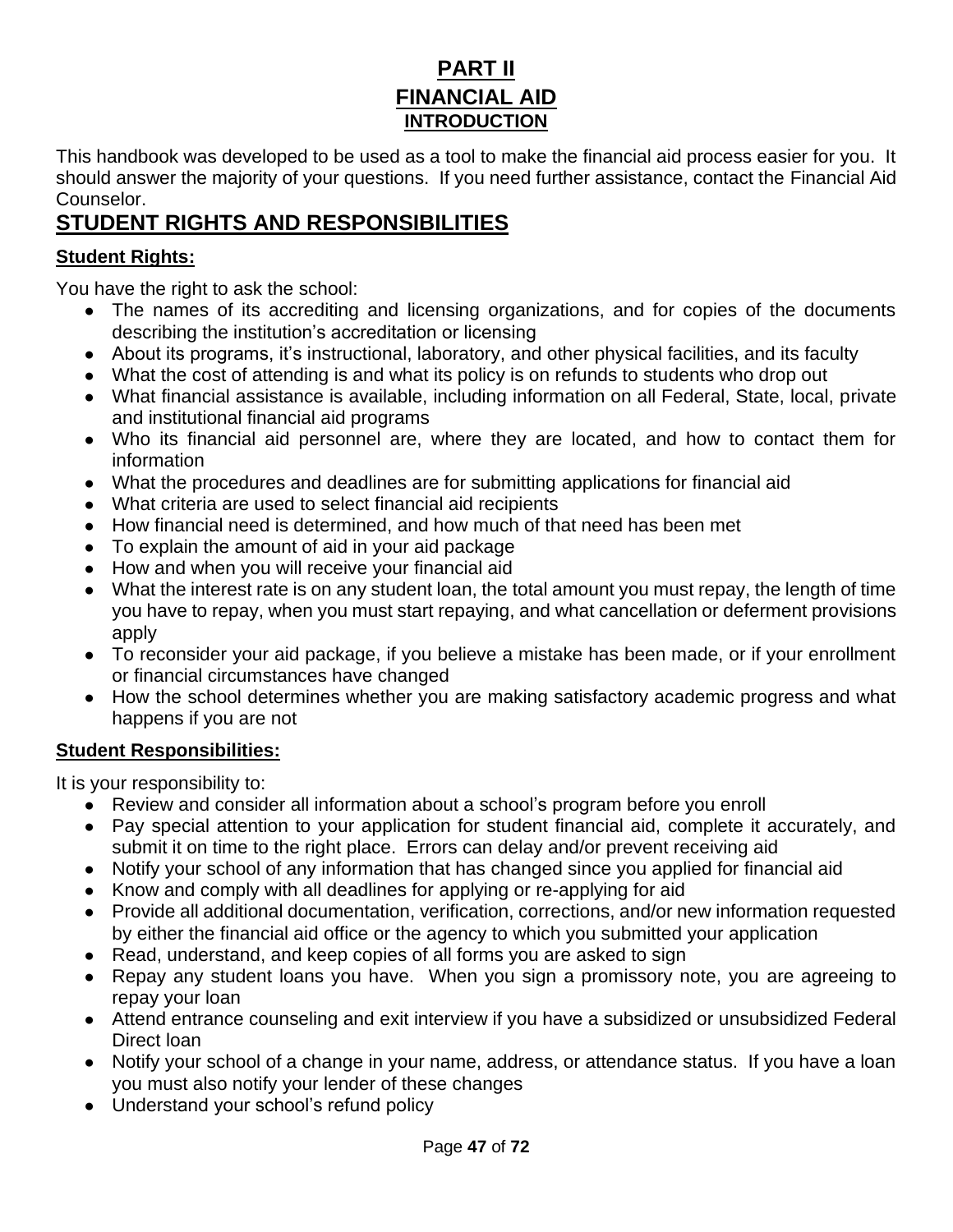# PART II

# FINANCIAL AID

## INTRODUCTION

This handbook was developed to be used as a tool to make the financial aid process easier for you. It should answer the majority of your questions. If you need further assistance, contact the Financial Aid Counselor.

## STUDENT RIGHTS AND RESPONSIBILITIES

### Student Rights:

You have the right to ask the school:

- The names of its accrediting and licensing organizations, and for copies of the documents describing the institution's accreditation or licensing
- About its programs, it's instructional, laboratory, and other physical facilities, and its faculty
- What the cost of attending is and what its policy is on refunds to students who drop out
- What financial assistance is available, including information on all Federal, State, local, private and institutional financial aid programs
- Who its financial aid personnel are, where they are located, and how to contact them for information
- What the procedures and deadlines are for submitting applications for financial aid
- What criteria are used to select financial aid recipients
- How financial need is determined, and how much of that need has been met
- To explain the amount of aid in your aid package
- How and when you will receive your financial aid
- What the interest rate is on any student loan, the total amount you must repay, the length of time you have to repay, when you must start repaying, and what cancellation or deferment provisions apply
- To reconsider your aid package, if you believe a mistake has been made, or if your enrollment or financial circumstances have changed
- How the school determines whether you are making satisfactory academic progress and what happens if you are not

### Student Responsibilities:

It is your responsibility to:

- Review and consider all information about a school's program before you enroll
- Pay special attention to your application for student financial aid, complete it accurately, and submit it on time to the right place. Errors can delay and/or prevent receiving aid
- Notify your school of any information that has changed since you applied for financial aid
- Know and comply with all deadlines for applying or re-applying for aid
- Provide all additional documentation, verification, corrections, and/or new information requested by either the financial aid office or the agency to which you submitted your application
- Read, understand, and keep copies of all forms you are asked to sign
- Repay any student loans you have. When you sign a promissory note, you are agreeing to repay your loan
- Attend entrance counseling and exit interview if you have a subsidized or unsubsidized Federal Direct loan
- Notify your school of a change in your name, address, or attendance status. If you have a loan you must also notify your lender of these changes
- Understand your school's refund policy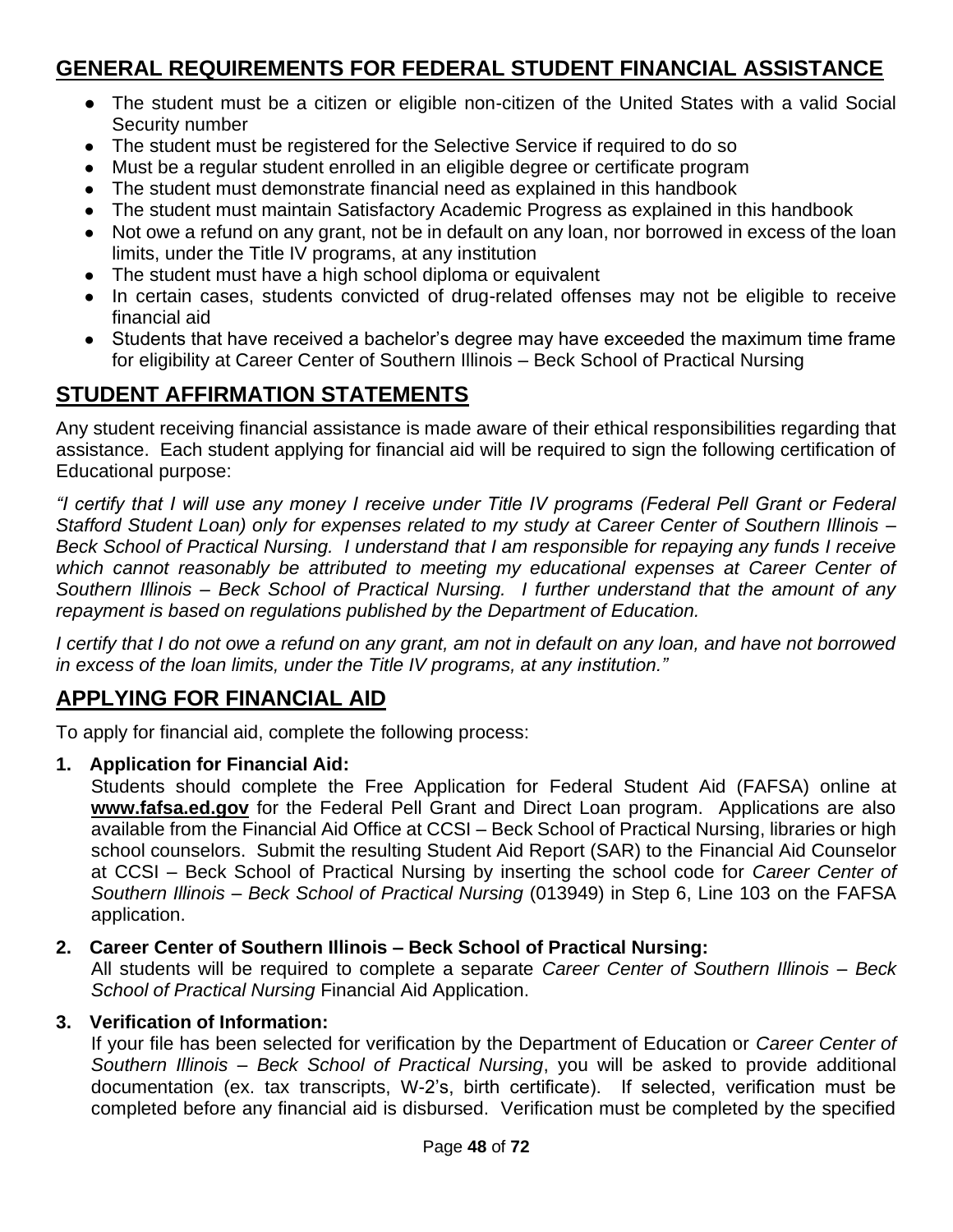## GENERAL REQUIREMENTS FOR FEDERAL STUDENT FINANCIAL ASSISTANCE

- The student must be a citizen or eligible non-citizen of the United States with a valid Social Security number
- The student must be registered for the Selective Service if required to do so
- Must be a regular student enrolled in an eligible degree or certificate program
- The student must demonstrate financial need as explained in this handbook
- The student must maintain Satisfactory Academic Progress as explained in this handbook
- Not owe a refund on any grant, not be in default on any loan, nor borrowed in excess of the loan limits, under the Title IV programs, at any institution
- The student must have a high school diploma or equivalent
- In certain cases, students convicted of drug-related offenses may not be eligible to receive financial aid
- Students that have received a bachelor's degree may have exceeded the maximum time frame for eligibility at Career Center of Southern Illinois – Beck School of Practical Nursing

## STUDENT AFFIRMATION STATEMENTS

Any student receiving financial assistance is made aware of their ethical responsibilities regarding that assistance. Each student applying for financial aid will be required to sign the following certification of Educational purpose:

*"I certify that I will use any money I receive under Title IV programs (Federal Pell Grant or Federal Stafford Student Loan) only for expenses related to my study at Career Center of Southern Illinois – Beck School of Practical Nursing. I understand that I am responsible for repaying any funds I receive which cannot reasonably be attributed to meeting my educational expenses at Career Center of Southern Illinois – Beck School of Practical Nursing. I further understand that the amount of any repayment is based on regulations published by the Department of Education.*

*I certify that I do not owe a refund on any grant, am not in default on any loan, and have not borrowed in excess of the loan limits, under the Title IV programs, at any institution."*

## APPLYING FOR FINANCIAL AID

To apply for financial aid, complete the following process:

1. **Application for Financial Aid:**
   Students should complete the Free Application for Federal Student Aid (FAFSA) online at **www.fafsa.ed.gov** for the Federal Pell Grant and Direct Loan program. Applications are also available from the Financial Aid Office at CCSI – Beck School of Practical Nursing, libraries or high school counselors. Submit the resulting Student Aid Report (SAR) to the Financial Aid Counselor at CCSI – Beck School of Practical Nursing by inserting the school code for *Career Center of Southern Illinois – Beck School of Practical Nursing* (013949) in Step 6, Line 103 on the FAFSA application.

2. **Career Center of Southern Illinois – Beck School of Practical Nursing:**
   All students will be required to complete a separate *Career Center of Southern Illinois – Beck School of Practical Nursing* Financial Aid Application.

3. **Verification of Information:**
   If your file has been selected for verification by the Department of Education or *Career Center of Southern Illinois – Beck School of Practical Nursing*, you will be asked to provide additional documentation (ex. tax transcripts, W-2's, birth certificate). If selected, verification must be completed before any financial aid is disbursed. Verification must be completed by the specified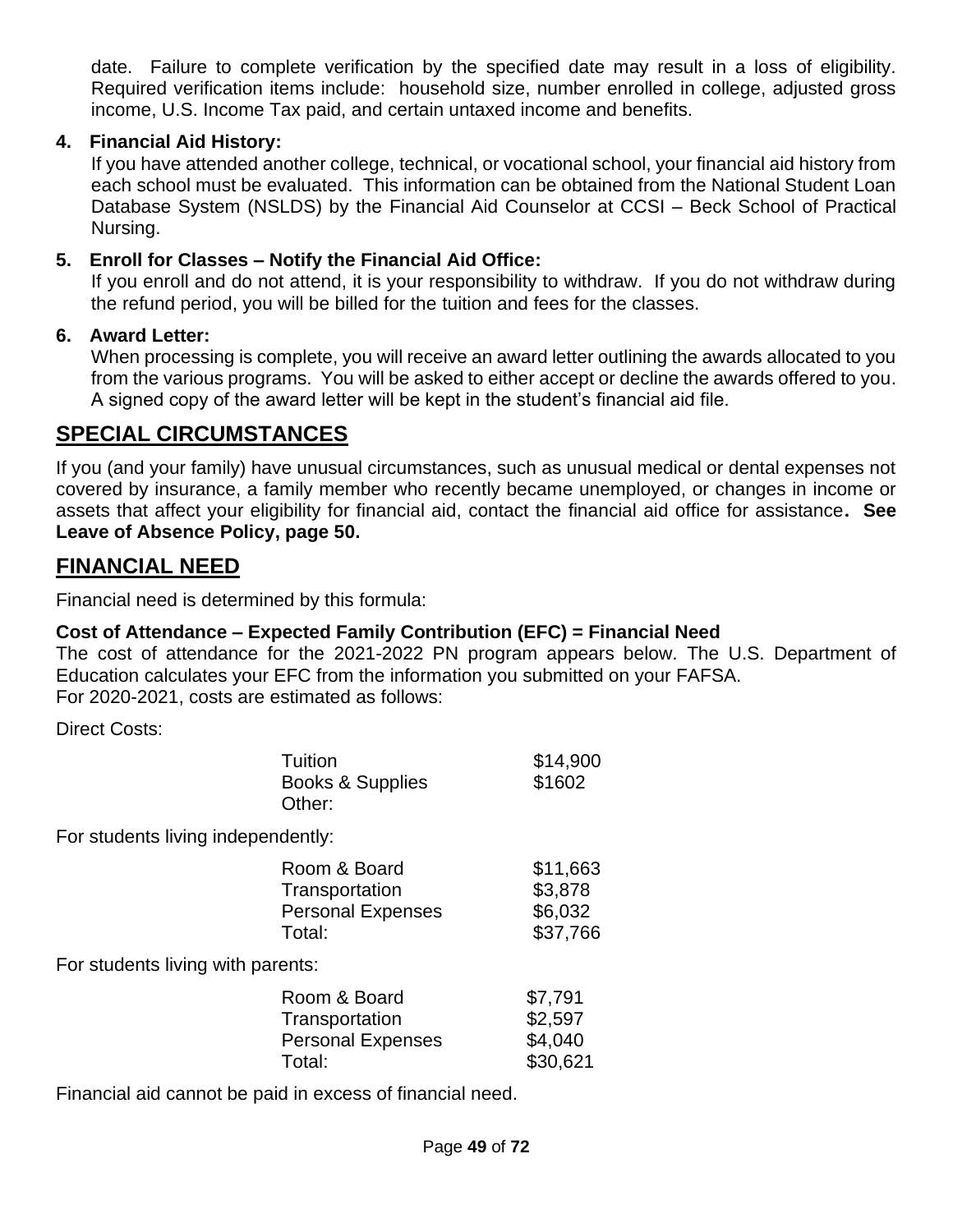date. Failure to complete verification by the specified date may result in a loss of eligibility. Required verification items include: household size, number enrolled in college, adjusted gross income, U.S. Income Tax paid, and certain untaxed income and benefits.

**4. Financial Aid History:**

If you have attended another college, technical, or vocational school, your financial aid history from each school must be evaluated. This information can be obtained from the National Student Loan Database System (NSLDS) by the Financial Aid Counselor at CCSI – Beck School of Practical Nursing.

**5. Enroll for Classes – Notify the Financial Aid Office:**

If you enroll and do not attend, it is your responsibility to withdraw. If you do not withdraw during the refund period, you will be billed for the tuition and fees for the classes.

**6. Award Letter:**

When processing is complete, you will receive an award letter outlining the awards allocated to you from the various programs. You will be asked to either accept or decline the awards offered to you. A signed copy of the award letter will be kept in the student's financial aid file.

## SPECIAL CIRCUMSTANCES

If you (and your family) have unusual circumstances, such as unusual medical or dental expenses not covered by insurance, a family member who recently became unemployed, or changes in income or assets that affect your eligibility for financial aid, contact the financial aid office for assistance**. See Leave of Absence Policy, page 50.**

## FINANCIAL NEED

Financial need is determined by this formula:

**Cost of Attendance – Expected Family Contribution (EFC) = Financial Need**

The cost of attendance for the 2021-2022 PN program appears below. The U.S. Department of Education calculates your EFC from the information you submitted on your FAFSA.
For 2020-2021, costs are estimated as follows:

Direct Costs:

| | |
|---|---|
| Tuition | $14,900 |
| Books & Supplies | $1602 |
| Other: | |

For students living independently:

| | |
|---|---|
| Room & Board | $11,663 |
| Transportation | $3,878 |
| Personal Expenses | $6,032 |
| Total: | $37,766 |

For students living with parents:

| | |
|---|---|
| Room & Board | $7,791 |
| Transportation | $2,597 |
| Personal Expenses | $4,040 |
| Total: | $30,621 |

Financial aid cannot be paid in excess of financial need.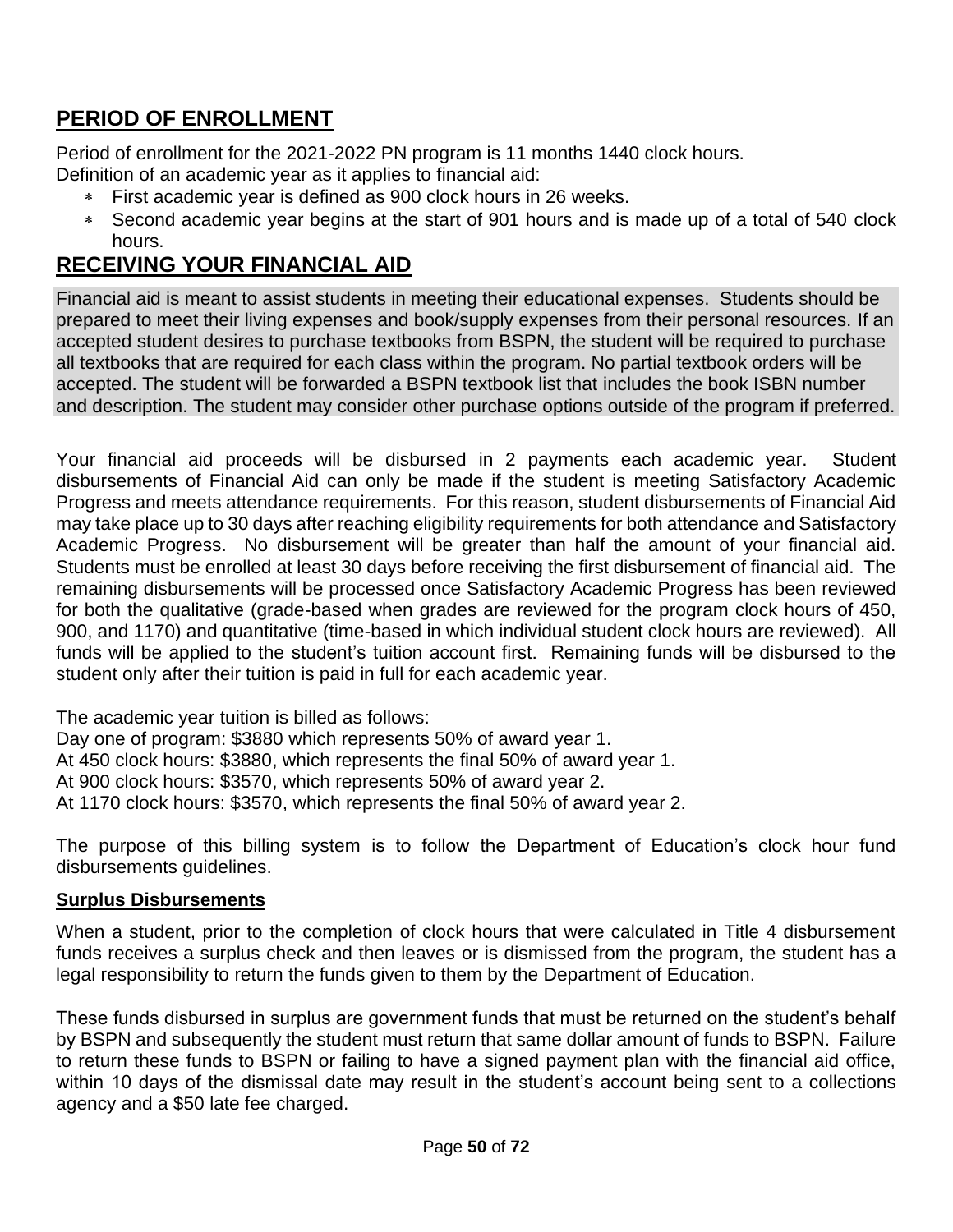## PERIOD OF ENROLLMENT

Period of enrollment for the 2021-2022 PN program is 11 months 1440 clock hours.
Definition of an academic year as it applies to financial aid:

* First academic year is defined as 900 clock hours in 26 weeks.
* Second academic year begins at the start of 901 hours and is made up of a total of 540 clock hours.

## RECEIVING YOUR FINANCIAL AID

Financial aid is meant to assist students in meeting their educational expenses. Students should be prepared to meet their living expenses and book/supply expenses from their personal resources. If an accepted student desires to purchase textbooks from BSPN, the student will be required to purchase all textbooks that are required for each class within the program. No partial textbook orders will be accepted. The student will be forwarded a BSPN textbook list that includes the book ISBN number and description. The student may consider other purchase options outside of the program if preferred.

Your financial aid proceeds will be disbursed in 2 payments each academic year. Student disbursements of Financial Aid can only be made if the student is meeting Satisfactory Academic Progress and meets attendance requirements. For this reason, student disbursements of Financial Aid may take place up to 30 days after reaching eligibility requirements for both attendance and Satisfactory Academic Progress. No disbursement will be greater than half the amount of your financial aid. Students must be enrolled at least 30 days before receiving the first disbursement of financial aid. The remaining disbursements will be processed once Satisfactory Academic Progress has been reviewed for both the qualitative (grade-based when grades are reviewed for the program clock hours of 450, 900, and 1170) and quantitative (time-based in which individual student clock hours are reviewed). All funds will be applied to the student's tuition account first. Remaining funds will be disbursed to the student only after their tuition is paid in full for each academic year.

The academic year tuition is billed as follows:
Day one of program: $3880 which represents 50% of award year 1.
At 450 clock hours: $3880, which represents the final 50% of award year 1.
At 900 clock hours: $3570, which represents 50% of award year 2.
At 1170 clock hours: $3570, which represents the final 50% of award year 2.

The purpose of this billing system is to follow the Department of Education's clock hour fund disbursements guidelines.

### Surplus Disbursements

When a student, prior to the completion of clock hours that were calculated in Title 4 disbursement funds receives a surplus check and then leaves or is dismissed from the program, the student has a legal responsibility to return the funds given to them by the Department of Education.

These funds disbursed in surplus are government funds that must be returned on the student's behalf by BSPN and subsequently the student must return that same dollar amount of funds to BSPN. Failure to return these funds to BSPN or failing to have a signed payment plan with the financial aid office, within 10 days of the dismissal date may result in the student's account being sent to a collections agency and a $50 late fee charged.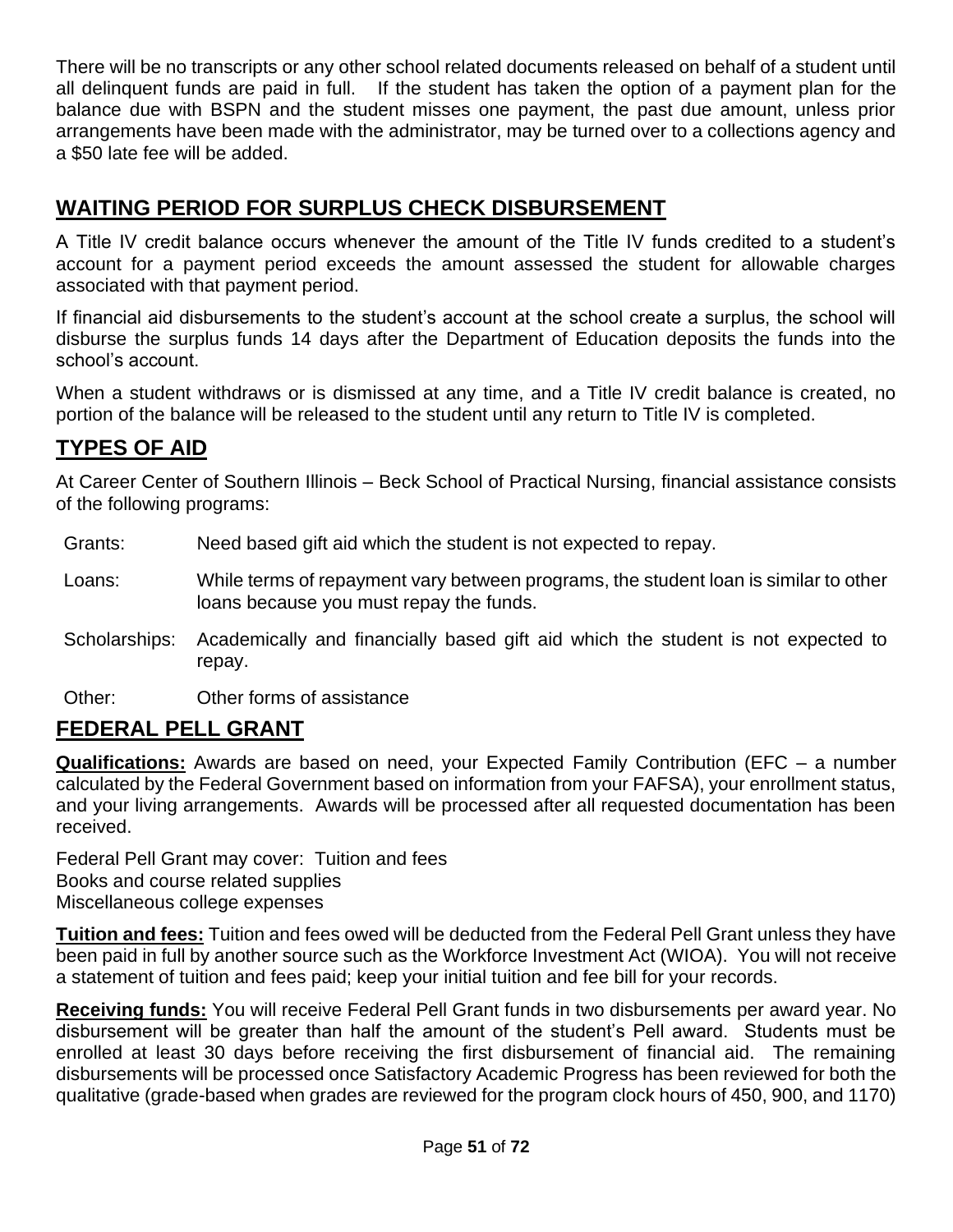There will be no transcripts or any other school related documents released on behalf of a student until all delinquent funds are paid in full. If the student has taken the option of a payment plan for the balance due with BSPN and the student misses one payment, the past due amount, unless prior arrangements have been made with the administrator, may be turned over to a collections agency and a $50 late fee will be added.

## WAITING PERIOD FOR SURPLUS CHECK DISBURSEMENT

A Title IV credit balance occurs whenever the amount of the Title IV funds credited to a student's account for a payment period exceeds the amount assessed the student for allowable charges associated with that payment period.

If financial aid disbursements to the student's account at the school create a surplus, the school will disburse the surplus funds 14 days after the Department of Education deposits the funds into the school's account.

When a student withdraws or is dismissed at any time, and a Title IV credit balance is created, no portion of the balance will be released to the student until any return to Title IV is completed.

## TYPES OF AID

At Career Center of Southern Illinois – Beck School of Practical Nursing, financial assistance consists of the following programs:

- Grants: Need based gift aid which the student is not expected to repay.
- Loans: While terms of repayment vary between programs, the student loan is similar to other loans because you must repay the funds.
- Scholarships: Academically and financially based gift aid which the student is not expected to repay.
- Other: Other forms of assistance

## FEDERAL PELL GRANT

**Qualifications:** Awards are based on need, your Expected Family Contribution (EFC – a number calculated by the Federal Government based on information from your FAFSA), your enrollment status, and your living arrangements. Awards will be processed after all requested documentation has been received.

Federal Pell Grant may cover: Tuition and fees
Books and course related supplies
Miscellaneous college expenses

**Tuition and fees:** Tuition and fees owed will be deducted from the Federal Pell Grant unless they have been paid in full by another source such as the Workforce Investment Act (WIOA). You will not receive a statement of tuition and fees paid; keep your initial tuition and fee bill for your records.

**Receiving funds:** You will receive Federal Pell Grant funds in two disbursements per award year. No disbursement will be greater than half the amount of the student's Pell award. Students must be enrolled at least 30 days before receiving the first disbursement of financial aid. The remaining disbursements will be processed once Satisfactory Academic Progress has been reviewed for both the qualitative (grade-based when grades are reviewed for the program clock hours of 450, 900, and 1170)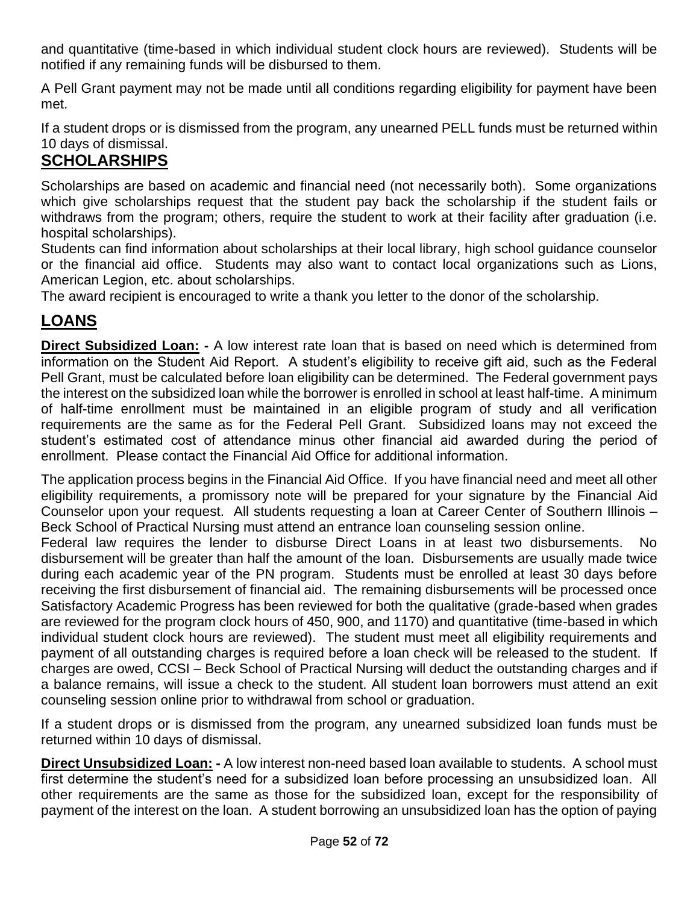and quantitative (time-based in which individual student clock hours are reviewed). Students will be notified if any remaining funds will be disbursed to them.

A Pell Grant payment may not be made until all conditions regarding eligibility for payment have been met.

If a student drops or is dismissed from the program, any unearned PELL funds must be returned within 10 days of dismissal.

## SCHOLARSHIPS

Scholarships are based on academic and financial need (not necessarily both). Some organizations which give scholarships request that the student pay back the scholarship if the student fails or withdraws from the program; others, require the student to work at their facility after graduation (i.e. hospital scholarships).

Students can find information about scholarships at their local library, high school guidance counselor or the financial aid office. Students may also want to contact local organizations such as Lions, American Legion, etc. about scholarships.

The award recipient is encouraged to write a thank you letter to the donor of the scholarship.

## LOANS

**Direct Subsidized Loan: -** A low interest rate loan that is based on need which is determined from information on the Student Aid Report. A student's eligibility to receive gift aid, such as the Federal Pell Grant, must be calculated before loan eligibility can be determined. The Federal government pays the interest on the subsidized loan while the borrower is enrolled in school at least half-time. A minimum of half-time enrollment must be maintained in an eligible program of study and all verification requirements are the same as for the Federal Pell Grant. Subsidized loans may not exceed the student's estimated cost of attendance minus other financial aid awarded during the period of enrollment. Please contact the Financial Aid Office for additional information.

The application process begins in the Financial Aid Office. If you have financial need and meet all other eligibility requirements, a promissory note will be prepared for your signature by the Financial Aid Counselor upon your request. All students requesting a loan at Career Center of Southern Illinois – Beck School of Practical Nursing must attend an entrance loan counseling session online.

Federal law requires the lender to disburse Direct Loans in at least two disbursements. No disbursement will be greater than half the amount of the loan. Disbursements are usually made twice during each academic year of the PN program. Students must be enrolled at least 30 days before receiving the first disbursement of financial aid. The remaining disbursements will be processed once Satisfactory Academic Progress has been reviewed for both the qualitative (grade-based when grades are reviewed for the program clock hours of 450, 900, and 1170) and quantitative (time-based in which individual student clock hours are reviewed). The student must meet all eligibility requirements and payment of all outstanding charges is required before a loan check will be released to the student. If charges are owed, CCSI – Beck School of Practical Nursing will deduct the outstanding charges and if a balance remains, will issue a check to the student. All student loan borrowers must attend an exit counseling session online prior to withdrawal from school or graduation.

If a student drops or is dismissed from the program, any unearned subsidized loan funds must be returned within 10 days of dismissal.

**Direct Unsubsidized Loan: -** A low interest non-need based loan available to students. A school must first determine the student's need for a subsidized loan before processing an unsubsidized loan. All other requirements are the same as those for the subsidized loan, except for the responsibility of payment of the interest on the loan. A student borrowing an unsubsidized loan has the option of paying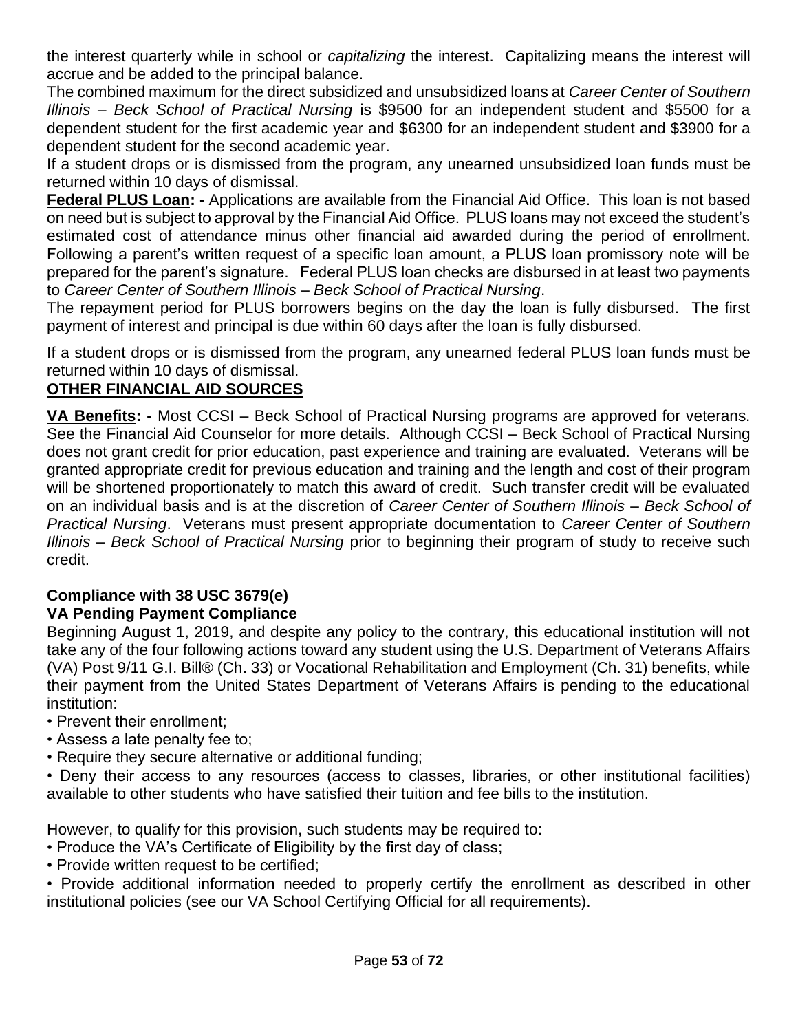the interest quarterly while in school or *capitalizing* the interest. Capitalizing means the interest will accrue and be added to the principal balance.

The combined maximum for the direct subsidized and unsubsidized loans at *Career Center of Southern Illinois – Beck School of Practical Nursing* is $9500 for an independent student and $5500 for a dependent student for the first academic year and $6300 for an independent student and $3900 for a dependent student for the second academic year.

If a student drops or is dismissed from the program, any unearned unsubsidized loan funds must be returned within 10 days of dismissal.

**Federal PLUS Loan: -** Applications are available from the Financial Aid Office. This loan is not based on need but is subject to approval by the Financial Aid Office. PLUS loans may not exceed the student's estimated cost of attendance minus other financial aid awarded during the period of enrollment. Following a parent's written request of a specific loan amount, a PLUS loan promissory note will be prepared for the parent's signature. Federal PLUS loan checks are disbursed in at least two payments to *Career Center of Southern Illinois – Beck School of Practical Nursing*.

The repayment period for PLUS borrowers begins on the day the loan is fully disbursed. The first payment of interest and principal is due within 60 days after the loan is fully disbursed.

If a student drops or is dismissed from the program, any unearned federal PLUS loan funds must be returned within 10 days of dismissal.

## OTHER FINANCIAL AID SOURCES

**VA Benefits: -** Most CCSI – Beck School of Practical Nursing programs are approved for veterans. See the Financial Aid Counselor for more details. Although CCSI – Beck School of Practical Nursing does not grant credit for prior education, past experience and training are evaluated. Veterans will be granted appropriate credit for previous education and training and the length and cost of their program will be shortened proportionately to match this award of credit. Such transfer credit will be evaluated on an individual basis and is at the discretion of *Career Center of Southern Illinois – Beck School of Practical Nursing*. Veterans must present appropriate documentation to *Career Center of Southern Illinois – Beck School of Practical Nursing* prior to beginning their program of study to receive such credit.

### Compliance with 38 USC 3679(e)

### VA Pending Payment Compliance

Beginning August 1, 2019, and despite any policy to the contrary, this educational institution will not take any of the four following actions toward any student using the U.S. Department of Veterans Affairs (VA) Post 9/11 G.I. Bill® (Ch. 33) or Vocational Rehabilitation and Employment (Ch. 31) benefits, while their payment from the United States Department of Veterans Affairs is pending to the educational institution:

- Prevent their enrollment;
- Assess a late penalty fee to;
- Require they secure alternative or additional funding;
- Deny their access to any resources (access to classes, libraries, or other institutional facilities) available to other students who have satisfied their tuition and fee bills to the institution.

However, to qualify for this provision, such students may be required to:

- Produce the VA's Certificate of Eligibility by the first day of class;
- Provide written request to be certified;
- Provide additional information needed to properly certify the enrollment as described in other institutional policies (see our VA School Certifying Official for all requirements).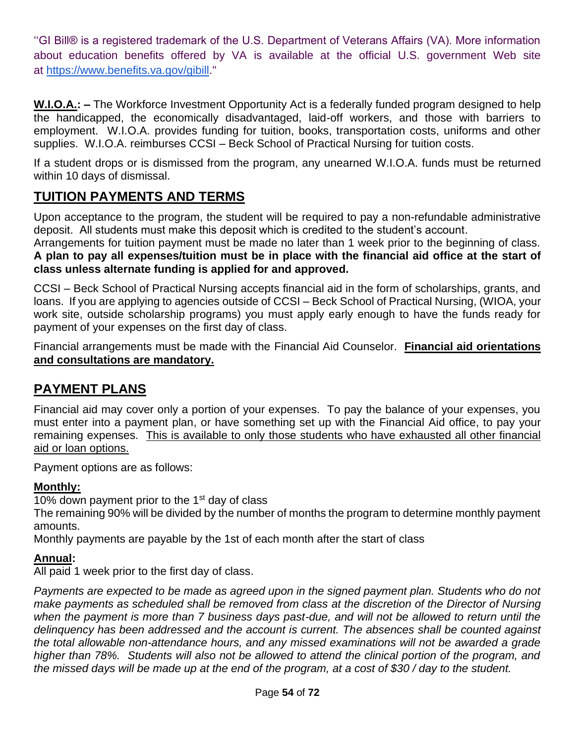"GI Bill® is a registered trademark of the U.S. Department of Veterans Affairs (VA). More information about education benefits offered by VA is available at the official U.S. government Web site at [https://www.benefits.va.gov/gibill](https://www.benefits.va.gov/gibill)."

**W.I.O.A.: –** The Workforce Investment Opportunity Act is a federally funded program designed to help the handicapped, the economically disadvantaged, laid-off workers, and those with barriers to employment. W.I.O.A. provides funding for tuition, books, transportation costs, uniforms and other supplies. W.I.O.A. reimburses CCSI – Beck School of Practical Nursing for tuition costs.

If a student drops or is dismissed from the program, any unearned W.I.O.A. funds must be returned within 10 days of dismissal.

## TUITION PAYMENTS AND TERMS

Upon acceptance to the program, the student will be required to pay a non-refundable administrative deposit. All students must make this deposit which is credited to the student's account.

Arrangements for tuition payment must be made no later than 1 week prior to the beginning of class. **A plan to pay all expenses/tuition must be in place with the financial aid office at the start of class unless alternate funding is applied for and approved.**

CCSI – Beck School of Practical Nursing accepts financial aid in the form of scholarships, grants, and loans. If you are applying to agencies outside of CCSI – Beck School of Practical Nursing, (WIOA, your work site, outside scholarship programs) you must apply early enough to have the funds ready for payment of your expenses on the first day of class.

Financial arrangements must be made with the Financial Aid Counselor. **Financial aid orientations and consultations are mandatory.**

## PAYMENT PLANS

Financial aid may cover only a portion of your expenses. To pay the balance of your expenses, you must enter into a payment plan, or have something set up with the Financial Aid office, to pay your remaining expenses. This is available to only those students who have exhausted all other financial aid or loan options.

Payment options are as follows:

**Monthly:**

10% down payment prior to the 1st day of class

The remaining 90% will be divided by the number of months the program to determine monthly payment amounts.

Monthly payments are payable by the 1st of each month after the start of class

**Annual:**

All paid 1 week prior to the first day of class.

*Payments are expected to be made as agreed upon in the signed payment plan. Students who do not make payments as scheduled shall be removed from class at the discretion of the Director of Nursing when the payment is more than 7 business days past-due, and will not be allowed to return until the delinquency has been addressed and the account is current. The absences shall be counted against the total allowable non-attendance hours, and any missed examinations will not be awarded a grade higher than 78%. Students will also not be allowed to attend the clinical portion of the program, and the missed days will be made up at the end of the program, at a cost of $30 / day to the student.*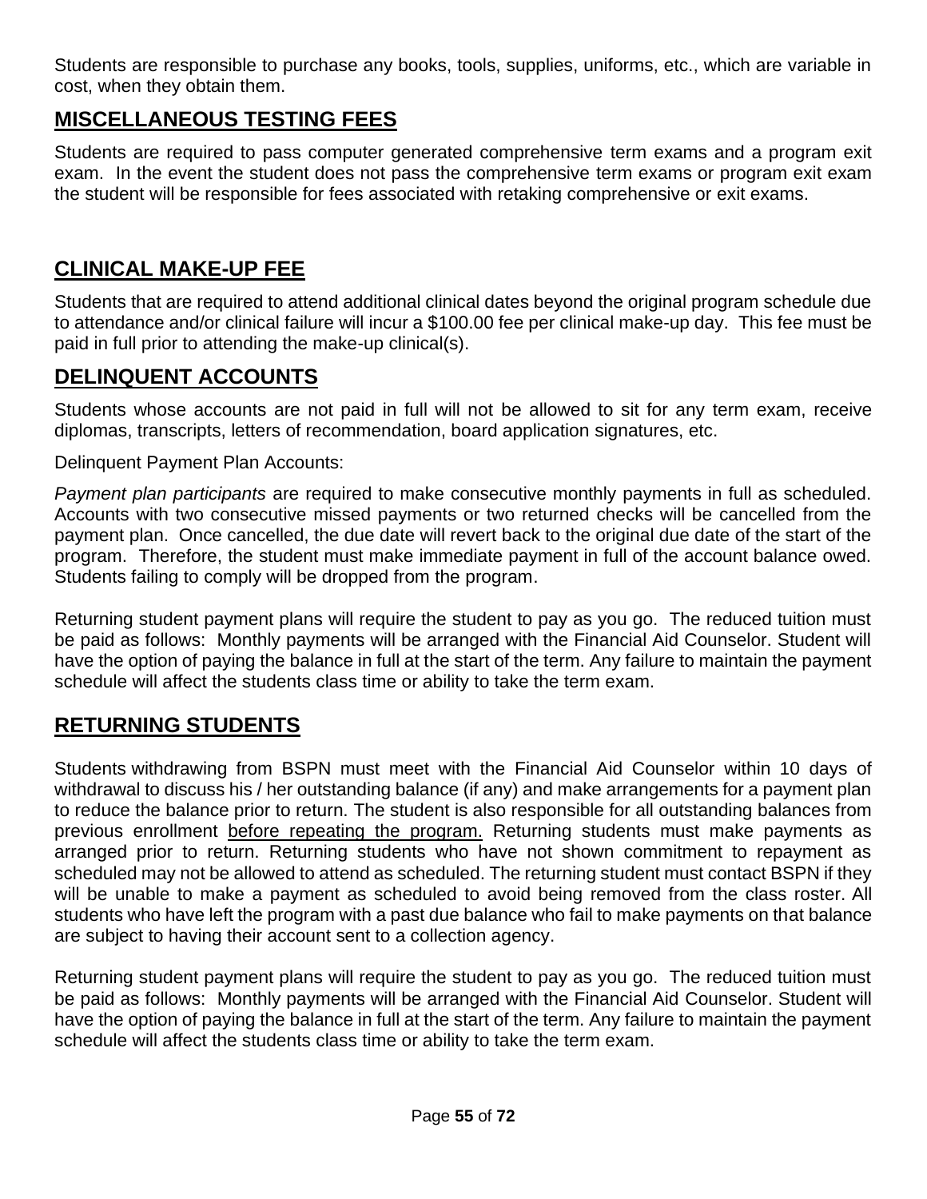Students are responsible to purchase any books, tools, supplies, uniforms, etc., which are variable in cost, when they obtain them.

## MISCELLANEOUS TESTING FEES

Students are required to pass computer generated comprehensive term exams and a program exit exam. In the event the student does not pass the comprehensive term exams or program exit exam the student will be responsible for fees associated with retaking comprehensive or exit exams.

## CLINICAL MAKE-UP FEE

Students that are required to attend additional clinical dates beyond the original program schedule due to attendance and/or clinical failure will incur a $100.00 fee per clinical make-up day. This fee must be paid in full prior to attending the make-up clinical(s).

## DELINQUENT ACCOUNTS

Students whose accounts are not paid in full will not be allowed to sit for any term exam, receive diplomas, transcripts, letters of recommendation, board application signatures, etc.

Delinquent Payment Plan Accounts:

*Payment plan participants* are required to make consecutive monthly payments in full as scheduled. Accounts with two consecutive missed payments or two returned checks will be cancelled from the payment plan. Once cancelled, the due date will revert back to the original due date of the start of the program. Therefore, the student must make immediate payment in full of the account balance owed. Students failing to comply will be dropped from the program.

Returning student payment plans will require the student to pay as you go. The reduced tuition must be paid as follows: Monthly payments will be arranged with the Financial Aid Counselor. Student will have the option of paying the balance in full at the start of the term. Any failure to maintain the payment schedule will affect the students class time or ability to take the term exam.

## RETURNING STUDENTS

Students withdrawing from BSPN must meet with the Financial Aid Counselor within 10 days of withdrawal to discuss his / her outstanding balance (if any) and make arrangements for a payment plan to reduce the balance prior to return. The student is also responsible for all outstanding balances from previous enrollment <u>before repeating the program.</u> Returning students must make payments as arranged prior to return. Returning students who have not shown commitment to repayment as scheduled may not be allowed to attend as scheduled. The returning student must contact BSPN if they will be unable to make a payment as scheduled to avoid being removed from the class roster. All students who have left the program with a past due balance who fail to make payments on that balance are subject to having their account sent to a collection agency.

Returning student payment plans will require the student to pay as you go. The reduced tuition must be paid as follows: Monthly payments will be arranged with the Financial Aid Counselor. Student will have the option of paying the balance in full at the start of the term. Any failure to maintain the payment schedule will affect the students class time or ability to take the term exam.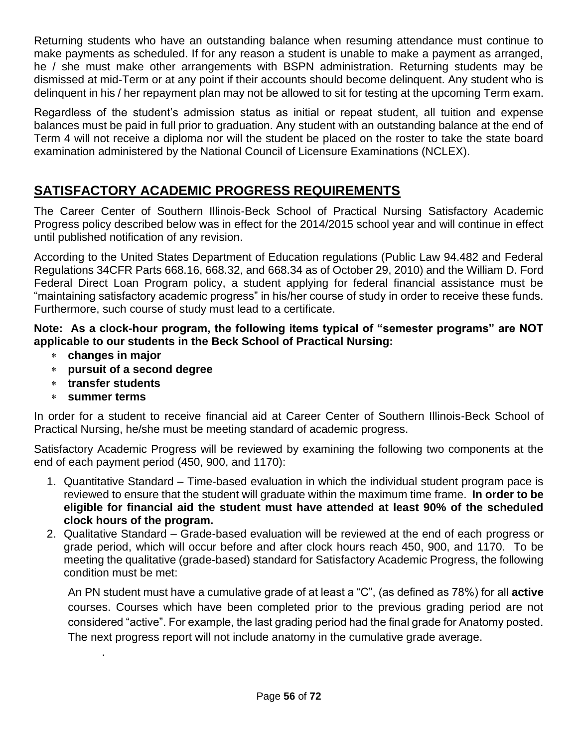Returning students who have an outstanding balance when resuming attendance must continue to make payments as scheduled. If for any reason a student is unable to make a payment as arranged, he / she must make other arrangements with BSPN administration. Returning students may be dismissed at mid-Term or at any point if their accounts should become delinquent. Any student who is delinquent in his / her repayment plan may not be allowed to sit for testing at the upcoming Term exam.

Regardless of the student's admission status as initial or repeat student, all tuition and expense balances must be paid in full prior to graduation. Any student with an outstanding balance at the end of Term 4 will not receive a diploma nor will the student be placed on the roster to take the state board examination administered by the National Council of Licensure Examinations (NCLEX).

## SATISFACTORY ACADEMIC PROGRESS REQUIREMENTS

The Career Center of Southern Illinois-Beck School of Practical Nursing Satisfactory Academic Progress policy described below was in effect for the 2014/2015 school year and will continue in effect until published notification of any revision.

According to the United States Department of Education regulations (Public Law 94.482 and Federal Regulations 34CFR Parts 668.16, 668.32, and 668.34 as of October 29, 2010) and the William D. Ford Federal Direct Loan Program policy, a student applying for federal financial assistance must be "maintaining satisfactory academic progress" in his/her course of study in order to receive these funds. Furthermore, such course of study must lead to a certificate.

**Note: As a clock-hour program, the following items typical of "semester programs" are NOT applicable to our students in the Beck School of Practical Nursing:**

- **changes in major**
- **pursuit of a second degree**
- **transfer students**
- **summer terms**

In order for a student to receive financial aid at Career Center of Southern Illinois-Beck School of Practical Nursing, he/she must be meeting standard of academic progress.

Satisfactory Academic Progress will be reviewed by examining the following two components at the end of each payment period (450, 900, and 1170):

1. Quantitative Standard – Time-based evaluation in which the individual student program pace is reviewed to ensure that the student will graduate within the maximum time frame. **In order to be eligible for financial aid the student must have attended at least 90% of the scheduled clock hours of the program.**
2. Qualitative Standard – Grade-based evaluation will be reviewed at the end of each progress or grade period, which will occur before and after clock hours reach 450, 900, and 1170. To be meeting the qualitative (grade-based) standard for Satisfactory Academic Progress, the following condition must be met:

   An PN student must have a cumulative grade of at least a "C", (as defined as 78%) for all **active** courses. Courses which have been completed prior to the previous grading period are not considered "active". For example, the last grading period had the final grade for Anatomy posted. The next progress report will not include anatomy in the cumulative grade average.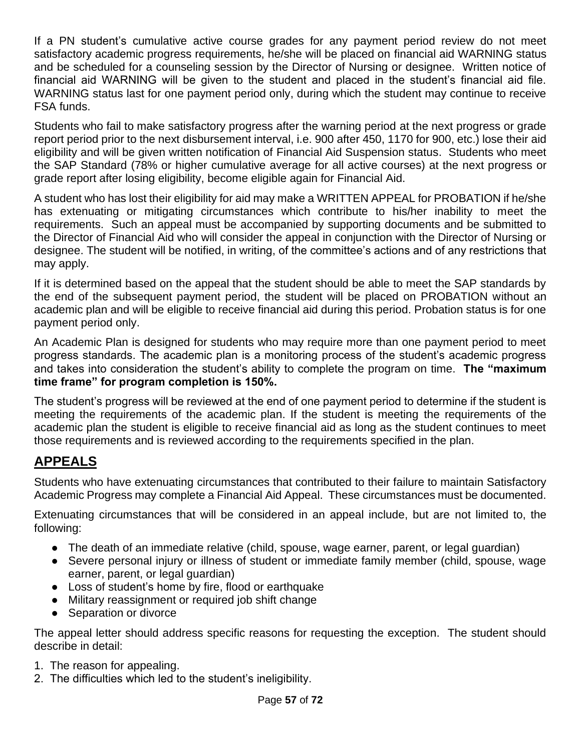If a PN student's cumulative active course grades for any payment period review do not meet satisfactory academic progress requirements, he/she will be placed on financial aid WARNING status and be scheduled for a counseling session by the Director of Nursing or designee. Written notice of financial aid WARNING will be given to the student and placed in the student's financial aid file. WARNING status last for one payment period only, during which the student may continue to receive FSA funds.

Students who fail to make satisfactory progress after the warning period at the next progress or grade report period prior to the next disbursement interval, i.e. 900 after 450, 1170 for 900, etc.) lose their aid eligibility and will be given written notification of Financial Aid Suspension status. Students who meet the SAP Standard (78% or higher cumulative average for all active courses) at the next progress or grade report after losing eligibility, become eligible again for Financial Aid.

A student who has lost their eligibility for aid may make a WRITTEN APPEAL for PROBATION if he/she has extenuating or mitigating circumstances which contribute to his/her inability to meet the requirements. Such an appeal must be accompanied by supporting documents and be submitted to the Director of Financial Aid who will consider the appeal in conjunction with the Director of Nursing or designee. The student will be notified, in writing, of the committee's actions and of any restrictions that may apply.

If it is determined based on the appeal that the student should be able to meet the SAP standards by the end of the subsequent payment period, the student will be placed on PROBATION without an academic plan and will be eligible to receive financial aid during this period. Probation status is for one payment period only.

An Academic Plan is designed for students who may require more than one payment period to meet progress standards. The academic plan is a monitoring process of the student's academic progress and takes into consideration the student's ability to complete the program on time. **The "maximum time frame" for program completion is 150%.**

The student's progress will be reviewed at the end of one payment period to determine if the student is meeting the requirements of the academic plan. If the student is meeting the requirements of the academic plan the student is eligible to receive financial aid as long as the student continues to meet those requirements and is reviewed according to the requirements specified in the plan.

## APPEALS

Students who have extenuating circumstances that contributed to their failure to maintain Satisfactory Academic Progress may complete a Financial Aid Appeal. These circumstances must be documented.

Extenuating circumstances that will be considered in an appeal include, but are not limited to, the following:

- The death of an immediate relative (child, spouse, wage earner, parent, or legal guardian)
- Severe personal injury or illness of student or immediate family member (child, spouse, wage earner, parent, or legal guardian)
- Loss of student's home by fire, flood or earthquake
- Military reassignment or required job shift change
- Separation or divorce

The appeal letter should address specific reasons for requesting the exception. The student should describe in detail:

1. The reason for appealing.
2. The difficulties which led to the student's ineligibility.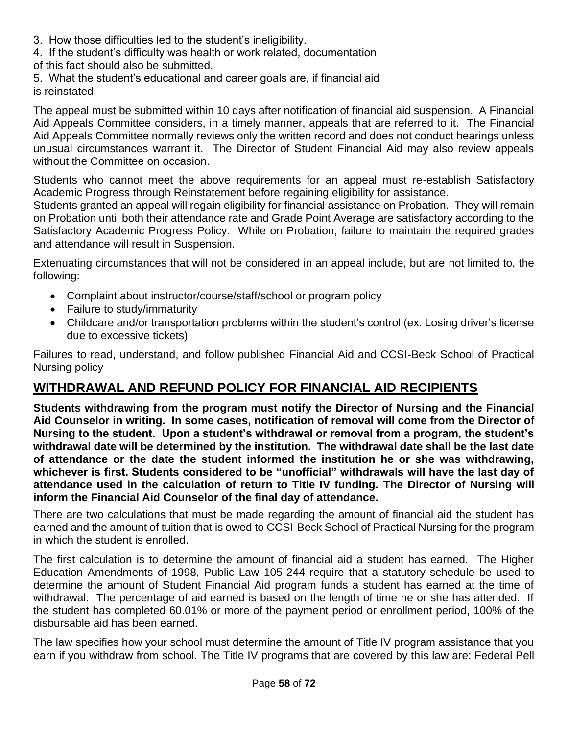3. How those difficulties led to the student's ineligibility.
4. If the student's difficulty was health or work related, documentation of this fact should also be submitted.
5. What the student's educational and career goals are, if financial aid is reinstated.

The appeal must be submitted within 10 days after notification of financial aid suspension. A Financial Aid Appeals Committee considers, in a timely manner, appeals that are referred to it. The Financial Aid Appeals Committee normally reviews only the written record and does not conduct hearings unless unusual circumstances warrant it. The Director of Student Financial Aid may also review appeals without the Committee on occasion.

Students who cannot meet the above requirements for an appeal must re-establish Satisfactory Academic Progress through Reinstatement before regaining eligibility for assistance.
Students granted an appeal will regain eligibility for financial assistance on Probation. They will remain on Probation until both their attendance rate and Grade Point Average are satisfactory according to the Satisfactory Academic Progress Policy. While on Probation, failure to maintain the required grades and attendance will result in Suspension.

Extenuating circumstances that will not be considered in an appeal include, but are not limited to, the following:

- Complaint about instructor/course/staff/school or program policy
- Failure to study/immaturity
- Childcare and/or transportation problems within the student's control (ex. Losing driver's license due to excessive tickets)

Failures to read, understand, and follow published Financial Aid and CCSI-Beck School of Practical Nursing policy

## WITHDRAWAL AND REFUND POLICY FOR FINANCIAL AID RECIPIENTS

**Students withdrawing from the program must notify the Director of Nursing and the Financial Aid Counselor in writing. In some cases, notification of removal will come from the Director of Nursing to the student. Upon a student's withdrawal or removal from a program, the student's withdrawal date will be determined by the institution. The withdrawal date shall be the last date of attendance or the date the student informed the institution he or she was withdrawing, whichever is first. Students considered to be "unofficial" withdrawals will have the last day of attendance used in the calculation of return to Title IV funding. The Director of Nursing will inform the Financial Aid Counselor of the final day of attendance.**

There are two calculations that must be made regarding the amount of financial aid the student has earned and the amount of tuition that is owed to CCSI-Beck School of Practical Nursing for the program in which the student is enrolled.

The first calculation is to determine the amount of financial aid a student has earned. The Higher Education Amendments of 1998, Public Law 105-244 require that a statutory schedule be used to determine the amount of Student Financial Aid program funds a student has earned at the time of withdrawal. The percentage of aid earned is based on the length of time he or she has attended. If the student has completed 60.01% or more of the payment period or enrollment period, 100% of the disbursable aid has been earned.

The law specifies how your school must determine the amount of Title IV program assistance that you earn if you withdraw from school. The Title IV programs that are covered by this law are: Federal Pell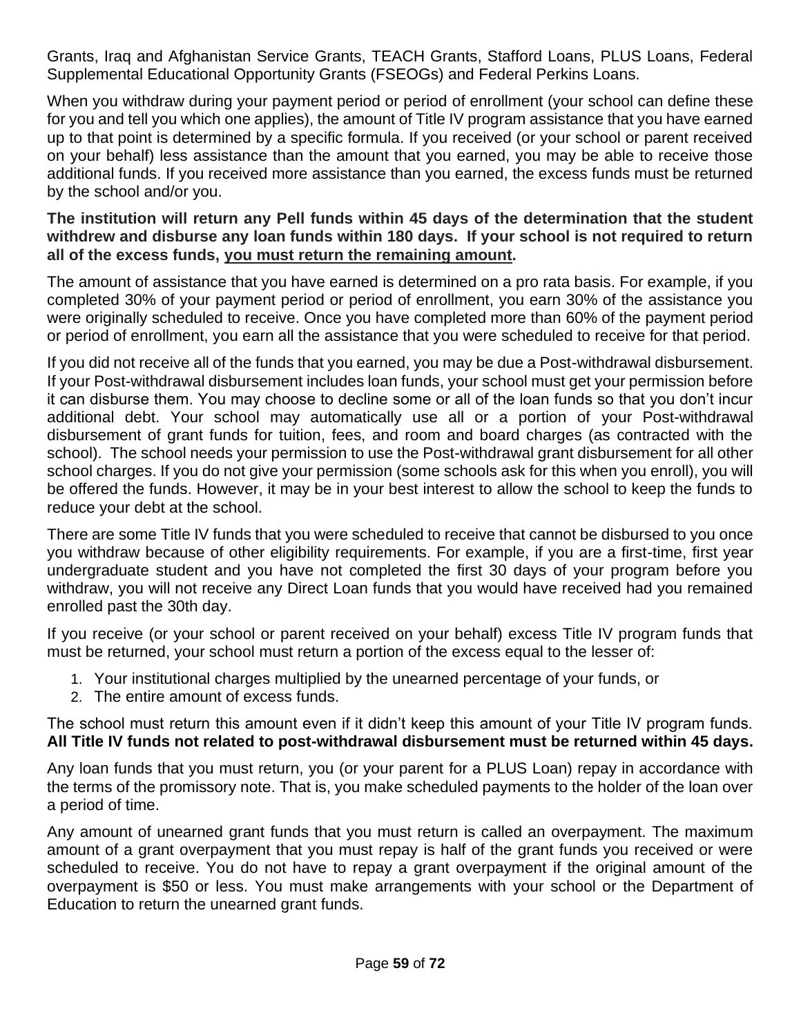Grants, Iraq and Afghanistan Service Grants, TEACH Grants, Stafford Loans, PLUS Loans, Federal Supplemental Educational Opportunity Grants (FSEOGs) and Federal Perkins Loans.

When you withdraw during your payment period or period of enrollment (your school can define these for you and tell you which one applies), the amount of Title IV program assistance that you have earned up to that point is determined by a specific formula. If you received (or your school or parent received on your behalf) less assistance than the amount that you earned, you may be able to receive those additional funds. If you received more assistance than you earned, the excess funds must be returned by the school and/or you.

**The institution will return any Pell funds within 45 days of the determination that the student withdrew and disburse any loan funds within 180 days. If your school is not required to return all of the excess funds, <u>you must return the remaining amount</u>.**

The amount of assistance that you have earned is determined on a pro rata basis. For example, if you completed 30% of your payment period or period of enrollment, you earn 30% of the assistance you were originally scheduled to receive. Once you have completed more than 60% of the payment period or period of enrollment, you earn all the assistance that you were scheduled to receive for that period.

If you did not receive all of the funds that you earned, you may be due a Post-withdrawal disbursement. If your Post-withdrawal disbursement includes loan funds, your school must get your permission before it can disburse them. You may choose to decline some or all of the loan funds so that you don't incur additional debt. Your school may automatically use all or a portion of your Post-withdrawal disbursement of grant funds for tuition, fees, and room and board charges (as contracted with the school). The school needs your permission to use the Post-withdrawal grant disbursement for all other school charges. If you do not give your permission (some schools ask for this when you enroll), you will be offered the funds. However, it may be in your best interest to allow the school to keep the funds to reduce your debt at the school.

There are some Title IV funds that you were scheduled to receive that cannot be disbursed to you once you withdraw because of other eligibility requirements. For example, if you are a first-time, first year undergraduate student and you have not completed the first 30 days of your program before you withdraw, you will not receive any Direct Loan funds that you would have received had you remained enrolled past the 30th day.

If you receive (or your school or parent received on your behalf) excess Title IV program funds that must be returned, your school must return a portion of the excess equal to the lesser of:

1. Your institutional charges multiplied by the unearned percentage of your funds, or
2. The entire amount of excess funds.

The school must return this amount even if it didn't keep this amount of your Title IV program funds. **All Title IV funds not related to post-withdrawal disbursement must be returned within 45 days.**

Any loan funds that you must return, you (or your parent for a PLUS Loan) repay in accordance with the terms of the promissory note. That is, you make scheduled payments to the holder of the loan over a period of time.

Any amount of unearned grant funds that you must return is called an overpayment. The maximum amount of a grant overpayment that you must repay is half of the grant funds you received or were scheduled to receive. You do not have to repay a grant overpayment if the original amount of the overpayment is $50 or less. You must make arrangements with your school or the Department of Education to return the unearned grant funds.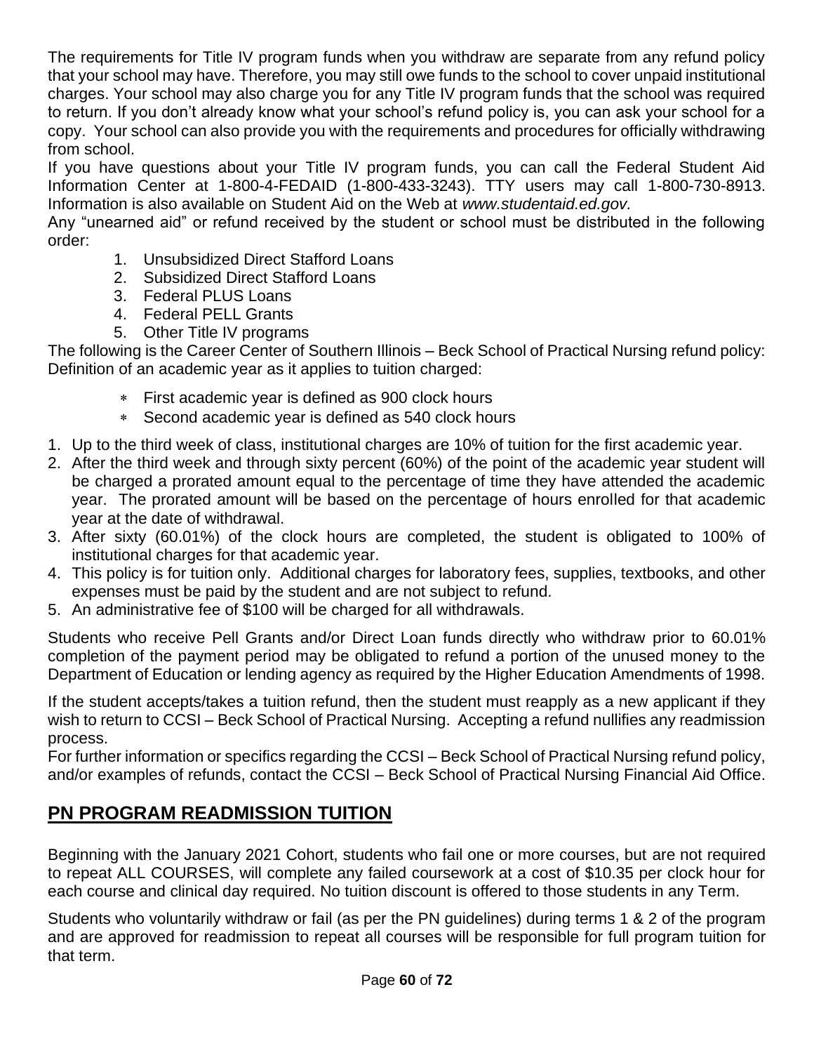The requirements for Title IV program funds when you withdraw are separate from any refund policy that your school may have. Therefore, you may still owe funds to the school to cover unpaid institutional charges. Your school may also charge you for any Title IV program funds that the school was required to return. If you don't already know what your school's refund policy is, you can ask your school for a copy. Your school can also provide you with the requirements and procedures for officially withdrawing from school.

If you have questions about your Title IV program funds, you can call the Federal Student Aid Information Center at 1-800-4-FEDAID (1-800-433-3243). TTY users may call 1-800-730-8913. Information is also available on Student Aid on the Web at *www.studentaid.ed.gov.*

Any "unearned aid" or refund received by the student or school must be distributed in the following order:

1. Unsubsidized Direct Stafford Loans
2. Subsidized Direct Stafford Loans
3. Federal PLUS Loans
4. Federal PELL Grants
5. Other Title IV programs

The following is the Career Center of Southern Illinois – Beck School of Practical Nursing refund policy: Definition of an academic year as it applies to tuition charged:

- First academic year is defined as 900 clock hours
- Second academic year is defined as 540 clock hours

1. Up to the third week of class, institutional charges are 10% of tuition for the first academic year.
2. After the third week and through sixty percent (60%) of the point of the academic year student will be charged a prorated amount equal to the percentage of time they have attended the academic year. The prorated amount will be based on the percentage of hours enrolled for that academic year at the date of withdrawal.
3. After sixty (60.01%) of the clock hours are completed, the student is obligated to 100% of institutional charges for that academic year.
4. This policy is for tuition only. Additional charges for laboratory fees, supplies, textbooks, and other expenses must be paid by the student and are not subject to refund.
5. An administrative fee of $100 will be charged for all withdrawals.

Students who receive Pell Grants and/or Direct Loan funds directly who withdraw prior to 60.01% completion of the payment period may be obligated to refund a portion of the unused money to the Department of Education or lending agency as required by the Higher Education Amendments of 1998.

If the student accepts/takes a tuition refund, then the student must reapply as a new applicant if they wish to return to CCSI – Beck School of Practical Nursing. Accepting a refund nullifies any readmission process.

For further information or specifics regarding the CCSI – Beck School of Practical Nursing refund policy, and/or examples of refunds, contact the CCSI – Beck School of Practical Nursing Financial Aid Office.

## PN PROGRAM READMISSION TUITION

Beginning with the January 2021 Cohort, students who fail one or more courses, but are not required to repeat ALL COURSES, will complete any failed coursework at a cost of $10.35 per clock hour for each course and clinical day required. No tuition discount is offered to those students in any Term.

Students who voluntarily withdraw or fail (as per the PN guidelines) during terms 1 & 2 of the program and are approved for readmission to repeat all courses will be responsible for full program tuition for that term.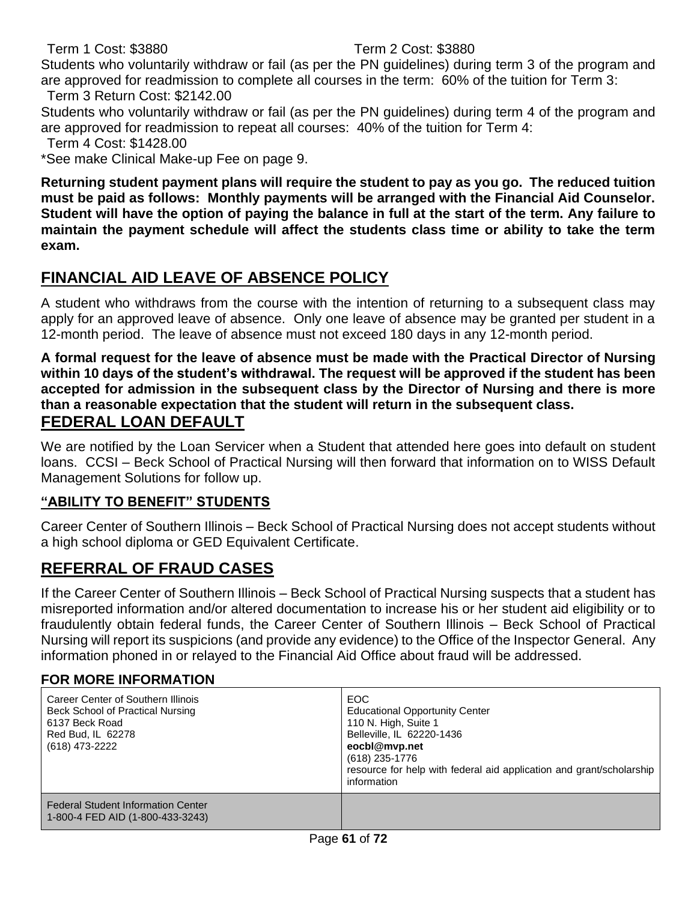Term 1 Cost: $3880 Term 2 Cost: $3880

Students who voluntarily withdraw or fail (as per the PN guidelines) during term 3 of the program and are approved for readmission to complete all courses in the term: 60% of the tuition for Term 3:

Term 3 Return Cost: $2142.00

Students who voluntarily withdraw or fail (as per the PN guidelines) during term 4 of the program and are approved for readmission to repeat all courses: 40% of the tuition for Term 4:

Term 4 Cost: $1428.00

*See make Clinical Make-up Fee on page 9.

**Returning student payment plans will require the student to pay as you go. The reduced tuition must be paid as follows: Monthly payments will be arranged with the Financial Aid Counselor. Student will have the option of paying the balance in full at the start of the term. Any failure to maintain the payment schedule will affect the students class time or ability to take the term exam.**

## FINANCIAL AID LEAVE OF ABSENCE POLICY

A student who withdraws from the course with the intention of returning to a subsequent class may apply for an approved leave of absence. Only one leave of absence may be granted per student in a 12-month period. The leave of absence must not exceed 180 days in any 12-month period.

**A formal request for the leave of absence must be made with the Practical Director of Nursing within 10 days of the student's withdrawal. The request will be approved if the student has been accepted for admission in the subsequent class by the Director of Nursing and there is more than a reasonable expectation that the student will return in the subsequent class.**

## FEDERAL LOAN DEFAULT

We are notified by the Loan Servicer when a Student that attended here goes into default on student loans. CCSI – Beck School of Practical Nursing will then forward that information on to WISS Default Management Solutions for follow up.

### "ABILITY TO BENEFIT" STUDENTS

Career Center of Southern Illinois – Beck School of Practical Nursing does not accept students without a high school diploma or GED Equivalent Certificate.

## REFERRAL OF FRAUD CASES

If the Career Center of Southern Illinois – Beck School of Practical Nursing suspects that a student has misreported information and/or altered documentation to increase his or her student aid eligibility or to fraudulently obtain federal funds, the Career Center of Southern Illinois – Beck School of Practical Nursing will report its suspicions (and provide any evidence) to the Office of the Inspector General. Any information phoned in or relayed to the Financial Aid Office about fraud will be addressed.

### FOR MORE INFORMATION

| | |
|---|---|
| Career Center of Southern Illinois<br>Beck School of Practical Nursing<br>6137 Beck Road<br>Red Bud, IL 62278<br>(618) 473-2222 | EOC<br>Educational Opportunity Center<br>110 N. High, Suite 1<br>Belleville, IL 62220-1436<br>**eocbl@mvp.net**<br>(618) 235-1776<br>resource for help with federal aid application and grant/scholarship information |
| Federal Student Information Center<br>1-800-4 FED AID (1-800-433-3243) | |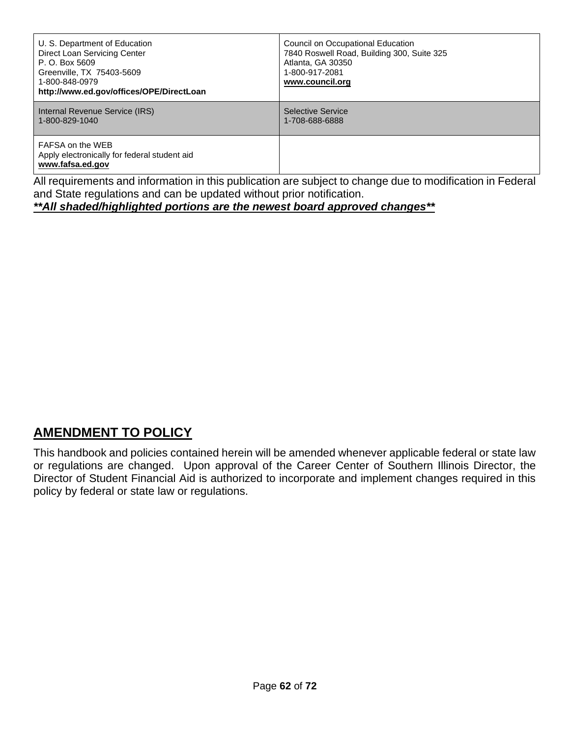| U. S. Department of Education<br>Direct Loan Servicing Center<br>P. O. Box 5609<br>Greenville, TX 75403-5609<br>1-800-848-0979<br>**http://www.ed.gov/offices/OPE/DirectLoan** | Council on Occupational Education<br>7840 Roswell Road, Building 300, Suite 325<br>Atlanta, GA 30350<br>1-800-917-2081<br>**www.council.org** |
|---|---|
| Internal Revenue Service (IRS)<br>1-800-829-1040 | Selective Service<br>1-708-688-6888 |
| FAFSA on the WEB<br>Apply electronically for federal student aid<br>**www.fafsa.ed.gov** | |

All requirements and information in this publication are subject to change due to modification in Federal and State regulations and can be updated without prior notification.

***\*\*All shaded/highlighted portions are the newest board approved changes\*\****

## AMENDMENT TO POLICY

This handbook and policies contained herein will be amended whenever applicable federal or state law or regulations are changed. Upon approval of the Career Center of Southern Illinois Director, the Director of Student Financial Aid is authorized to incorporate and implement changes required in this policy by federal or state law or regulations.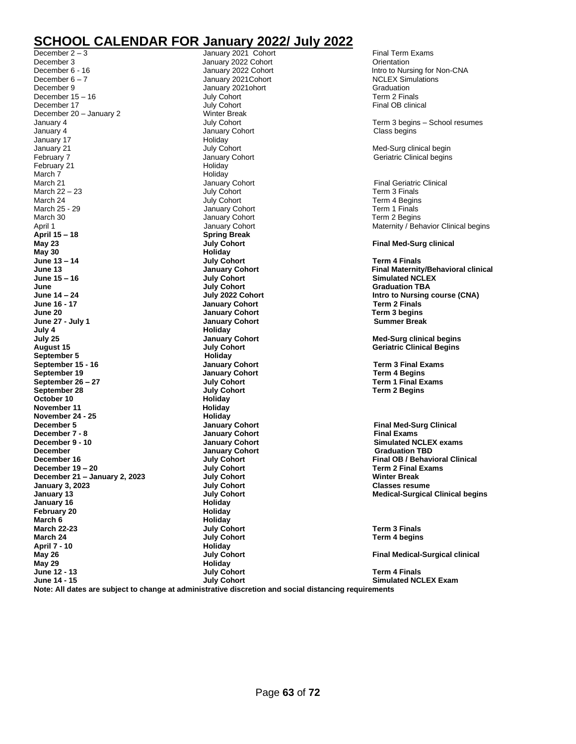# SCHOOL CALENDAR FOR January 2022/ July 2022

| | | |
|---|---|---|
| December 2 – 3 | January 2021 Cohort | Final Term Exams |
| December 3 | January 2022 Cohort | Orientation |
| December 6 - 16 | January 2022 Cohort | Intro to Nursing for Non-CNA |
| December 6 – 7 | January 2021Cohort | NCLEX Simulations |
| December 9 | January 2021ohort | Graduation |
| December 15 – 16 | July Cohort | Term 2 Finals |
| December 17 | July Cohort | Final OB clinical |
| December 20 – January 2 | Winter Break | |
| January 4 | July Cohort | Term 3 begins – School resumes |
| January 4 | January Cohort | Class begins |
| January 17 | Holiday | |
| January 21 | July Cohort | Med-Surg clinical begin |
| February 7 | January Cohort | Geriatric Clinical begins |
| February 21 | Holiday | |
| March 7 | Holiday | |
| March 21 | January Cohort | Final Geriatric Clinical |
| March 22 – 23 | July Cohort | Term 3 Finals |
| March 24 | July Cohort | Term 4 Begins |
| March 25 - 29 | January Cohort | Term 1 Finals |
| March 30 | January Cohort | Term 2 Begins |
| April 1 | January Cohort | Maternity / Behavior Clinical begins |
| **April 15 – 18** | **Spring Break** | |
| **May 23** | **July Cohort** | **Final Med-Surg clinical** |
| **May 30** | **Holiday** | |
| **June 13 – 14** | **July Cohort** | **Term 4 Finals** |
| **June 13** | **January Cohort** | **Final Maternity/Behavioral clinical** |
| **June 15 – 16** | **July Cohort** | **Simulated NCLEX** |
| **June** | **July Cohort** | **Graduation TBA** |
| **June 14 – 24** | **July 2022 Cohort** | **Intro to Nursing course (CNA)** |
| **June 16 - 17** | **January Cohort** | **Term 2 Finals** |
| **June 20** | **January Cohort** | **Term 3 begins** |
| **June 27 - July 1** | **January Cohort** | **Summer Break** |
| **July 4** | **Holiday** | |
| **July 25** | **January Cohort** | **Med-Surg clinical begins** |
| **August 15** | **July Cohort** | **Geriatric Clinical Begins** |
| **September 5** | **Holiday** | |
| **September 15 - 16** | **January Cohort** | **Term 3 Final Exams** |
| **September 19** | **January Cohort** | **Term 4 Begins** |
| **September 26 – 27** | **July Cohort** | **Term 1 Final Exams** |
| **September 28** | **July Cohort** | **Term 2 Begins** |
| **October 10** | **Holiday** | |
| **November 11** | **Holiday** | |
| **November 24 - 25** | **Holiday** | |
| **December 5** | **January Cohort** | **Final Med-Surg Clinical** |
| **December 7 - 8** | **January Cohort** | **Final Exams** |
| **December 9 - 10** | **January Cohort** | **Simulated NCLEX exams** |
| **December** | **January Cohort** | **Graduation TBD** |
| **December 16** | **July Cohort** | **Final OB / Behavioral Clinical** |
| **December 19 – 20** | **July Cohort** | **Term 2 Final Exams** |
| **December 21 – January 2, 2023** | **July Cohort** | **Winter Break** |
| **January 3, 2023** | **July Cohort** | **Classes resume** |
| **January 13** | **July Cohort** | **Medical-Surgical Clinical begins** |
| **January 16** | **Holiday** | |
| **February 20** | **Holiday** | |
| **March 6** | **Holiday** | |
| **March 22-23** | **July Cohort** | **Term 3 Finals** |
| **March 24** | **July Cohort** | **Term 4 begins** |
| **April 7 - 10** | **Holiday** | |
| **May 26** | **July Cohort** | **Final Medical-Surgical clinical** |
| **May 29** | **Holiday** | |
| **June 12 - 13** | **July Cohort** | **Term 4 Finals** |
| **June 14 - 15** | **July Cohort** | **Simulated NCLEX Exam** |

**Note: All dates are subject to change at administrative discretion and social distancing requirements**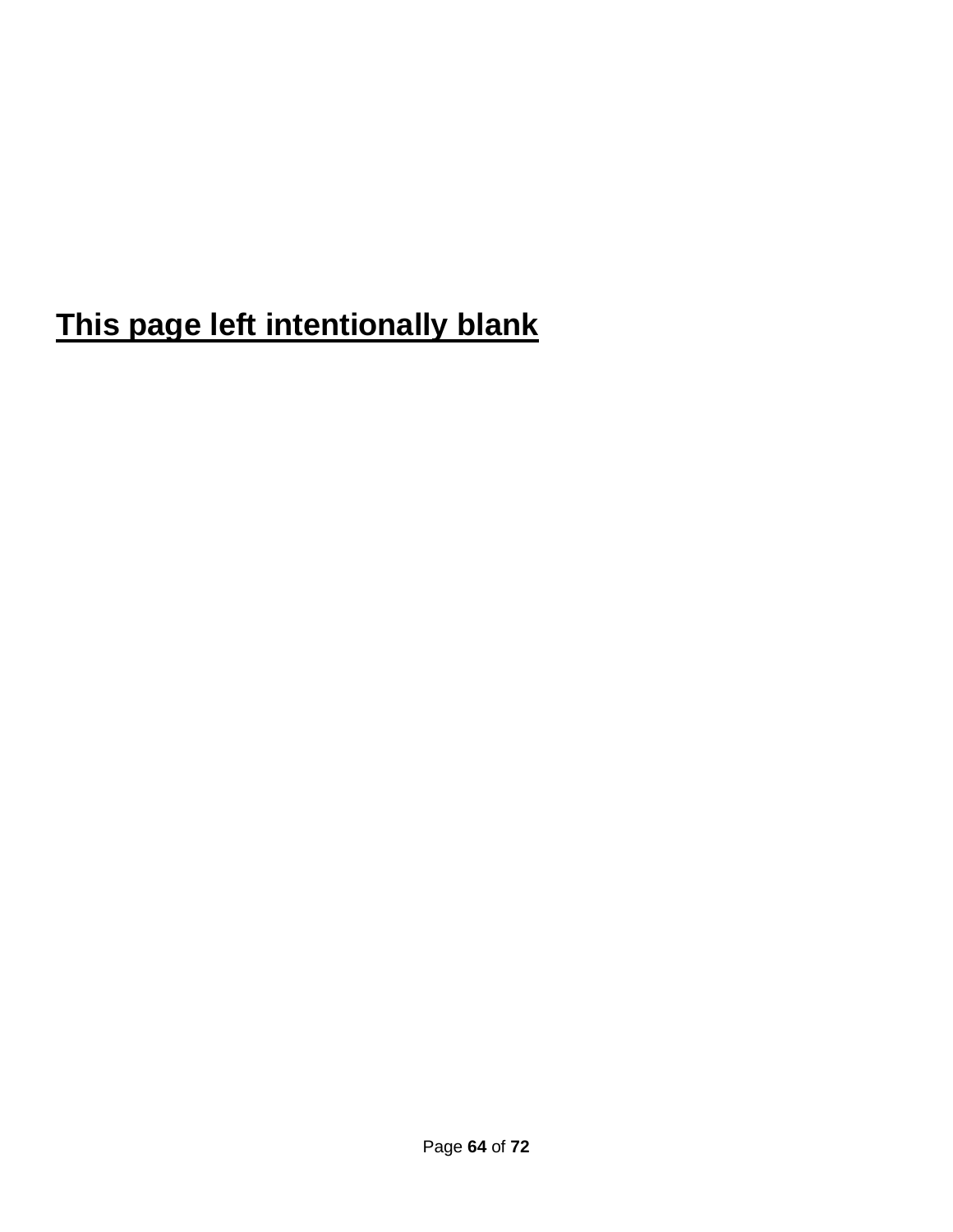**<u>This page left intentionally blank</u>**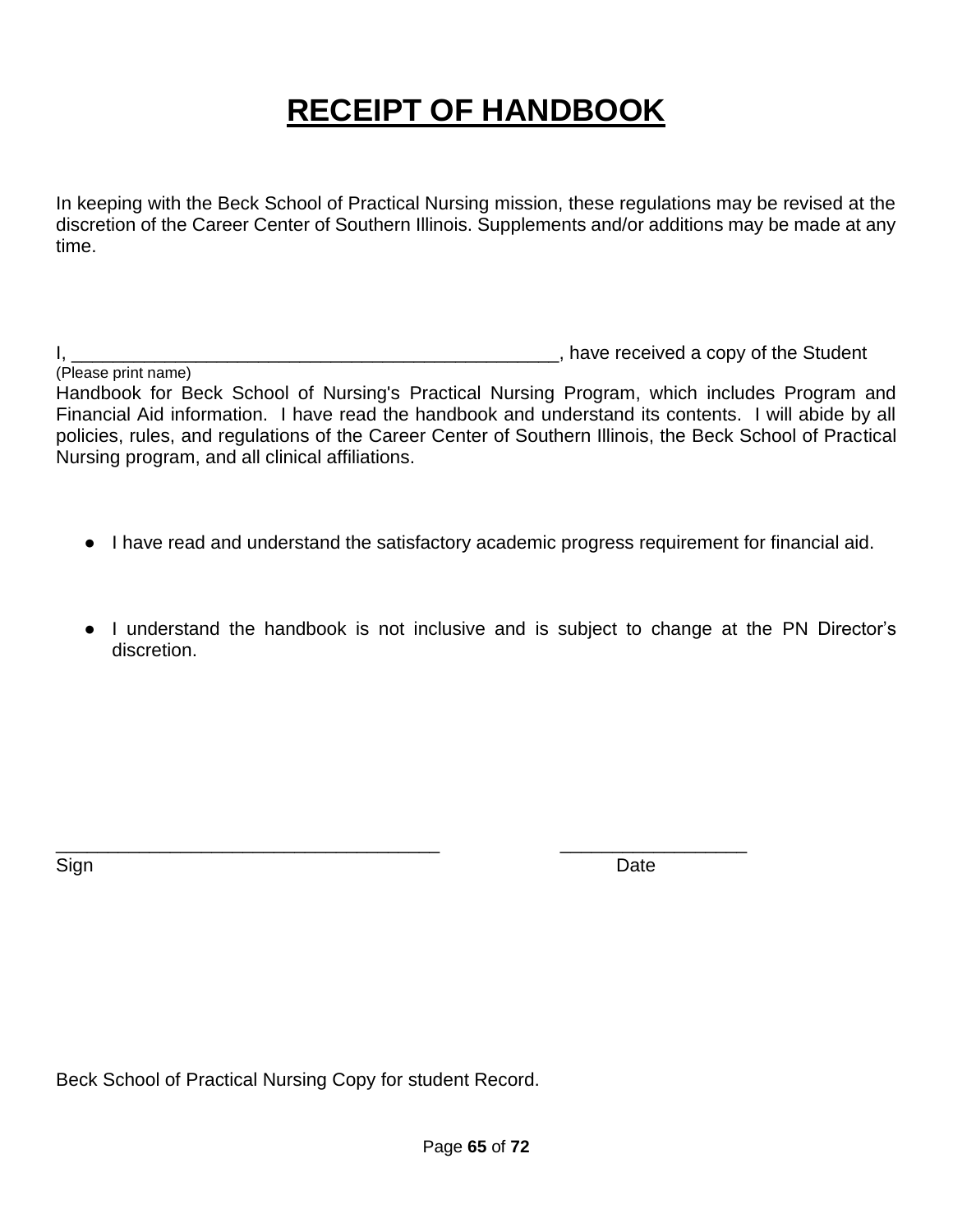# RECEIPT OF HANDBOOK

In keeping with the Beck School of Practical Nursing mission, these regulations may be revised at the discretion of the Career Center of Southern Illinois. Supplements and/or additions may be made at any time.

I, __________________________________________________, have received a copy of the Student
(Please print name)
Handbook for Beck School of Nursing's Practical Nursing Program, which includes Program and Financial Aid information. I have read the handbook and understand its contents. I will abide by all policies, rules, and regulations of the Career Center of Southern Illinois, the Beck School of Practical Nursing program, and all clinical affiliations.

- I have read and understand the satisfactory academic progress requirement for financial aid.

- I understand the handbook is not inclusive and is subject to change at the PN Director's discretion.

______________________________________ ___________________
Sign Date

Beck School of Practical Nursing Copy for student Record.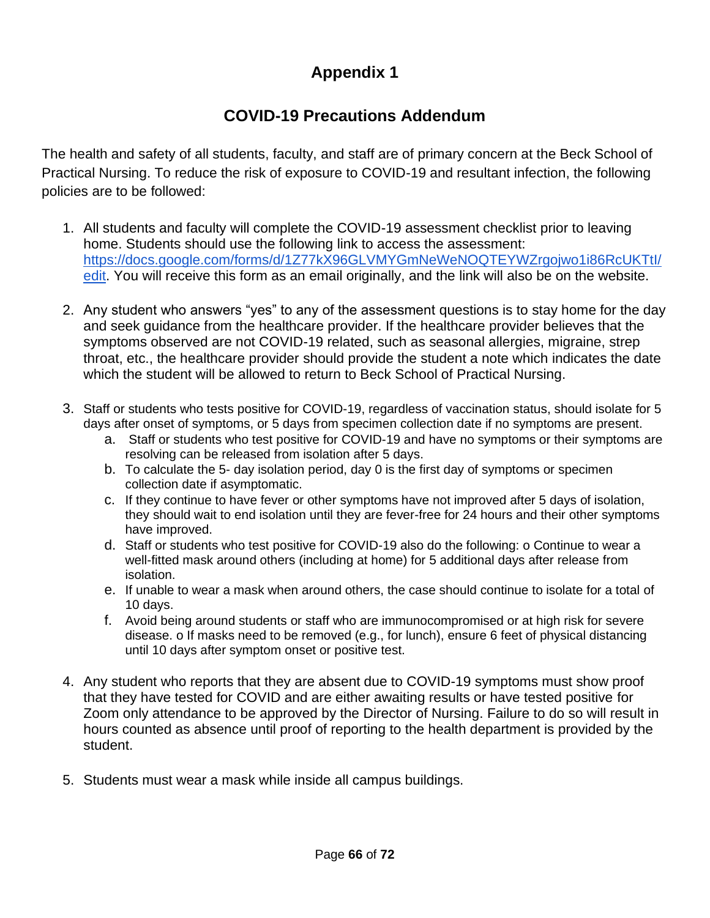# Appendix 1

## COVID-19 Precautions Addendum

The health and safety of all students, faculty, and staff are of primary concern at the Beck School of Practical Nursing. To reduce the risk of exposure to COVID-19 and resultant infection, the following policies are to be followed:

1. All students and faculty will complete the COVID-19 assessment checklist prior to leaving home. Students should use the following link to access the assessment: https://docs.google.com/forms/d/1Z77kX96GLVMYGmNeWeNOQTEYWZrgojwo1i86RcUKTtI/edit. You will receive this form as an email originally, and the link will also be on the website.

2. Any student who answers "yes" to any of the assessment questions is to stay home for the day and seek guidance from the healthcare provider. If the healthcare provider believes that the symptoms observed are not COVID-19 related, such as seasonal allergies, migraine, strep throat, etc., the healthcare provider should provide the student a note which indicates the date which the student will be allowed to return to Beck School of Practical Nursing.

3. Staff or students who tests positive for COVID-19, regardless of vaccination status, should isolate for 5 days after onset of symptoms, or 5 days from specimen collection date if no symptoms are present.
   a. Staff or students who test positive for COVID-19 and have no symptoms or their symptoms are resolving can be released from isolation after 5 days.
   b. To calculate the 5- day isolation period, day 0 is the first day of symptoms or specimen collection date if asymptomatic.
   c. If they continue to have fever or other symptoms have not improved after 5 days of isolation, they should wait to end isolation until they are fever-free for 24 hours and their other symptoms have improved.
   d. Staff or students who test positive for COVID-19 also do the following: o Continue to wear a well-fitted mask around others (including at home) for 5 additional days after release from isolation.
   e. If unable to wear a mask when around others, the case should continue to isolate for a total of 10 days.
   f. Avoid being around students or staff who are immunocompromised or at high risk for severe disease. o If masks need to be removed (e.g., for lunch), ensure 6 feet of physical distancing until 10 days after symptom onset or positive test.

4. Any student who reports that they are absent due to COVID-19 symptoms must show proof that they have tested for COVID and are either awaiting results or have tested positive for Zoom only attendance to be approved by the Director of Nursing. Failure to do so will result in hours counted as absence until proof of reporting to the health department is provided by the student.

5. Students must wear a mask while inside all campus buildings.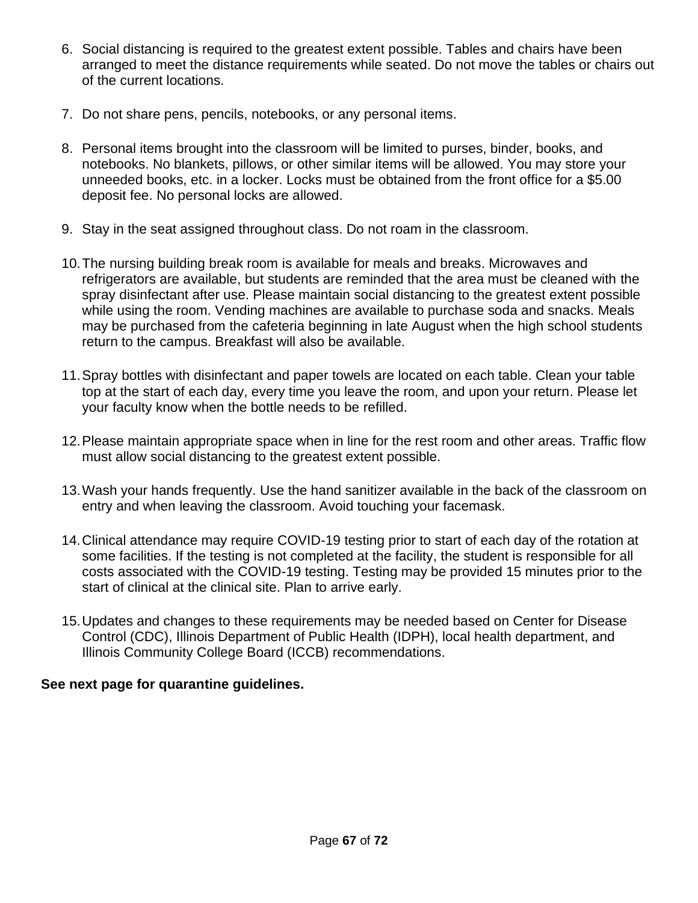6. Social distancing is required to the greatest extent possible. Tables and chairs have been arranged to meet the distance requirements while seated. Do not move the tables or chairs out of the current locations.

7. Do not share pens, pencils, notebooks, or any personal items.

8. Personal items brought into the classroom will be limited to purses, binder, books, and notebooks. No blankets, pillows, or other similar items will be allowed. You may store your unneeded books, etc. in a locker. Locks must be obtained from the front office for a $5.00 deposit fee. No personal locks are allowed.

9. Stay in the seat assigned throughout class. Do not roam in the classroom.

10. The nursing building break room is available for meals and breaks. Microwaves and refrigerators are available, but students are reminded that the area must be cleaned with the spray disinfectant after use. Please maintain social distancing to the greatest extent possible while using the room. Vending machines are available to purchase soda and snacks. Meals may be purchased from the cafeteria beginning in late August when the high school students return to the campus. Breakfast will also be available.

11. Spray bottles with disinfectant and paper towels are located on each table. Clean your table top at the start of each day, every time you leave the room, and upon your return. Please let your faculty know when the bottle needs to be refilled.

12. Please maintain appropriate space when in line for the rest room and other areas. Traffic flow must allow social distancing to the greatest extent possible.

13. Wash your hands frequently. Use the hand sanitizer available in the back of the classroom on entry and when leaving the classroom. Avoid touching your facemask.

14. Clinical attendance may require COVID-19 testing prior to start of each day of the rotation at some facilities. If the testing is not completed at the facility, the student is responsible for all costs associated with the COVID-19 testing. Testing may be provided 15 minutes prior to the start of clinical at the clinical site. Plan to arrive early.

15. Updates and changes to these requirements may be needed based on Center for Disease Control (CDC), Illinois Department of Public Health (IDPH), local health department, and Illinois Community College Board (ICCB) recommendations.

**See next page for quarantine guidelines.**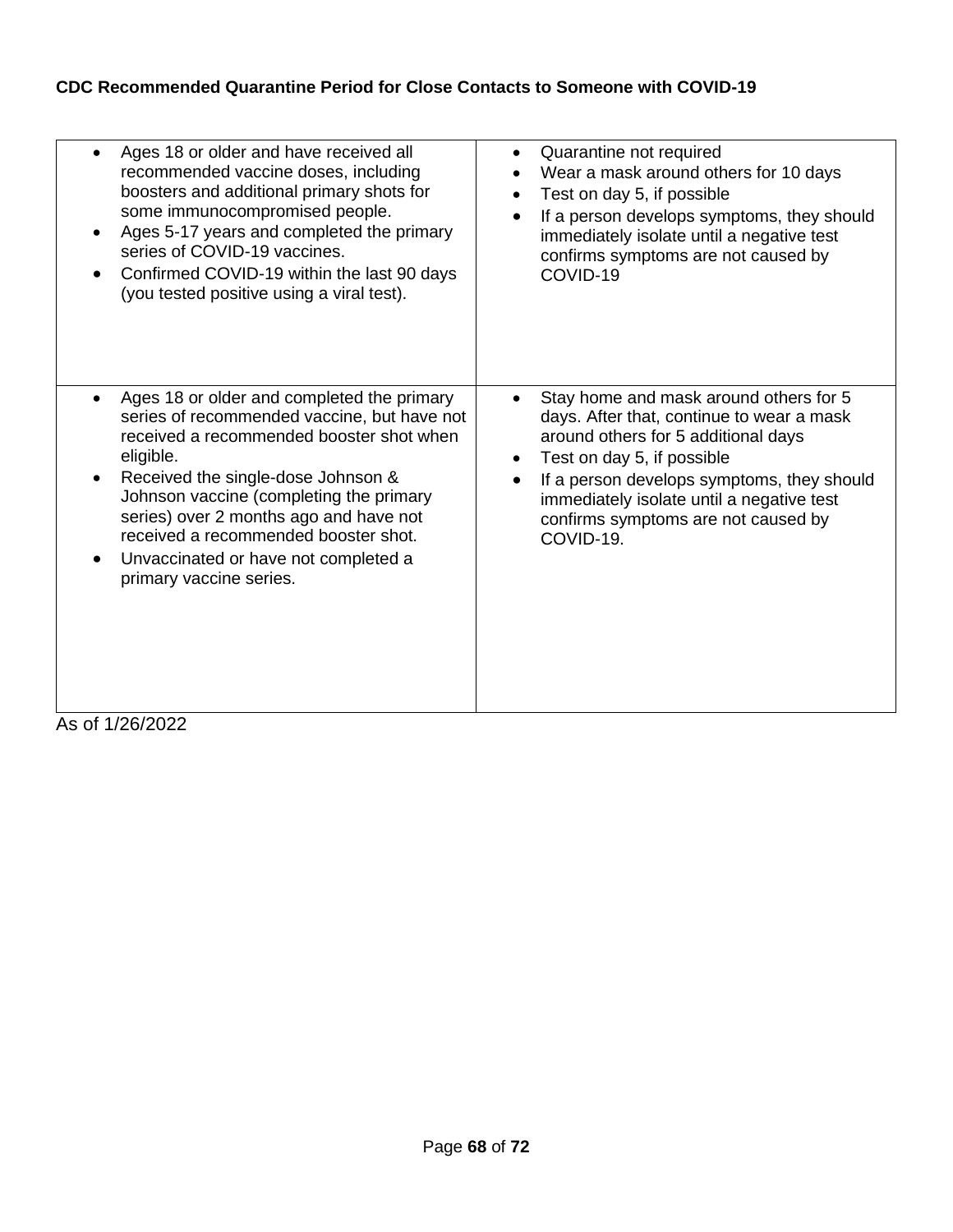**CDC Recommended Quarantine Period for Close Contacts to Someone with COVID-19**

| | |
|---|---|
| • Ages 18 or older and have received all recommended vaccine doses, including boosters and additional primary shots for some immunocompromised people.<br>• Ages 5-17 years and completed the primary series of COVID-19 vaccines.<br>• Confirmed COVID-19 within the last 90 days (you tested positive using a viral test). | • Quarantine not required<br>• Wear a mask around others for 10 days<br>• Test on day 5, if possible<br>• If a person develops symptoms, they should immediately isolate until a negative test confirms symptoms are not caused by COVID-19 |
| • Ages 18 or older and completed the primary series of recommended vaccine, but have not received a recommended booster shot when eligible.<br>• Received the single-dose Johnson & Johnson vaccine (completing the primary series) over 2 months ago and have not received a recommended booster shot.<br>• Unvaccinated or have not completed a primary vaccine series. | • Stay home and mask around others for 5 days. After that, continue to wear a mask around others for 5 additional days<br>• Test on day 5, if possible<br>• If a person develops symptoms, they should immediately isolate until a negative test confirms symptoms are not caused by COVID-19. |

As of 1/26/2022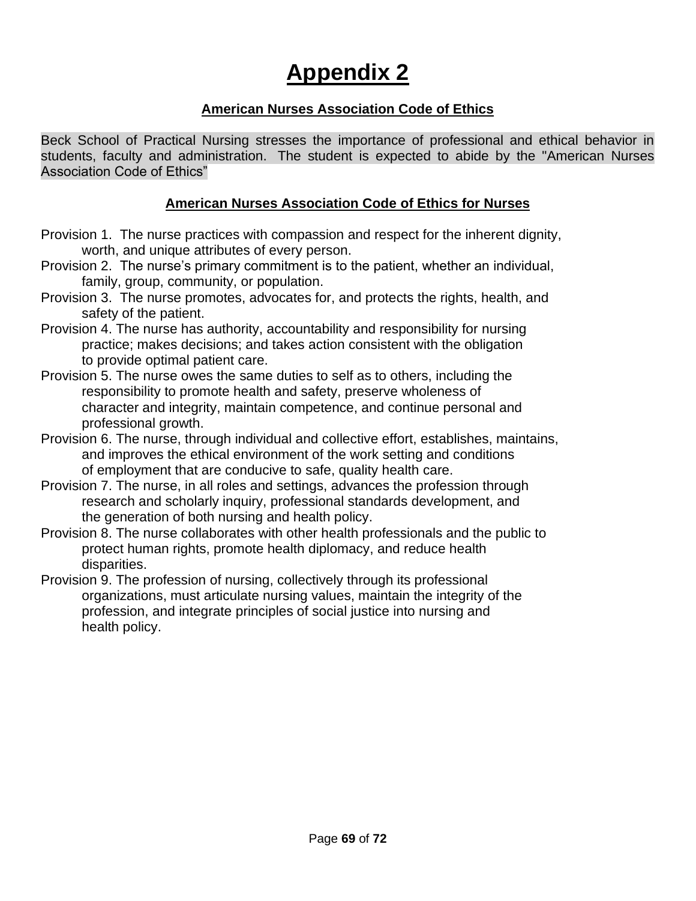# Appendix 2

## American Nurses Association Code of Ethics

Beck School of Practical Nursing stresses the importance of professional and ethical behavior in students, faculty and administration. The student is expected to abide by the "American Nurses Association Code of Ethics"

## American Nurses Association Code of Ethics for Nurses

Provision 1. The nurse practices with compassion and respect for the inherent dignity, worth, and unique attributes of every person.

Provision 2. The nurse's primary commitment is to the patient, whether an individual, family, group, community, or population.

Provision 3. The nurse promotes, advocates for, and protects the rights, health, and safety of the patient.

Provision 4. The nurse has authority, accountability and responsibility for nursing practice; makes decisions; and takes action consistent with the obligation to provide optimal patient care.

Provision 5. The nurse owes the same duties to self as to others, including the responsibility to promote health and safety, preserve wholeness of character and integrity, maintain competence, and continue personal and professional growth.

Provision 6. The nurse, through individual and collective effort, establishes, maintains, and improves the ethical environment of the work setting and conditions of employment that are conducive to safe, quality health care.

Provision 7. The nurse, in all roles and settings, advances the profession through research and scholarly inquiry, professional standards development, and the generation of both nursing and health policy.

Provision 8. The nurse collaborates with other health professionals and the public to protect human rights, promote health diplomacy, and reduce health disparities.

Provision 9. The profession of nursing, collectively through its professional organizations, must articulate nursing values, maintain the integrity of the profession, and integrate principles of social justice into nursing and health policy.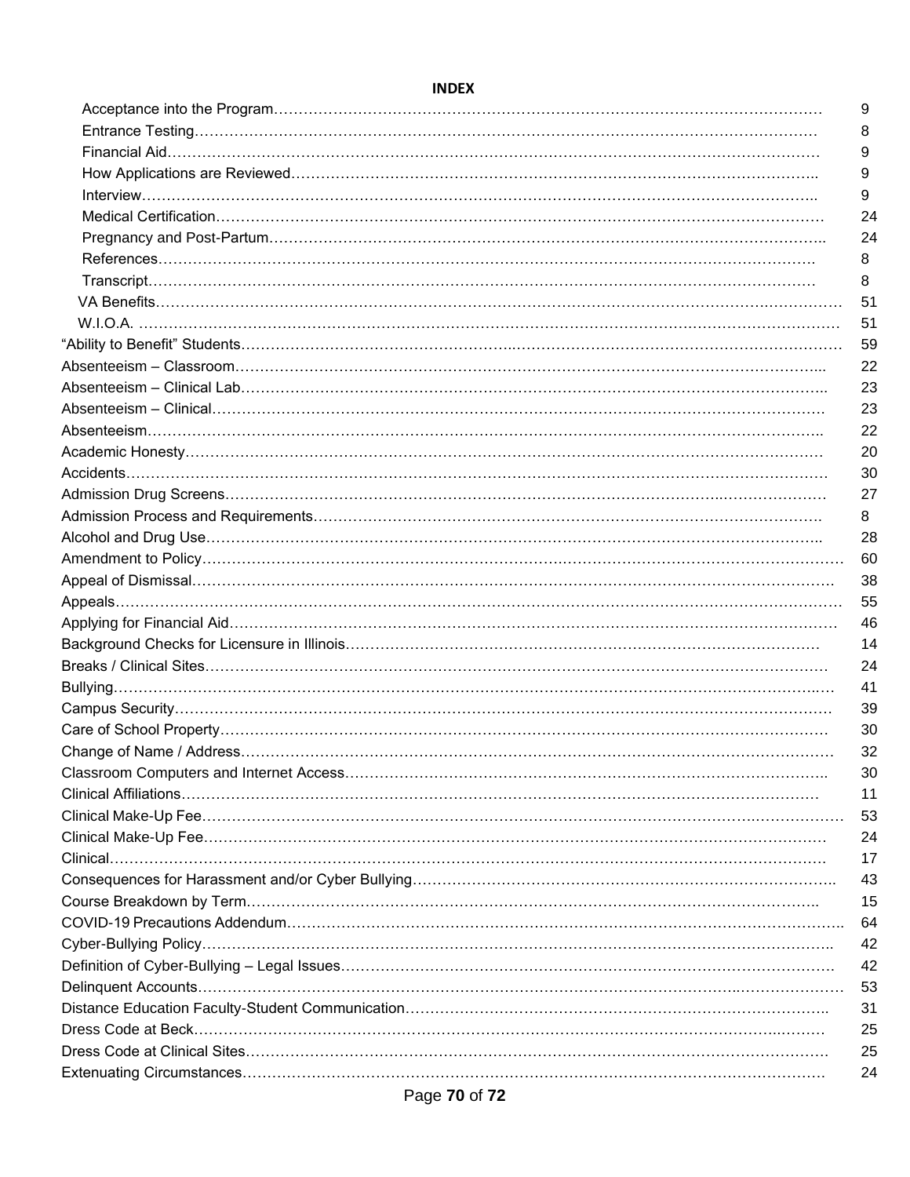# INDEX

| Entry | Page |
|---|---|
| Acceptance into the Program | 9 |
| Entrance Testing | 8 |
| Financial Aid | 9 |
| How Applications are Reviewed | 9 |
| Interview | 9 |
| Medical Certification | 24 |
| Pregnancy and Post-Partum | 24 |
| References | 8 |
| Transcript | 8 |
| VA Benefits | 51 |
| W.I.O.A. | 51 |
| "Ability to Benefit" Students | 59 |
| Absenteeism – Classroom | 22 |
| Absenteeism – Clinical Lab | 23 |
| Absenteeism – Clinical | 23 |
| Absenteeism | 22 |
| Academic Honesty | 20 |
| Accidents | 30 |
| Admission Drug Screens | 27 |
| Admission Process and Requirements | 8 |
| Alcohol and Drug Use | 28 |
| Amendment to Policy | 60 |
| Appeal of Dismissal | 38 |
| Appeals | 55 |
| Applying for Financial Aid | 46 |
| Background Checks for Licensure in Illinois | 14 |
| Breaks / Clinical Sites | 24 |
| Bullying | 41 |
| Campus Security | 39 |
| Care of School Property | 30 |
| Change of Name / Address | 32 |
| Classroom Computers and Internet Access | 30 |
| Clinical Affiliations | 11 |
| Clinical Make-Up Fee | 53 |
| Clinical Make-Up Fee | 24 |
| Clinical | 17 |
| Consequences for Harassment and/or Cyber Bullying | 43 |
| Course Breakdown by Term | 15 |
| COVID-19 Precautions Addendum | 64 |
| Cyber-Bullying Policy | 42 |
| Definition of Cyber-Bullying – Legal Issues | 42 |
| Delinquent Accounts | 53 |
| Distance Education Faculty-Student Communication | 31 |
| Dress Code at Beck | 25 |
| Dress Code at Clinical Sites | 25 |
| Extenuating Circumstances | 24 |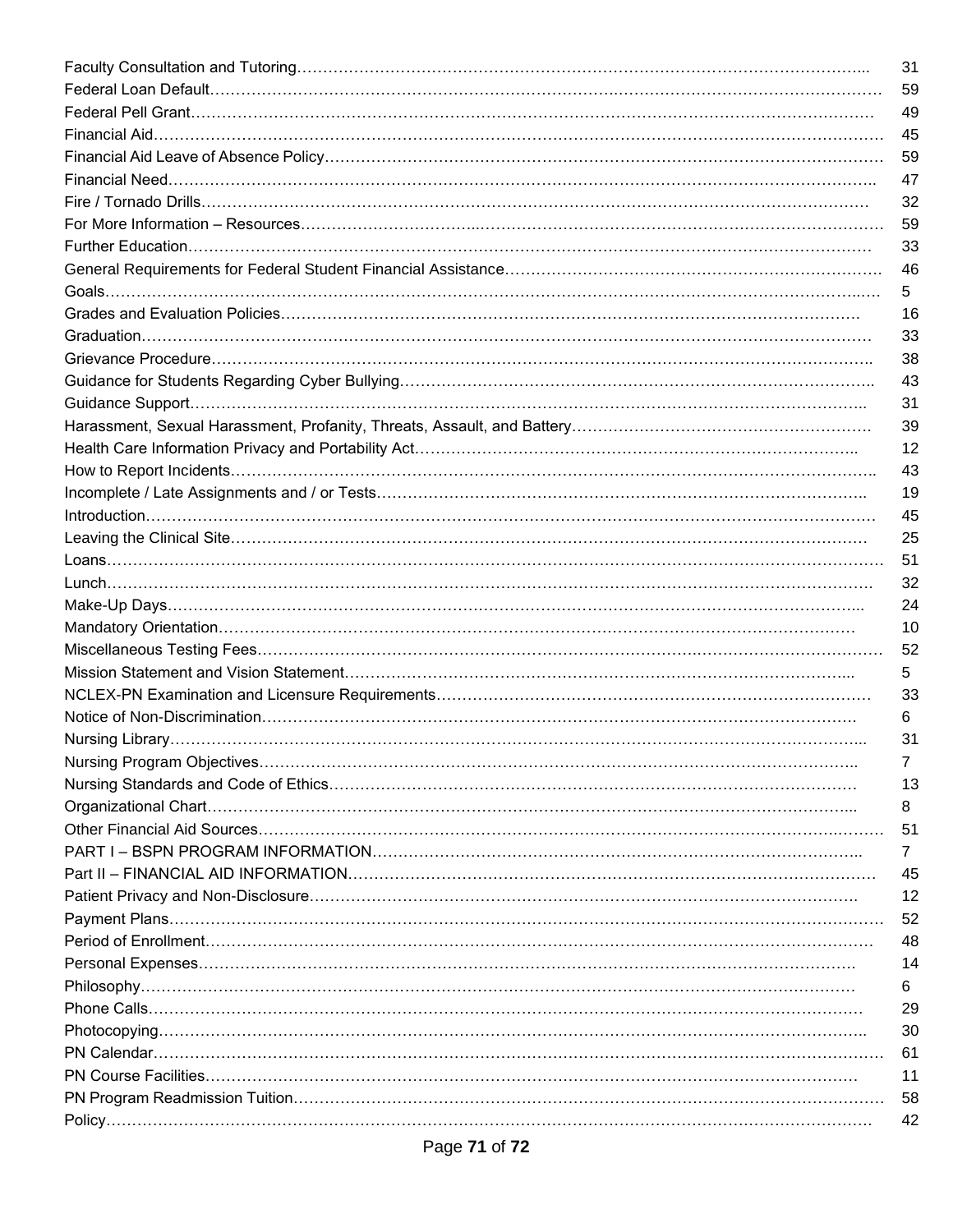| | |
|---|---|
| Faculty Consultation and Tutoring | 31 |
| Federal Loan Default | 59 |
| Federal Pell Grant | 49 |
| Financial Aid | 45 |
| Financial Aid Leave of Absence Policy | 59 |
| Financial Need | 47 |
| Fire / Tornado Drills | 32 |
| For More Information – Resources | 59 |
| Further Education | 33 |
| General Requirements for Federal Student Financial Assistance | 46 |
| Goals | 5 |
| Grades and Evaluation Policies | 16 |
| Graduation | 33 |
| Grievance Procedure | 38 |
| Guidance for Students Regarding Cyber Bullying | 43 |
| Guidance Support | 31 |
| Harassment, Sexual Harassment, Profanity, Threats, Assault, and Battery | 39 |
| Health Care Information Privacy and Portability Act | 12 |
| How to Report Incidents | 43 |
| Incomplete / Late Assignments and / or Tests | 19 |
| Introduction | 45 |
| Leaving the Clinical Site | 25 |
| Loans | 51 |
| Lunch | 32 |
| Make-Up Days | 24 |
| Mandatory Orientation | 10 |
| Miscellaneous Testing Fees | 52 |
| Mission Statement and Vision Statement | 5 |
| NCLEX-PN Examination and Licensure Requirements | 33 |
| Notice of Non-Discrimination | 6 |
| Nursing Library | 31 |
| Nursing Program Objectives | 7 |
| Nursing Standards and Code of Ethics | 13 |
| Organizational Chart | 8 |
| Other Financial Aid Sources | 51 |
| PART I – BSPN PROGRAM INFORMATION | 7 |
| Part II – FINANCIAL AID INFORMATION | 45 |
| Patient Privacy and Non-Disclosure | 12 |
| Payment Plans | 52 |
| Period of Enrollment | 48 |
| Personal Expenses | 14 |
| Philosophy | 6 |
| Phone Calls | 29 |
| Photocopying | 30 |
| PN Calendar | 61 |
| PN Course Facilities | 11 |
| PN Program Readmission Tuition | 58 |
| Policy | 42 |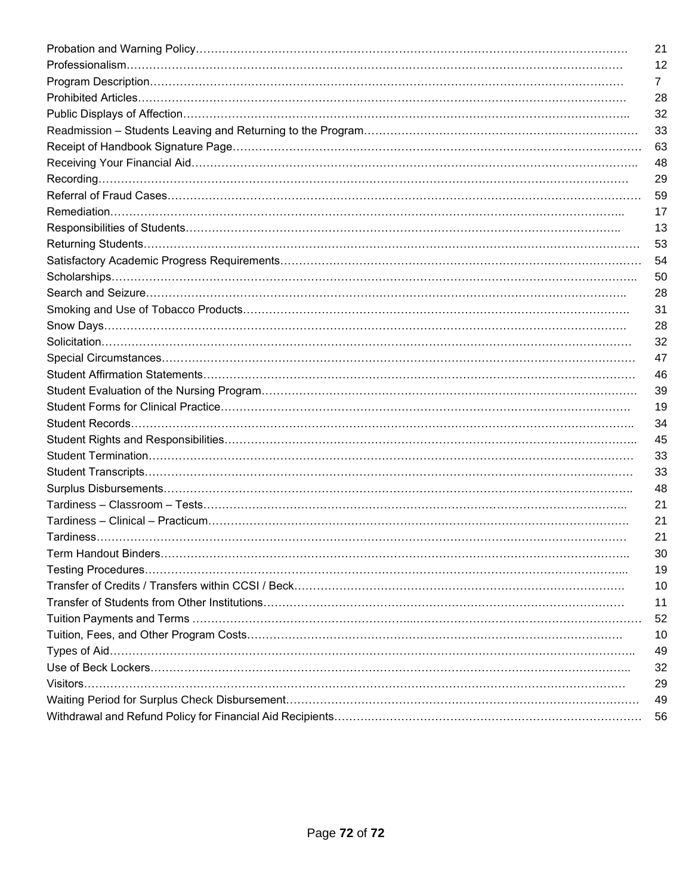| | |
|---|---|
| Probation and Warning Policy | 21 |
| Professionalism | 12 |
| Program Description | 7 |
| Prohibited Articles | 28 |
| Public Displays of Affection | 32 |
| Readmission – Students Leaving and Returning to the Program | 33 |
| Receipt of Handbook Signature Page | 63 |
| Receiving Your Financial Aid | 48 |
| Recording | 29 |
| Referral of Fraud Cases | 59 |
| Remediation | 17 |
| Responsibilities of Students | 13 |
| Returning Students | 53 |
| Satisfactory Academic Progress Requirements | 54 |
| Scholarships | 50 |
| Search and Seizure | 28 |
| Smoking and Use of Tobacco Products | 31 |
| Snow Days | 28 |
| Solicitation | 32 |
| Special Circumstances | 47 |
| Student Affirmation Statements | 46 |
| Student Evaluation of the Nursing Program | 39 |
| Student Forms for Clinical Practice | 19 |
| Student Records | 34 |
| Student Rights and Responsibilities | 45 |
| Student Termination | 33 |
| Student Transcripts | 33 |
| Surplus Disbursements | 48 |
| Tardiness – Classroom – Tests | 21 |
| Tardiness – Clinical – Practicum | 21 |
| Tardiness | 21 |
| Term Handout Binders | 30 |
| Testing Procedures | 19 |
| Transfer of Credits / Transfers within CCSI / Beck | 10 |
| Transfer of Students from Other Institutions | 11 |
| Tuition Payments and Terms | 52 |
| Tuition, Fees, and Other Program Costs | 10 |
| Types of Aid | 49 |
| Use of Beck Lockers | 32 |
| Visitors | 29 |
| Waiting Period for Surplus Check Disbursement | 49 |
| Withdrawal and Refund Policy for Financial Aid Recipients | 56 |